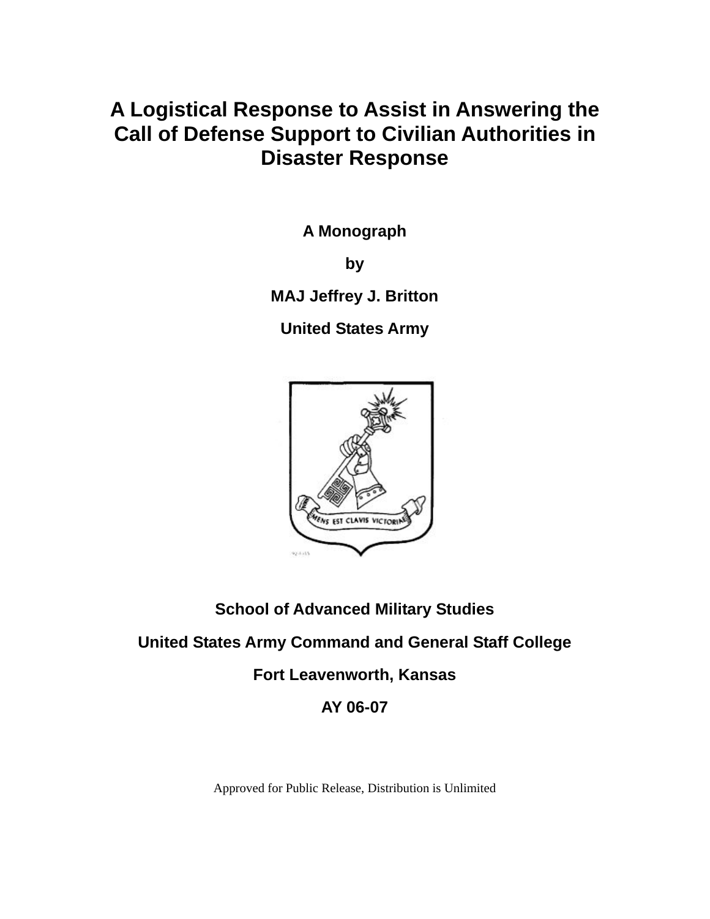# A Logistical Response to Assist in Answering the Call of Defense Support to Civilian Authorities in Disaster Response

**A Monograph**

**by**

**MAJ Jeffrey J. Britton**

**United States Army**

**School of Advanced Military Studies**

**United States Army Command and General Staff College**

**Fort Leavenworth, Kansas**

**AY 06-07**

Approved for Public Release, Distribution is Unlimited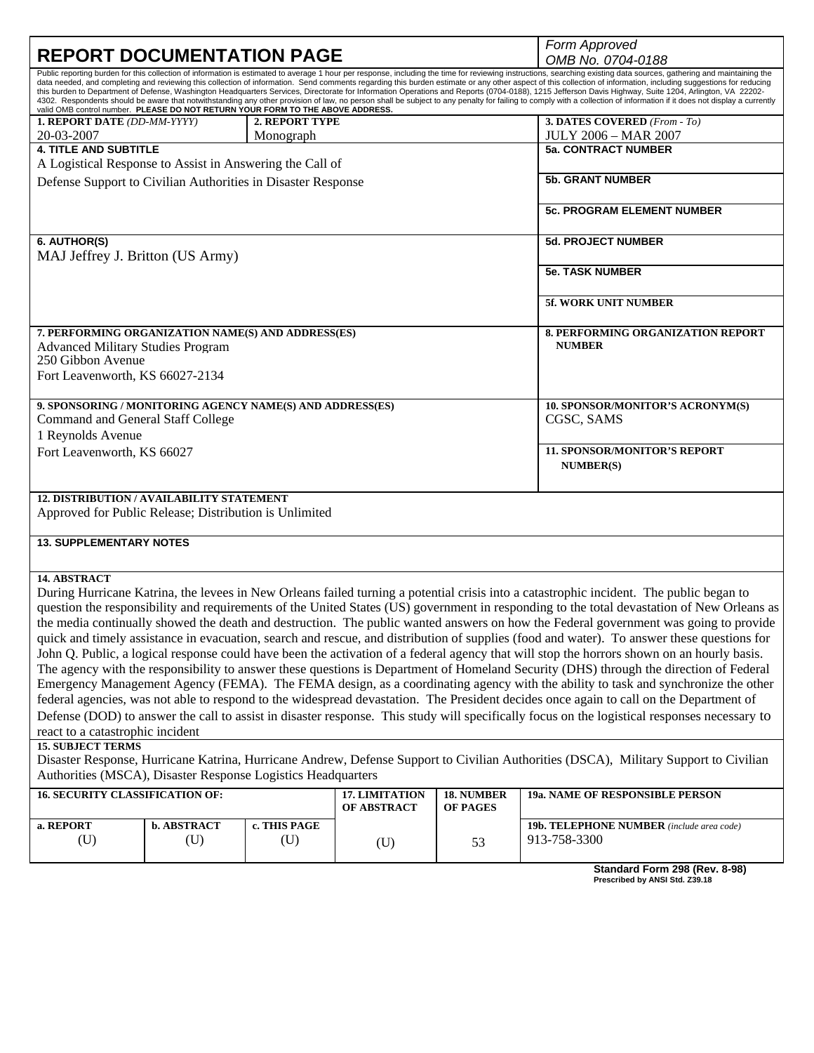# REPORT DOCUMENTATION PAGE

*Form Approved*
*OMB No. 0704-0188*

Public reporting burden for this collection of information is estimated to average 1 hour per response, including the time for reviewing instructions, searching existing data sources, gathering and maintaining the data needed, and completing and reviewing this collection of information. Send comments regarding this burden estimate or any other aspect of this collection of information, including suggestions for reducing this burden to Department of Defense, Washington Headquarters Services, Directorate for Information Operations and Reports (0704-0188), 1215 Jefferson Davis Highway, Suite 1204, Arlington, VA 22202-4302. Respondents should be aware that notwithstanding any other provision of law, no person shall be subject to any penalty for failing to comply with a collection of information if it does not display a currently valid OMB control number. **PLEASE DO NOT RETURN YOUR FORM TO THE ABOVE ADDRESS.**

| 1. REPORT DATE *(DD-MM-YYYY)* | 2. REPORT TYPE | 3. DATES COVERED *(From - To)* |
|---|---|---|
| 20-03-2007 | Monograph | JULY 2006 – MAR 2007 |

**4. TITLE AND SUBTITLE**
A Logistical Response to Assist in Answering the Call of Defense Support to Civilian Authorities in Disaster Response

**5a. CONTRACT NUMBER**

**5b. GRANT NUMBER**

**5c. PROGRAM ELEMENT NUMBER**

**6. AUTHOR(S)**
MAJ Jeffrey J. Britton (US Army)

**5d. PROJECT NUMBER**

**5e. TASK NUMBER**

**5f. WORK UNIT NUMBER**

**7. PERFORMING ORGANIZATION NAME(S) AND ADDRESS(ES)**
Advanced Military Studies Program
250 Gibbon Avenue
Fort Leavenworth, KS 66027-2134

**8. PERFORMING ORGANIZATION REPORT NUMBER**

**9. SPONSORING / MONITORING AGENCY NAME(S) AND ADDRESS(ES)**
Command and General Staff College
1 Reynolds Avenue
Fort Leavenworth, KS 66027

**10. SPONSOR/MONITOR'S ACRONYM(S)**
CGSC, SAMS

**11. SPONSOR/MONITOR'S REPORT NUMBER(S)**

**12. DISTRIBUTION / AVAILABILITY STATEMENT**
Approved for Public Release; Distribution is Unlimited

**13. SUPPLEMENTARY NOTES**

**14. ABSTRACT**
During Hurricane Katrina, the levees in New Orleans failed turning a potential crisis into a catastrophic incident. The public began to question the responsibility and requirements of the United States (US) government in responding to the total devastation of New Orleans as the media continually showed the death and destruction. The public wanted answers on how the Federal government was going to provide quick and timely assistance in evacuation, search and rescue, and distribution of supplies (food and water). To answer these questions for John Q. Public, a logical response could have been the activation of a federal agency that will stop the horrors shown on an hourly basis. The agency with the responsibility to answer these questions is Department of Homeland Security (DHS) through the direction of Federal Emergency Management Agency (FEMA). The FEMA design, as a coordinating agency with the ability to task and synchronize the other federal agencies, was not able to respond to the widespread devastation. The President decides once again to call on the Department of Defense (DOD) to answer the call to assist in disaster response. This study will specifically focus on the logistical responses necessary to react to a catastrophic incident

**15. SUBJECT TERMS**
Disaster Response, Hurricane Katrina, Hurricane Andrew, Defense Support to Civilian Authorities (DSCA), Military Support to Civilian Authorities (MSCA), Disaster Response Logistics Headquarters

| 16. SECURITY CLASSIFICATION OF: | | | 17. LIMITATION OF ABSTRACT | 18. NUMBER OF PAGES | 19a. NAME OF RESPONSIBLE PERSON |
|---|---|---|---|---|---|
| a. REPORT | b. ABSTRACT | c. THIS PAGE | | | 19b. TELEPHONE NUMBER *(include area code)* |
| (U) | (U) | (U) | (U) | 53 | 913-758-3300 |

**Standard Form 298 (Rev. 8-98)**
**Prescribed by ANSI Std. Z39.18**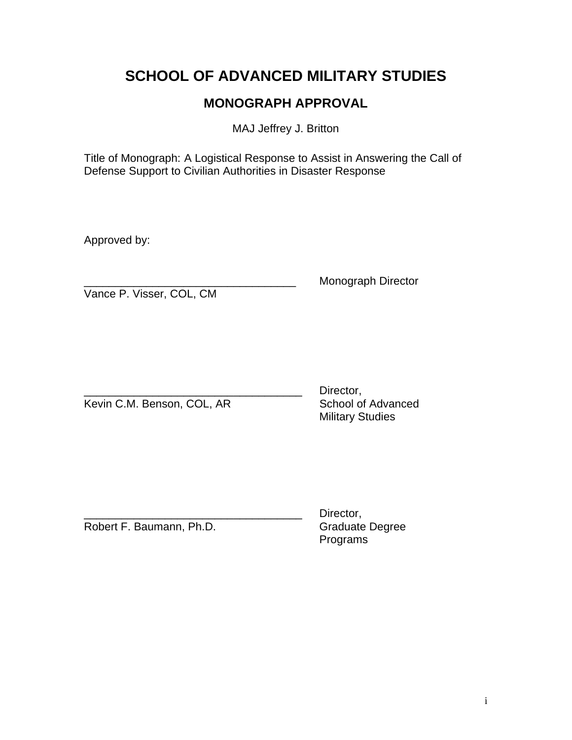# SCHOOL OF ADVANCED MILITARY STUDIES

## MONOGRAPH APPROVAL

MAJ Jeffrey J. Britton

Title of Monograph: A Logistical Response to Assist in Answering the Call of Defense Support to Civilian Authorities in Disaster Response

Approved by:

___________________________________ Monograph Director
Vance P. Visser, COL, CM

___________________________________ Director, School of Advanced Military Studies
Kevin C.M. Benson, COL, AR

___________________________________ Director, Graduate Degree Programs
Robert F. Baumann, Ph.D.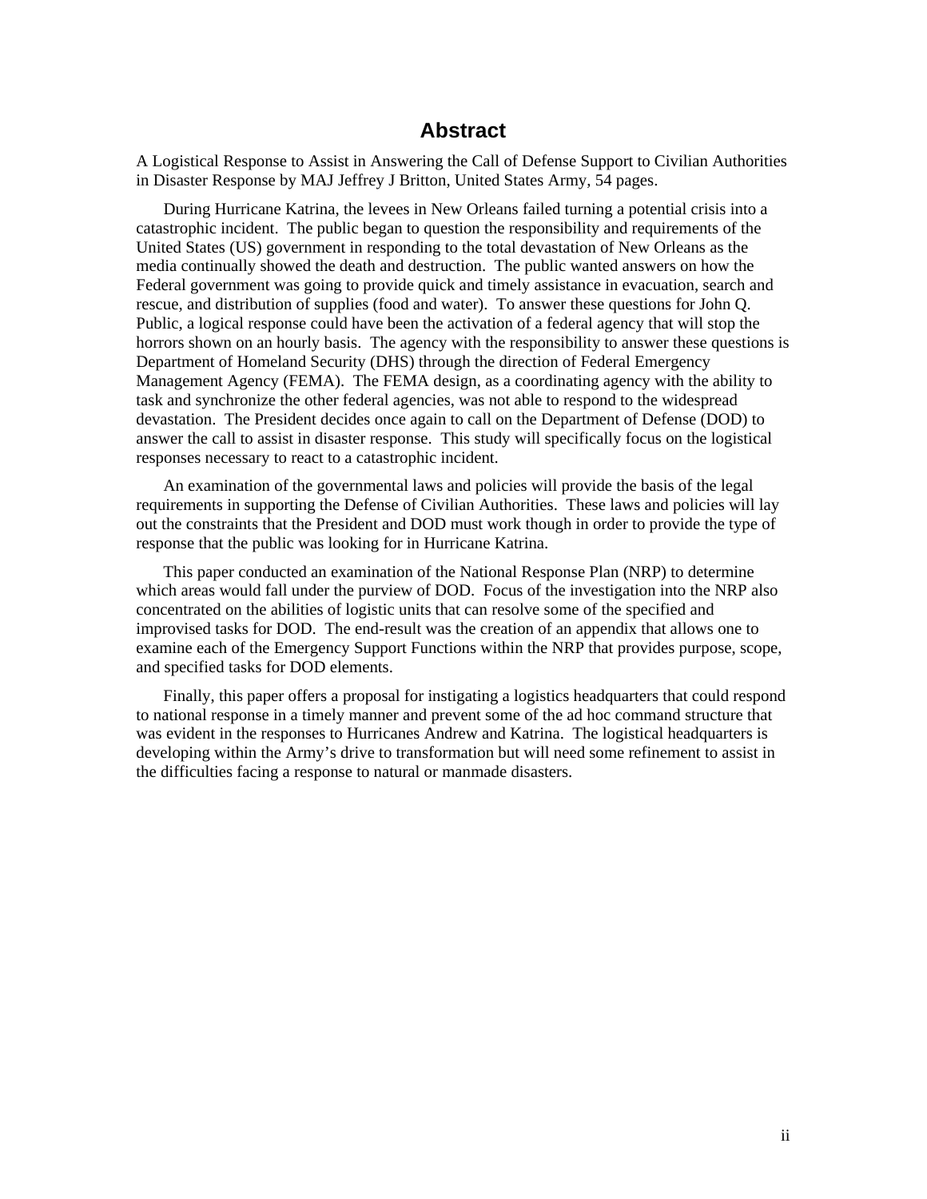# Abstract

A Logistical Response to Assist in Answering the Call of Defense Support to Civilian Authorities in Disaster Response by MAJ Jeffrey J Britton, United States Army, 54 pages.

During Hurricane Katrina, the levees in New Orleans failed turning a potential crisis into a catastrophic incident. The public began to question the responsibility and requirements of the United States (US) government in responding to the total devastation of New Orleans as the media continually showed the death and destruction. The public wanted answers on how the Federal government was going to provide quick and timely assistance in evacuation, search and rescue, and distribution of supplies (food and water). To answer these questions for John Q. Public, a logical response could have been the activation of a federal agency that will stop the horrors shown on an hourly basis. The agency with the responsibility to answer these questions is Department of Homeland Security (DHS) through the direction of Federal Emergency Management Agency (FEMA). The FEMA design, as a coordinating agency with the ability to task and synchronize the other federal agencies, was not able to respond to the widespread devastation. The President decides once again to call on the Department of Defense (DOD) to answer the call to assist in disaster response. This study will specifically focus on the logistical responses necessary to react to a catastrophic incident.

An examination of the governmental laws and policies will provide the basis of the legal requirements in supporting the Defense of Civilian Authorities. These laws and policies will lay out the constraints that the President and DOD must work though in order to provide the type of response that the public was looking for in Hurricane Katrina.

This paper conducted an examination of the National Response Plan (NRP) to determine which areas would fall under the purview of DOD. Focus of the investigation into the NRP also concentrated on the abilities of logistic units that can resolve some of the specified and improvised tasks for DOD. The end-result was the creation of an appendix that allows one to examine each of the Emergency Support Functions within the NRP that provides purpose, scope, and specified tasks for DOD elements.

Finally, this paper offers a proposal for instigating a logistics headquarters that could respond to national response in a timely manner and prevent some of the ad hoc command structure that was evident in the responses to Hurricanes Andrew and Katrina. The logistical headquarters is developing within the Army's drive to transformation but will need some refinement to assist in the difficulties facing a response to natural or manmade disasters.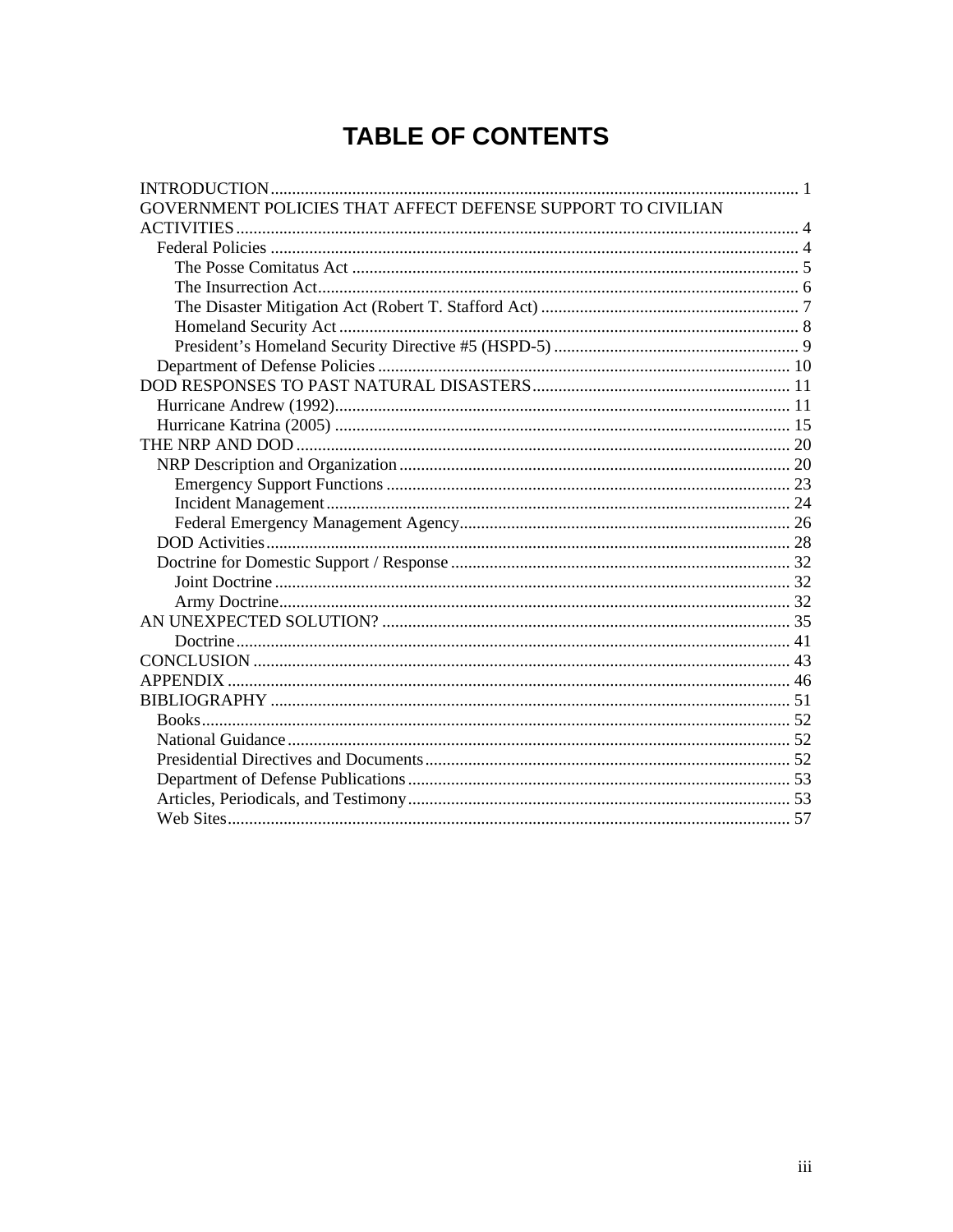# TABLE OF CONTENTS

INTRODUCTION ........................................................................................................ 1
GOVERNMENT POLICIES THAT AFFECT DEFENSE SUPPORT TO CIVILIAN ACTIVITIES ........................................................................................................ 4
- Federal Policies ........................................................................................................ 4
  - The Posse Comitatus Act ........................................................................................................ 5
  - The Insurrection Act ........................................................................................................ 6
  - The Disaster Mitigation Act (Robert T. Stafford Act) ........................................................................................................ 7
  - Homeland Security Act ........................................................................................................ 8
  - President's Homeland Security Directive #5 (HSPD-5) ........................................................................................................ 9
- Department of Defense Policies ........................................................................................................ 10

DOD RESPONSES TO PAST NATURAL DISASTERS ........................................................................................................ 11
- Hurricane Andrew (1992) ........................................................................................................ 11
- Hurricane Katrina (2005) ........................................................................................................ 15

THE NRP AND DOD ........................................................................................................ 20
- NRP Description and Organization ........................................................................................................ 20
  - Emergency Support Functions ........................................................................................................ 23
  - Incident Management ........................................................................................................ 24
  - Federal Emergency Management Agency ........................................................................................................ 26
- DOD Activities ........................................................................................................ 28
- Doctrine for Domestic Support / Response ........................................................................................................ 32
  - Joint Doctrine ........................................................................................................ 32
  - Army Doctrine ........................................................................................................ 32

AN UNEXPECTED SOLUTION? ........................................................................................................ 35
  - Doctrine ........................................................................................................ 41

CONCLUSION ........................................................................................................ 43
APPENDIX ........................................................................................................ 46
BIBLIOGRAPHY ........................................................................................................ 51
- Books ........................................................................................................ 52
- National Guidance ........................................................................................................ 52
- Presidential Directives and Documents ........................................................................................................ 52
- Department of Defense Publications ........................................................................................................ 53
- Articles, Periodicals, and Testimony ........................................................................................................ 53
- Web Sites ........................................................................................................ 57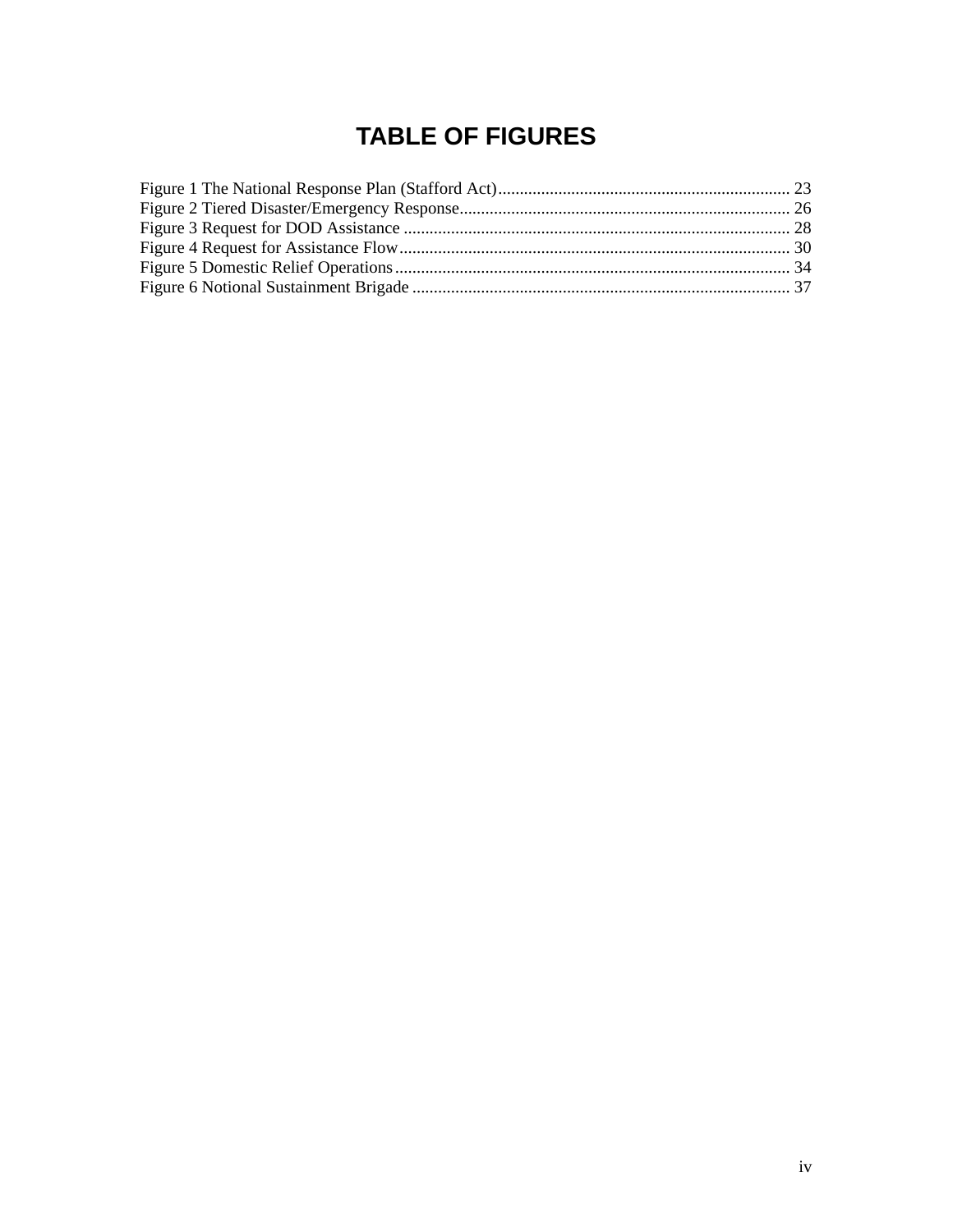# TABLE OF FIGURES

Figure 1 The National Response Plan (Stafford Act) .................................................................... 23
Figure 2 Tiered Disaster/Emergency Response ............................................................................ 26
Figure 3 Request for DOD Assistance .......................................................................................... 28
Figure 4 Request for Assistance Flow ........................................................................................... 30
Figure 5 Domestic Relief Operations ............................................................................................ 34
Figure 6 Notional Sustainment Brigade ........................................................................................ 37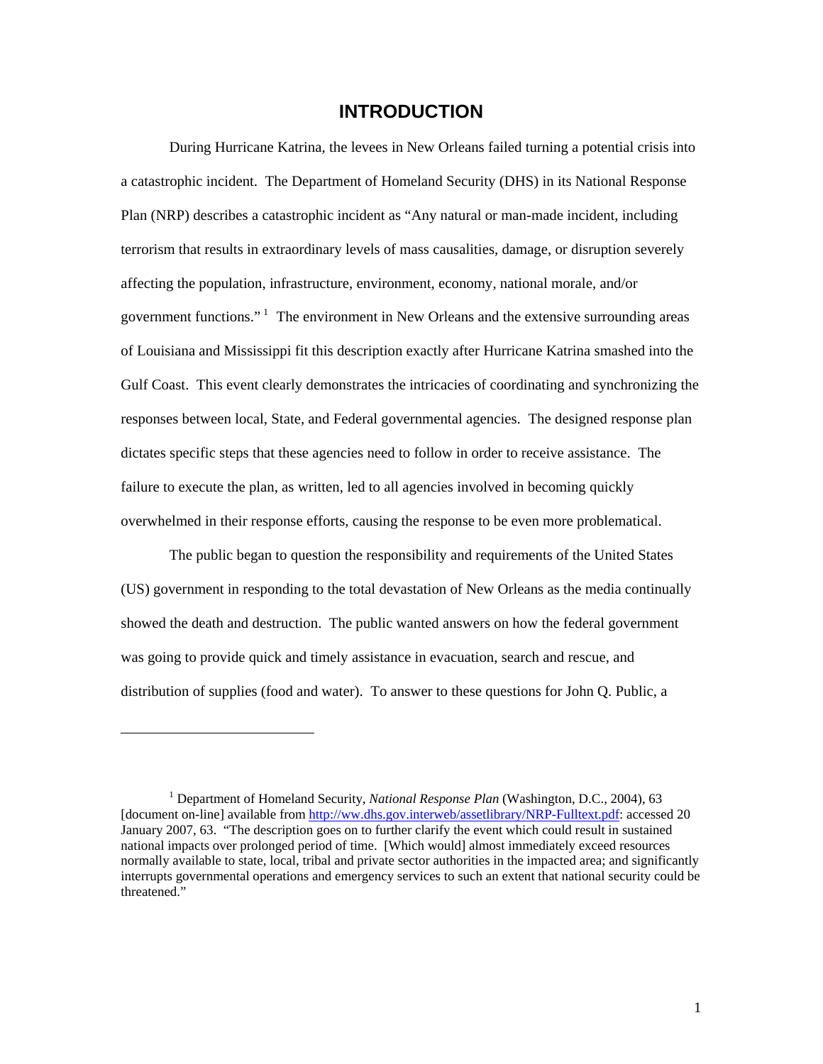# INTRODUCTION

During Hurricane Katrina, the levees in New Orleans failed turning a potential crisis into a catastrophic incident. The Department of Homeland Security (DHS) in its National Response Plan (NRP) describes a catastrophic incident as "Any natural or man-made incident, including terrorism that results in extraordinary levels of mass causalities, damage, or disruption severely affecting the population, infrastructure, environment, economy, national morale, and/or government functions." [1] The environment in New Orleans and the extensive surrounding areas of Louisiana and Mississippi fit this description exactly after Hurricane Katrina smashed into the Gulf Coast. This event clearly demonstrates the intricacies of coordinating and synchronizing the responses between local, State, and Federal governmental agencies. The designed response plan dictates specific steps that these agencies need to follow in order to receive assistance. The failure to execute the plan, as written, led to all agencies involved in becoming quickly overwhelmed in their response efforts, causing the response to be even more problematical.

The public began to question the responsibility and requirements of the United States (US) government in responding to the total devastation of New Orleans as the media continually showed the death and destruction. The public wanted answers on how the federal government was going to provide quick and timely assistance in evacuation, search and rescue, and distribution of supplies (food and water). To answer to these questions for John Q. Public, a

---

[1] Department of Homeland Security, *National Response Plan* (Washington, D.C., 2004), 63 [document on-line] available from http://ww.dhs.gov.interweb/assetlibrary/NRP-Fulltext.pdf: accessed 20 January 2007, 63. "The description goes on to further clarify the event which could result in sustained national impacts over prolonged period of time. [Which would] almost immediately exceed resources normally available to state, local, tribal and private sector authorities in the impacted area; and significantly interrupts governmental operations and emergency services to such an extent that national security could be threatened."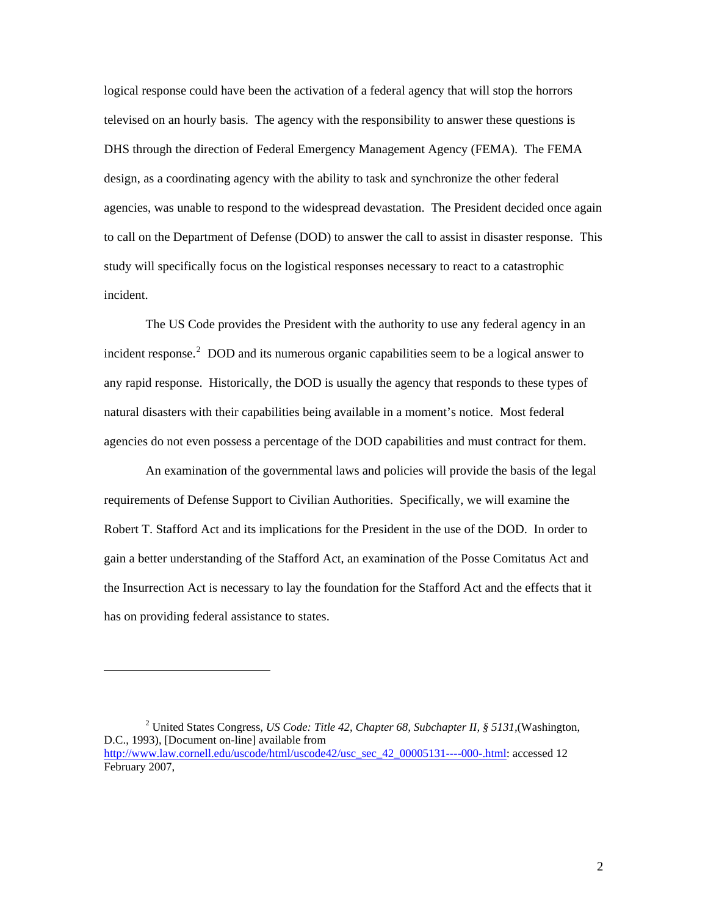logical response could have been the activation of a federal agency that will stop the horrors televised on an hourly basis. The agency with the responsibility to answer these questions is DHS through the direction of Federal Emergency Management Agency (FEMA). The FEMA design, as a coordinating agency with the ability to task and synchronize the other federal agencies, was unable to respond to the widespread devastation. The President decided once again to call on the Department of Defense (DOD) to answer the call to assist in disaster response. This study will specifically focus on the logistical responses necessary to react to a catastrophic incident.

The US Code provides the President with the authority to use any federal agency in an incident response.[2] DOD and its numerous organic capabilities seem to be a logical answer to any rapid response. Historically, the DOD is usually the agency that responds to these types of natural disasters with their capabilities being available in a moment's notice. Most federal agencies do not even possess a percentage of the DOD capabilities and must contract for them.

An examination of the governmental laws and policies will provide the basis of the legal requirements of Defense Support to Civilian Authorities. Specifically, we will examine the Robert T. Stafford Act and its implications for the President in the use of the DOD. In order to gain a better understanding of the Stafford Act, an examination of the Posse Comitatus Act and the Insurrection Act is necessary to lay the foundation for the Stafford Act and the effects that it has on providing federal assistance to states.

---

[2] United States Congress, *US Code: Title 42, Chapter 68, Subchapter II, § 5131*,(Washington, D.C., 1993), [Document on-line] available from http://www.law.cornell.edu/uscode/html/uscode42/usc_sec_42_00005131----000-.html: accessed 12 February 2007,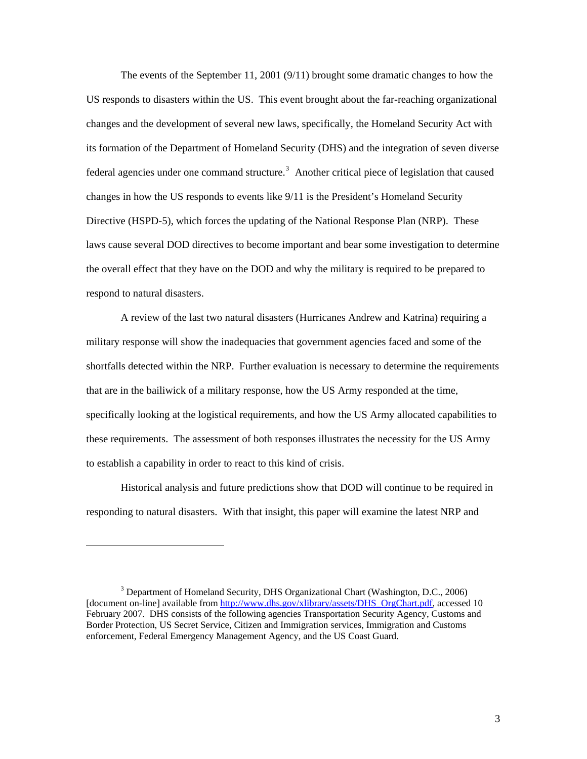The events of the September 11, 2001 (9/11) brought some dramatic changes to how the US responds to disasters within the US. This event brought about the far-reaching organizational changes and the development of several new laws, specifically, the Homeland Security Act with its formation of the Department of Homeland Security (DHS) and the integration of seven diverse federal agencies under one command structure.[3] Another critical piece of legislation that caused changes in how the US responds to events like 9/11 is the President's Homeland Security Directive (HSPD-5), which forces the updating of the National Response Plan (NRP). These laws cause several DOD directives to become important and bear some investigation to determine the overall effect that they have on the DOD and why the military is required to be prepared to respond to natural disasters.

A review of the last two natural disasters (Hurricanes Andrew and Katrina) requiring a military response will show the inadequacies that government agencies faced and some of the shortfalls detected within the NRP. Further evaluation is necessary to determine the requirements that are in the bailiwick of a military response, how the US Army responded at the time, specifically looking at the logistical requirements, and how the US Army allocated capabilities to these requirements. The assessment of both responses illustrates the necessity for the US Army to establish a capability in order to react to this kind of crisis.

Historical analysis and future predictions show that DOD will continue to be required in responding to natural disasters. With that insight, this paper will examine the latest NRP and

---

[3] Department of Homeland Security, DHS Organizational Chart (Washington, D.C., 2006) [document on-line] available from http://www.dhs.gov/xlibrary/assets/DHS_OrgChart.pdf, accessed 10 February 2007. DHS consists of the following agencies Transportation Security Agency, Customs and Border Protection, US Secret Service, Citizen and Immigration services, Immigration and Customs enforcement, Federal Emergency Management Agency, and the US Coast Guard.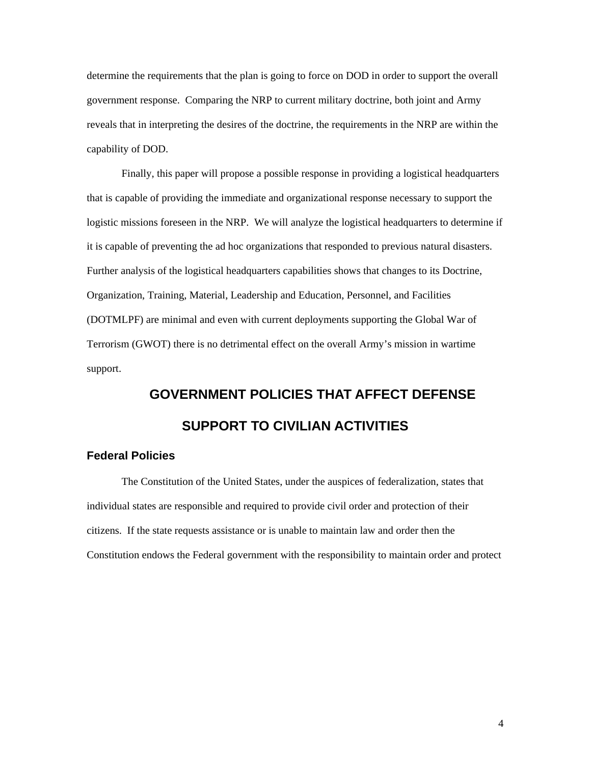determine the requirements that the plan is going to force on DOD in order to support the overall government response. Comparing the NRP to current military doctrine, both joint and Army reveals that in interpreting the desires of the doctrine, the requirements in the NRP are within the capability of DOD.

Finally, this paper will propose a possible response in providing a logistical headquarters that is capable of providing the immediate and organizational response necessary to support the logistic missions foreseen in the NRP. We will analyze the logistical headquarters to determine if it is capable of preventing the ad hoc organizations that responded to previous natural disasters. Further analysis of the logistical headquarters capabilities shows that changes to its Doctrine, Organization, Training, Material, Leadership and Education, Personnel, and Facilities (DOTMLPF) are minimal and even with current deployments supporting the Global War of Terrorism (GWOT) there is no detrimental effect on the overall Army's mission in wartime support.

## GOVERNMENT POLICIES THAT AFFECT DEFENSE SUPPORT TO CIVILIAN ACTIVITIES

### Federal Policies

The Constitution of the United States, under the auspices of federalization, states that individual states are responsible and required to provide civil order and protection of their citizens. If the state requests assistance or is unable to maintain law and order then the Constitution endows the Federal government with the responsibility to maintain order and protect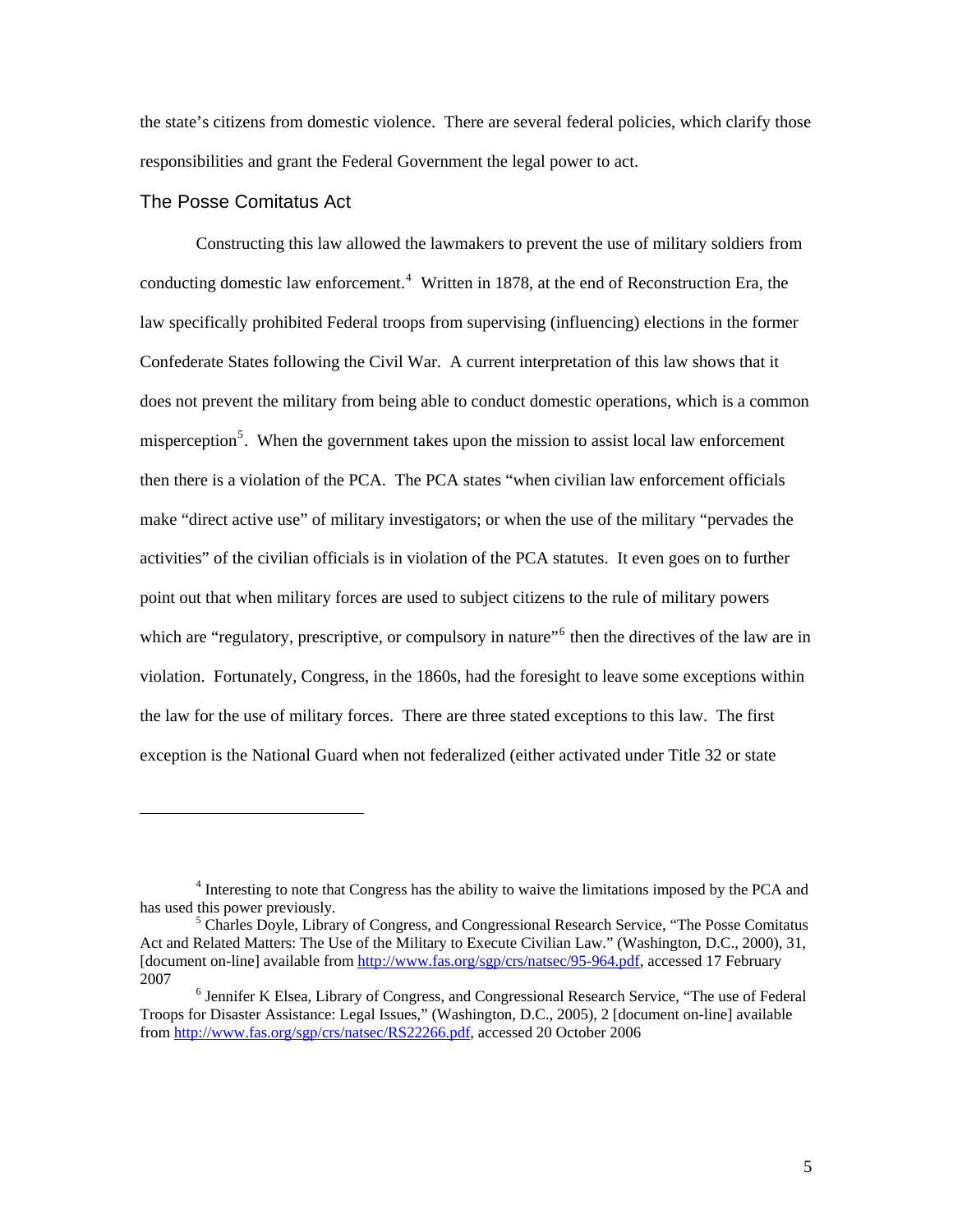the state's citizens from domestic violence. There are several federal policies, which clarify those responsibilities and grant the Federal Government the legal power to act.

## The Posse Comitatus Act

Constructing this law allowed the lawmakers to prevent the use of military soldiers from conducting domestic law enforcement.[4] Written in 1878, at the end of Reconstruction Era, the law specifically prohibited Federal troops from supervising (influencing) elections in the former Confederate States following the Civil War. A current interpretation of this law shows that it does not prevent the military from being able to conduct domestic operations, which is a common misperception[5]. When the government takes upon the mission to assist local law enforcement then there is a violation of the PCA. The PCA states "when civilian law enforcement officials make "direct active use" of military investigators; or when the use of the military "pervades the activities" of the civilian officials is in violation of the PCA statutes. It even goes on to further point out that when military forces are used to subject citizens to the rule of military powers which are "regulatory, prescriptive, or compulsory in nature"[6] then the directives of the law are in violation. Fortunately, Congress, in the 1860s, had the foresight to leave some exceptions within the law for the use of military forces. There are three stated exceptions to this law. The first exception is the National Guard when not federalized (either activated under Title 32 or state

---

[4] Interesting to note that Congress has the ability to waive the limitations imposed by the PCA and has used this power previously.

[5] Charles Doyle, Library of Congress, and Congressional Research Service, "The Posse Comitatus Act and Related Matters: The Use of the Military to Execute Civilian Law." (Washington, D.C., 2000), 31, [document on-line] available from http://www.fas.org/sgp/crs/natsec/95-964.pdf, accessed 17 February 2007

[6] Jennifer K Elsea, Library of Congress, and Congressional Research Service, "The use of Federal Troops for Disaster Assistance: Legal Issues," (Washington, D.C., 2005), 2 [document on-line] available from http://www.fas.org/sgp/crs/natsec/RS22266.pdf, accessed 20 October 2006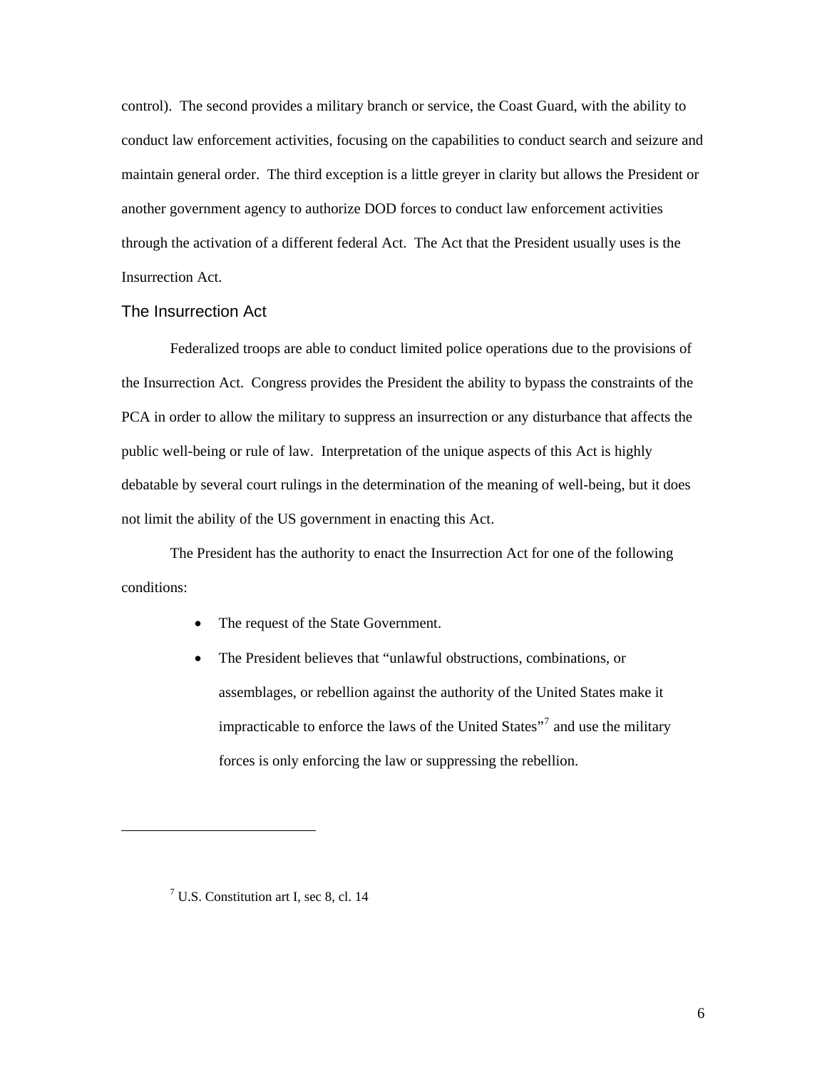control). The second provides a military branch or service, the Coast Guard, with the ability to conduct law enforcement activities, focusing on the capabilities to conduct search and seizure and maintain general order. The third exception is a little greyer in clarity but allows the President or another government agency to authorize DOD forces to conduct law enforcement activities through the activation of a different federal Act. The Act that the President usually uses is the Insurrection Act.

## The Insurrection Act

Federalized troops are able to conduct limited police operations due to the provisions of the Insurrection Act. Congress provides the President the ability to bypass the constraints of the PCA in order to allow the military to suppress an insurrection or any disturbance that affects the public well-being or rule of law. Interpretation of the unique aspects of this Act is highly debatable by several court rulings in the determination of the meaning of well-being, but it does not limit the ability of the US government in enacting this Act.

The President has the authority to enact the Insurrection Act for one of the following conditions:

- The request of the State Government.
- The President believes that "unlawful obstructions, combinations, or assemblages, or rebellion against the authority of the United States make it impracticable to enforce the laws of the United States"[7] and use the military forces is only enforcing the law or suppressing the rebellion.

---

[7] U.S. Constitution art I, sec 8, cl. 14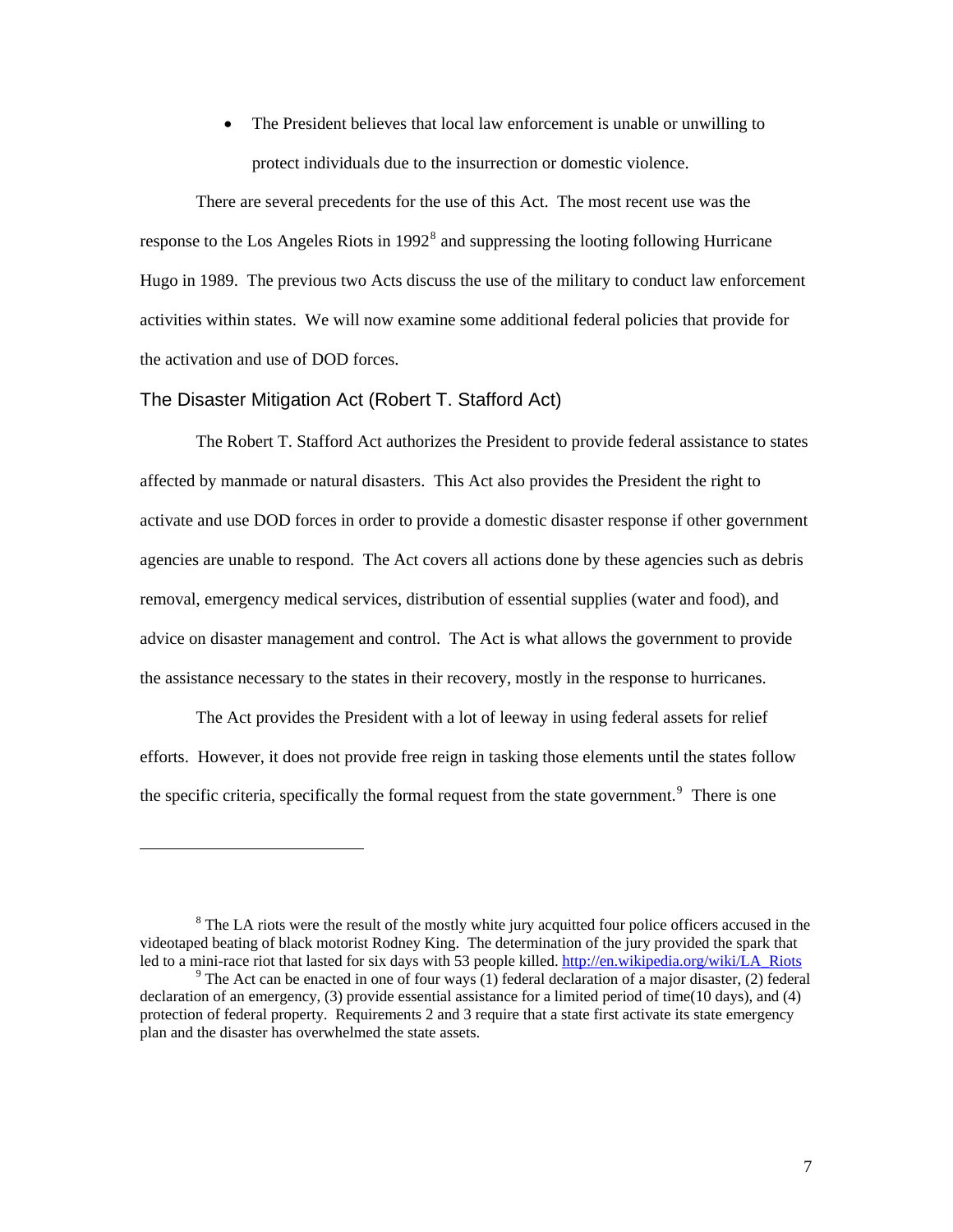- The President believes that local law enforcement is unable or unwilling to protect individuals due to the insurrection or domestic violence.

There are several precedents for the use of this Act. The most recent use was the response to the Los Angeles Riots in 1992[8] and suppressing the looting following Hurricane Hugo in 1989. The previous two Acts discuss the use of the military to conduct law enforcement activities within states. We will now examine some additional federal policies that provide for the activation and use of DOD forces.

## The Disaster Mitigation Act (Robert T. Stafford Act)

The Robert T. Stafford Act authorizes the President to provide federal assistance to states affected by manmade or natural disasters. This Act also provides the President the right to activate and use DOD forces in order to provide a domestic disaster response if other government agencies are unable to respond. The Act covers all actions done by these agencies such as debris removal, emergency medical services, distribution of essential supplies (water and food), and advice on disaster management and control. The Act is what allows the government to provide the assistance necessary to the states in their recovery, mostly in the response to hurricanes.

The Act provides the President with a lot of leeway in using federal assets for relief efforts. However, it does not provide free reign in tasking those elements until the states follow the specific criteria, specifically the formal request from the state government.[9] There is one

---

[8] The LA riots were the result of the mostly white jury acquitted four police officers accused in the videotaped beating of black motorist Rodney King. The determination of the jury provided the spark that led to a mini-race riot that lasted for six days with 53 people killed. http://en.wikipedia.org/wiki/LA_Riots

[9] The Act can be enacted in one of four ways (1) federal declaration of a major disaster, (2) federal declaration of an emergency, (3) provide essential assistance for a limited period of time(10 days), and (4) protection of federal property. Requirements 2 and 3 require that a state first activate its state emergency plan and the disaster has overwhelmed the state assets.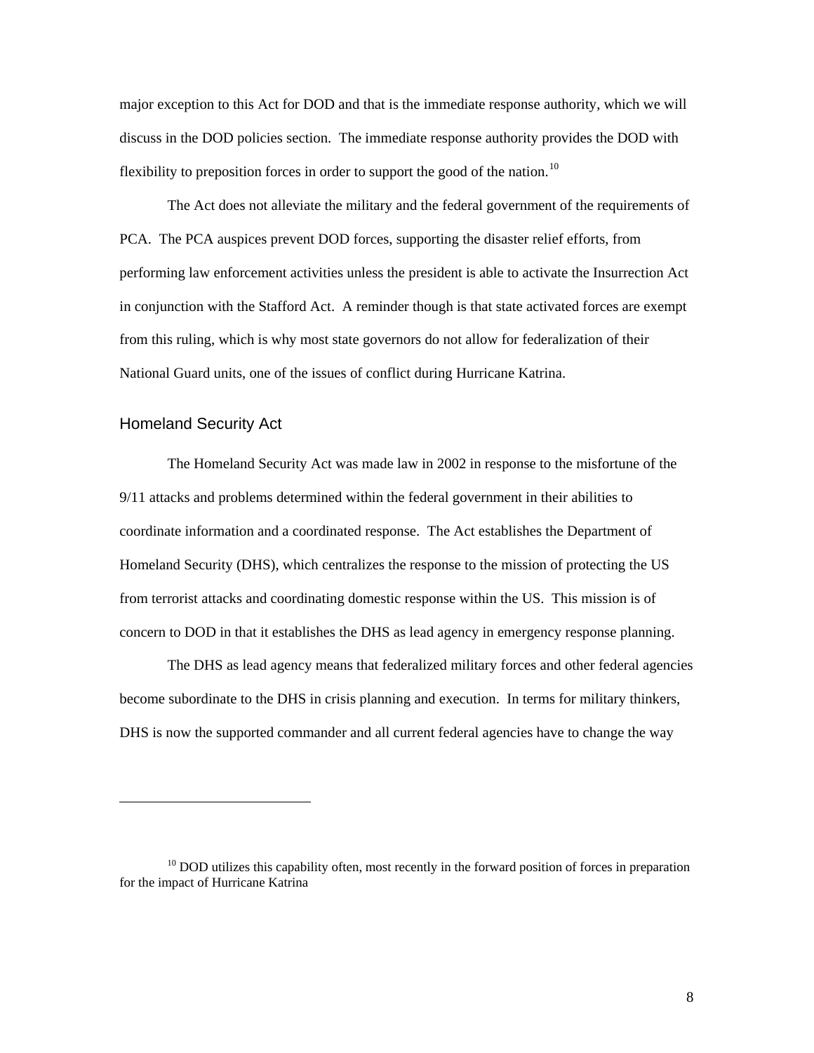major exception to this Act for DOD and that is the immediate response authority, which we will discuss in the DOD policies section. The immediate response authority provides the DOD with flexibility to preposition forces in order to support the good of the nation.[10]

The Act does not alleviate the military and the federal government of the requirements of PCA. The PCA auspices prevent DOD forces, supporting the disaster relief efforts, from performing law enforcement activities unless the president is able to activate the Insurrection Act in conjunction with the Stafford Act. A reminder though is that state activated forces are exempt from this ruling, which is why most state governors do not allow for federalization of their National Guard units, one of the issues of conflict during Hurricane Katrina.

## Homeland Security Act

The Homeland Security Act was made law in 2002 in response to the misfortune of the 9/11 attacks and problems determined within the federal government in their abilities to coordinate information and a coordinated response. The Act establishes the Department of Homeland Security (DHS), which centralizes the response to the mission of protecting the US from terrorist attacks and coordinating domestic response within the US. This mission is of concern to DOD in that it establishes the DHS as lead agency in emergency response planning.

The DHS as lead agency means that federalized military forces and other federal agencies become subordinate to the DHS in crisis planning and execution. In terms for military thinkers, DHS is now the supported commander and all current federal agencies have to change the way

---

[10] DOD utilizes this capability often, most recently in the forward position of forces in preparation for the impact of Hurricane Katrina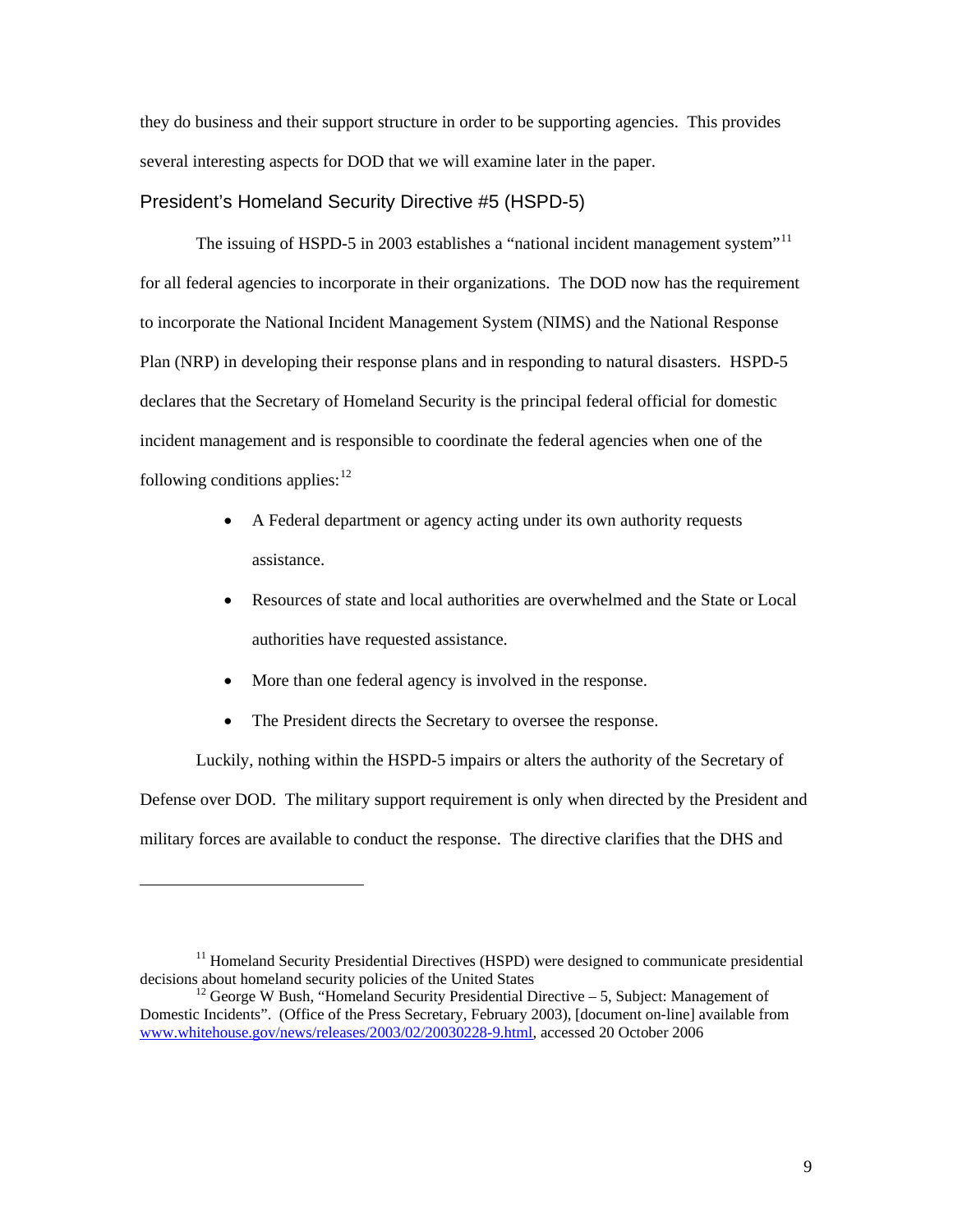they do business and their support structure in order to be supporting agencies. This provides several interesting aspects for DOD that we will examine later in the paper.

## President's Homeland Security Directive #5 (HSPD-5)

The issuing of HSPD-5 in 2003 establishes a "national incident management system"[11] for all federal agencies to incorporate in their organizations. The DOD now has the requirement to incorporate the National Incident Management System (NIMS) and the National Response Plan (NRP) in developing their response plans and in responding to natural disasters. HSPD-5 declares that the Secretary of Homeland Security is the principal federal official for domestic incident management and is responsible to coordinate the federal agencies when one of the following conditions applies:[12]

- A Federal department or agency acting under its own authority requests assistance.
- Resources of state and local authorities are overwhelmed and the State or Local authorities have requested assistance.
- More than one federal agency is involved in the response.
- The President directs the Secretary to oversee the response.

Luckily, nothing within the HSPD-5 impairs or alters the authority of the Secretary of Defense over DOD. The military support requirement is only when directed by the President and military forces are available to conduct the response. The directive clarifies that the DHS and

---

[11] Homeland Security Presidential Directives (HSPD) were designed to communicate presidential decisions about homeland security policies of the United States

[12] George W Bush, "Homeland Security Presidential Directive – 5, Subject: Management of Domestic Incidents". (Office of the Press Secretary, February 2003), [document on-line] available from www.whitehouse.gov/news/releases/2003/02/20030228-9.html, accessed 20 October 2006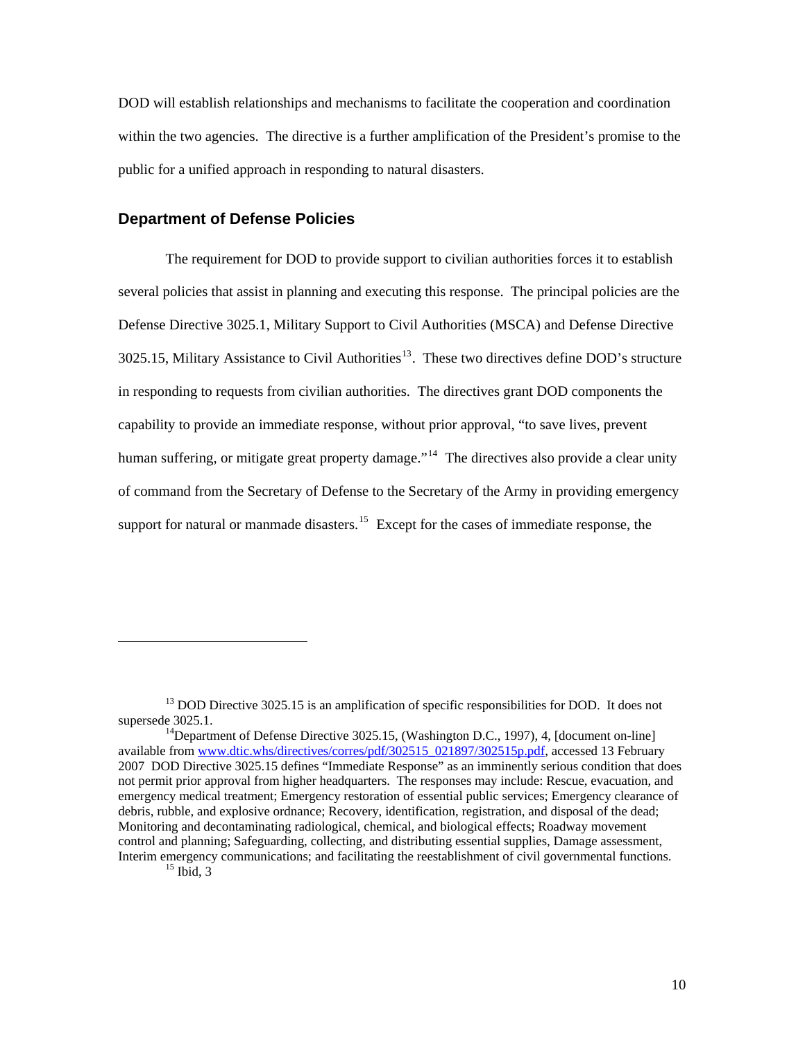DOD will establish relationships and mechanisms to facilitate the cooperation and coordination within the two agencies. The directive is a further amplification of the President's promise to the public for a unified approach in responding to natural disasters.

### Department of Defense Policies

The requirement for DOD to provide support to civilian authorities forces it to establish several policies that assist in planning and executing this response. The principal policies are the Defense Directive 3025.1, Military Support to Civil Authorities (MSCA) and Defense Directive 3025.15, Military Assistance to Civil Authorities[13]. These two directives define DOD's structure in responding to requests from civilian authorities. The directives grant DOD components the capability to provide an immediate response, without prior approval, "to save lives, prevent human suffering, or mitigate great property damage."[14] The directives also provide a clear unity of command from the Secretary of Defense to the Secretary of the Army in providing emergency support for natural or manmade disasters.[15] Except for the cases of immediate response, the

---

[13] DOD Directive 3025.15 is an amplification of specific responsibilities for DOD. It does not supersede 3025.1.

[14] Department of Defense Directive 3025.15, (Washington D.C., 1997), 4, [document on-line] available from www.dtic.whs/directives/corres/pdf/302515_021897/302515p.pdf, accessed 13 February 2007 DOD Directive 3025.15 defines "Immediate Response" as an imminently serious condition that does not permit prior approval from higher headquarters. The responses may include: Rescue, evacuation, and emergency medical treatment; Emergency restoration of essential public services; Emergency clearance of debris, rubble, and explosive ordnance; Recovery, identification, registration, and disposal of the dead; Monitoring and decontaminating radiological, chemical, and biological effects; Roadway movement control and planning; Safeguarding, collecting, and distributing essential supplies, Damage assessment, Interim emergency communications; and facilitating the reestablishment of civil governmental functions.

[15] Ibid, 3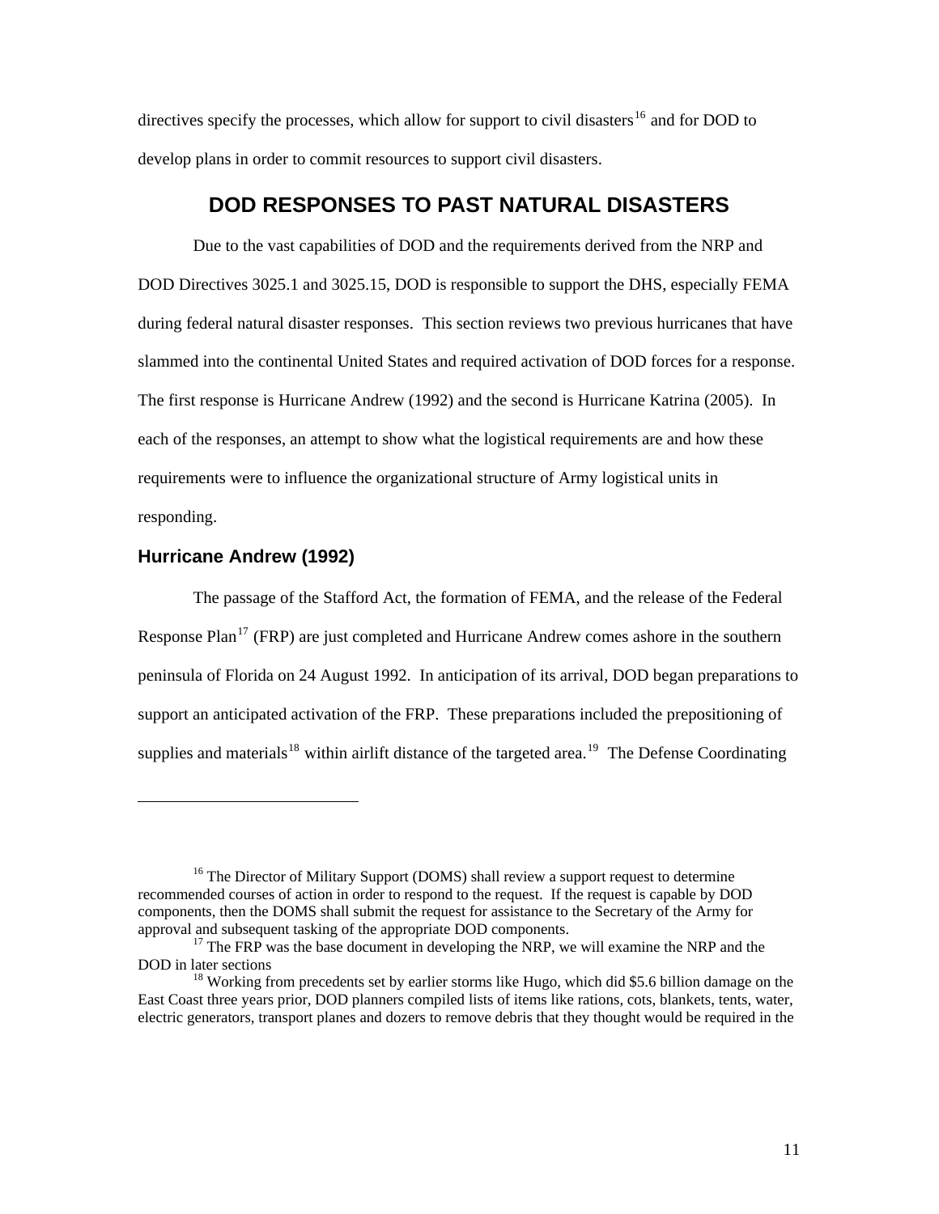directives specify the processes, which allow for support to civil disasters[16] and for DOD to develop plans in order to commit resources to support civil disasters.

## DOD RESPONSES TO PAST NATURAL DISASTERS

Due to the vast capabilities of DOD and the requirements derived from the NRP and DOD Directives 3025.1 and 3025.15, DOD is responsible to support the DHS, especially FEMA during federal natural disaster responses. This section reviews two previous hurricanes that have slammed into the continental United States and required activation of DOD forces for a response. The first response is Hurricane Andrew (1992) and the second is Hurricane Katrina (2005). In each of the responses, an attempt to show what the logistical requirements are and how these requirements were to influence the organizational structure of Army logistical units in responding.

### Hurricane Andrew (1992)

The passage of the Stafford Act, the formation of FEMA, and the release of the Federal Response Plan[17] (FRP) are just completed and Hurricane Andrew comes ashore in the southern peninsula of Florida on 24 August 1992. In anticipation of its arrival, DOD began preparations to support an anticipated activation of the FRP. These preparations included the prepositioning of supplies and materials[18] within airlift distance of the targeted area.[19] The Defense Coordinating

---

[16] The Director of Military Support (DOMS) shall review a support request to determine recommended courses of action in order to respond to the request. If the request is capable by DOD components, then the DOMS shall submit the request for assistance to the Secretary of the Army for approval and subsequent tasking of the appropriate DOD components.

[17] The FRP was the base document in developing the NRP, we will examine the NRP and the DOD in later sections

[18] Working from precedents set by earlier storms like Hugo, which did $5.6 billion damage on the East Coast three years prior, DOD planners compiled lists of items like rations, cots, blankets, tents, water, electric generators, transport planes and dozers to remove debris that they thought would be required in the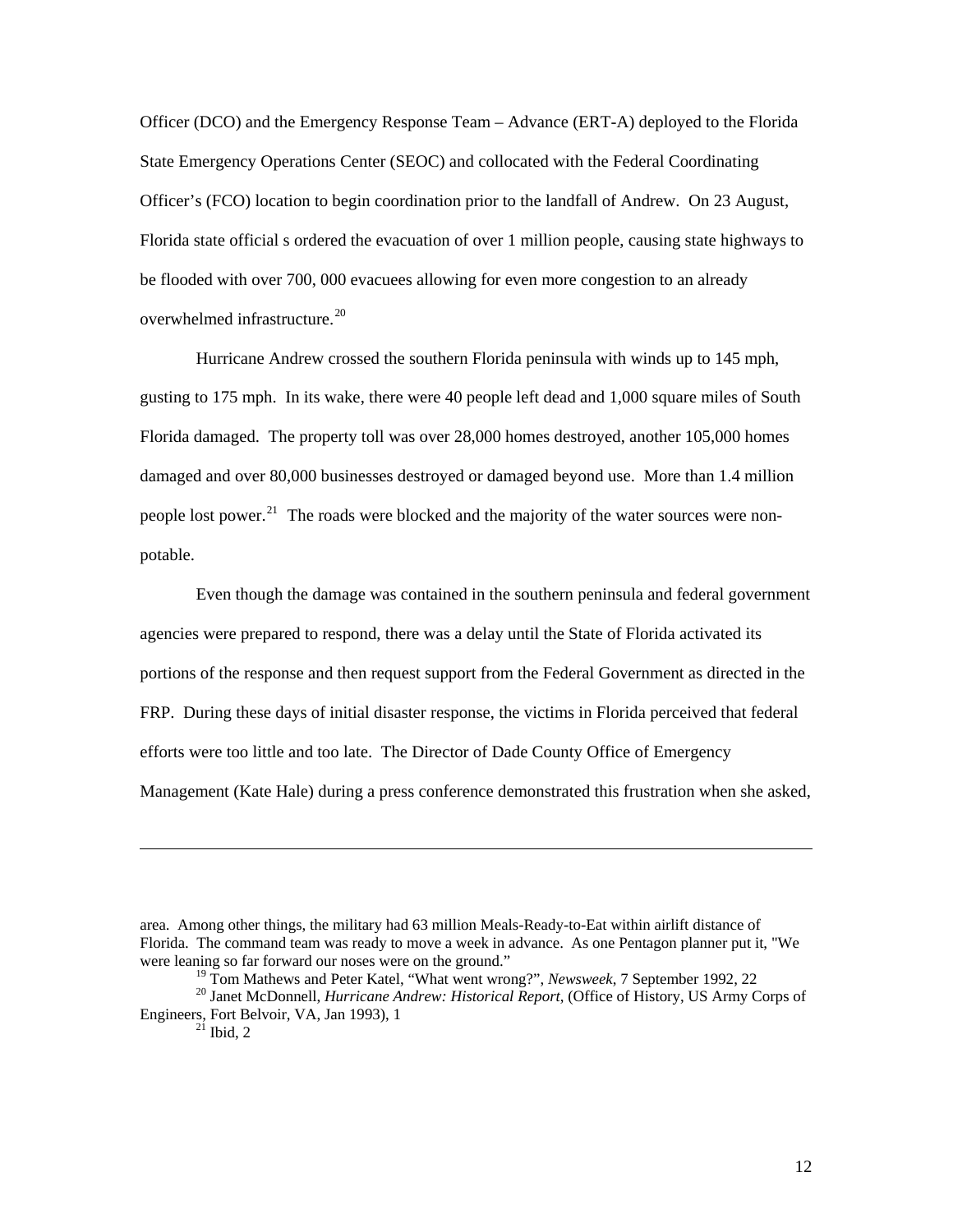Officer (DCO) and the Emergency Response Team – Advance (ERT-A) deployed to the Florida State Emergency Operations Center (SEOC) and collocated with the Federal Coordinating Officer's (FCO) location to begin coordination prior to the landfall of Andrew. On 23 August, Florida state official s ordered the evacuation of over 1 million people, causing state highways to be flooded with over 700, 000 evacuees allowing for even more congestion to an already overwhelmed infrastructure.[20]

Hurricane Andrew crossed the southern Florida peninsula with winds up to 145 mph, gusting to 175 mph. In its wake, there were 40 people left dead and 1,000 square miles of South Florida damaged. The property toll was over 28,000 homes destroyed, another 105,000 homes damaged and over 80,000 businesses destroyed or damaged beyond use. More than 1.4 million people lost power.[21] The roads were blocked and the majority of the water sources were non-potable.

Even though the damage was contained in the southern peninsula and federal government agencies were prepared to respond, there was a delay until the State of Florida activated its portions of the response and then request support from the Federal Government as directed in the FRP. During these days of initial disaster response, the victims in Florida perceived that federal efforts were too little and too late. The Director of Dade County Office of Emergency Management (Kate Hale) during a press conference demonstrated this frustration when she asked,

---

area. Among other things, the military had 63 million Meals-Ready-to-Eat within airlift distance of Florida. The command team was ready to move a week in advance. As one Pentagon planner put it, "We were leaning so far forward our noses were on the ground."

[19] Tom Mathews and Peter Katel, "What went wrong?", *Newsweek*, 7 September 1992, 22

[20] Janet McDonnell, *Hurricane Andrew: Historical Report*, (Office of History, US Army Corps of Engineers, Fort Belvoir, VA, Jan 1993), 1

[21] Ibid, 2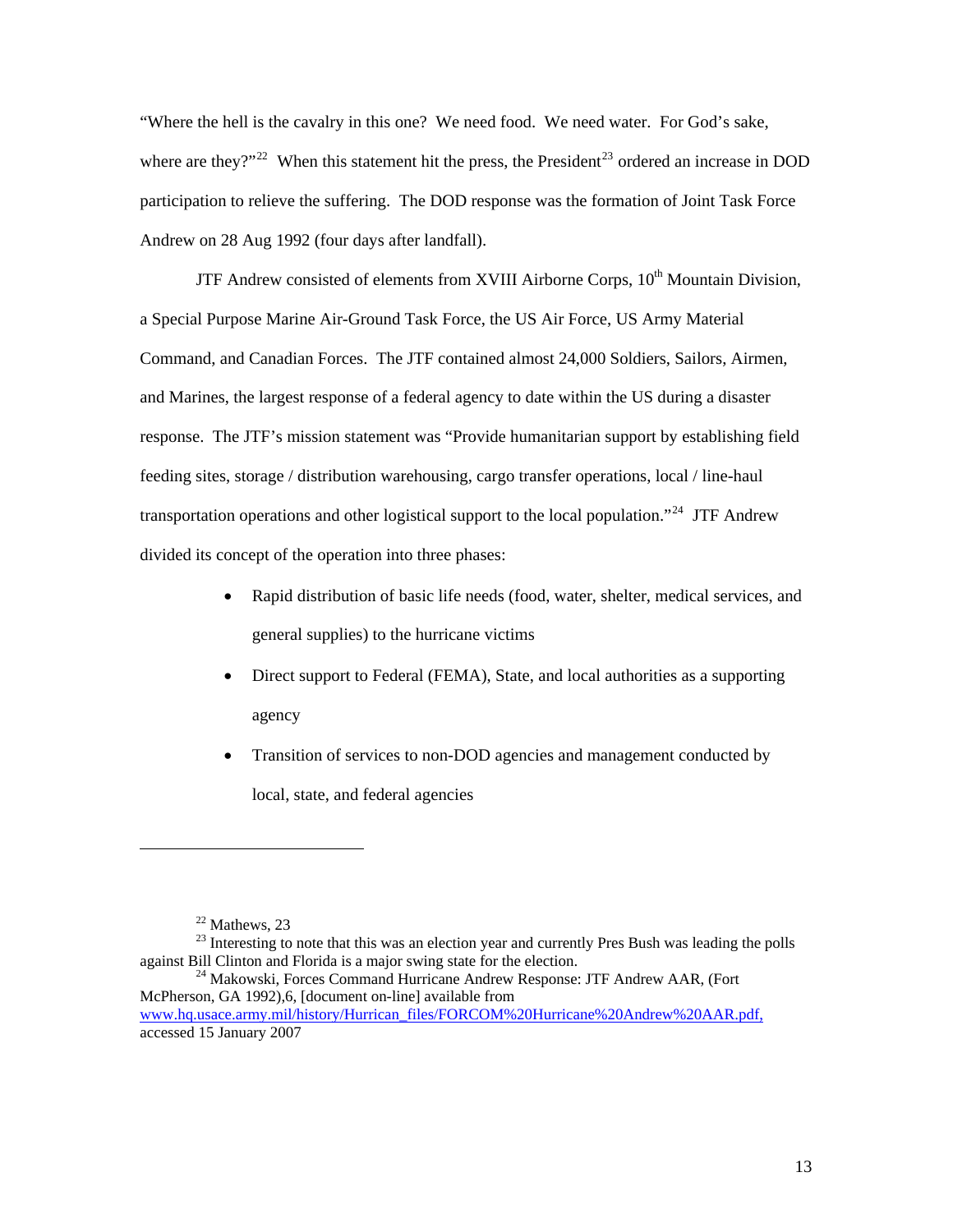"Where the hell is the cavalry in this one? We need food. We need water. For God's sake, where are they?"[22] When this statement hit the press, the President[23] ordered an increase in DOD participation to relieve the suffering. The DOD response was the formation of Joint Task Force Andrew on 28 Aug 1992 (four days after landfall).

JTF Andrew consisted of elements from XVIII Airborne Corps, 10th Mountain Division, a Special Purpose Marine Air-Ground Task Force, the US Air Force, US Army Material Command, and Canadian Forces. The JTF contained almost 24,000 Soldiers, Sailors, Airmen, and Marines, the largest response of a federal agency to date within the US during a disaster response. The JTF's mission statement was "Provide humanitarian support by establishing field feeding sites, storage / distribution warehousing, cargo transfer operations, local / line-haul transportation operations and other logistical support to the local population."[24] JTF Andrew divided its concept of the operation into three phases:

- Rapid distribution of basic life needs (food, water, shelter, medical services, and general supplies) to the hurricane victims
- Direct support to Federal (FEMA), State, and local authorities as a supporting agency
- Transition of services to non-DOD agencies and management conducted by local, state, and federal agencies

---

[22] Mathews, 23

[23] Interesting to note that this was an election year and currently Pres Bush was leading the polls against Bill Clinton and Florida is a major swing state for the election.

[24] Makowski, Forces Command Hurricane Andrew Response: JTF Andrew AAR, (Fort McPherson, GA 1992),6, [document on-line] available from www.hq.usace.army.mil/history/Hurrican_files/FORCOM%20Hurricane%20Andrew%20AAR.pdf, accessed 15 January 2007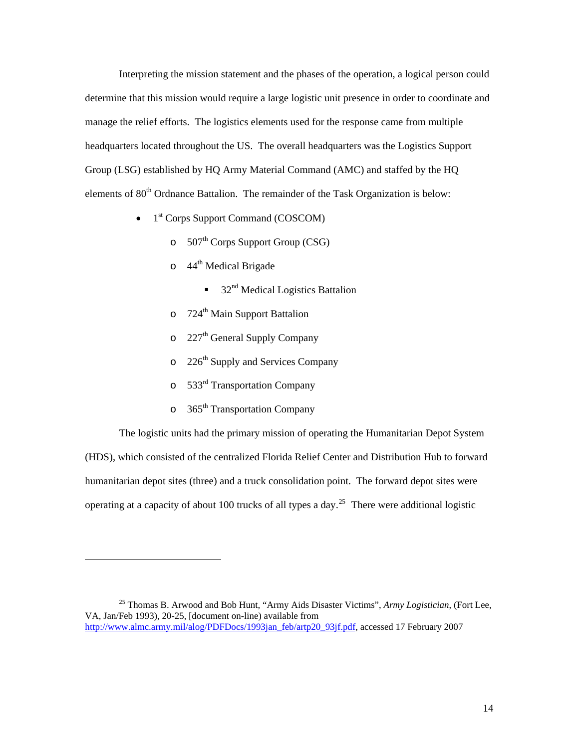Interpreting the mission statement and the phases of the operation, a logical person could determine that this mission would require a large logistic unit presence in order to coordinate and manage the relief efforts. The logistics elements used for the response came from multiple headquarters located throughout the US. The overall headquarters was the Logistics Support Group (LSG) established by HQ Army Material Command (AMC) and staffed by the HQ elements of 80th Ordnance Battalion. The remainder of the Task Organization is below:

- 1st Corps Support Command (COSCOM)
  - 507th Corps Support Group (CSG)
  - 44th Medical Brigade
    - 32nd Medical Logistics Battalion
  - 724th Main Support Battalion
  - 227th General Supply Company
  - 226th Supply and Services Company
  - 533rd Transportation Company
  - 365th Transportation Company

The logistic units had the primary mission of operating the Humanitarian Depot System (HDS), which consisted of the centralized Florida Relief Center and Distribution Hub to forward humanitarian depot sites (three) and a truck consolidation point. The forward depot sites were operating at a capacity of about 100 trucks of all types a day.[25] There were additional logistic

---

[25] Thomas B. Arwood and Bob Hunt, "Army Aids Disaster Victims", *Army Logistician*, (Fort Lee, VA, Jan/Feb 1993), 20-25, [document on-line) available from http://www.almc.army.mil/alog/PDFDocs/1993jan_feb/artp20_93jf.pdf, accessed 17 February 2007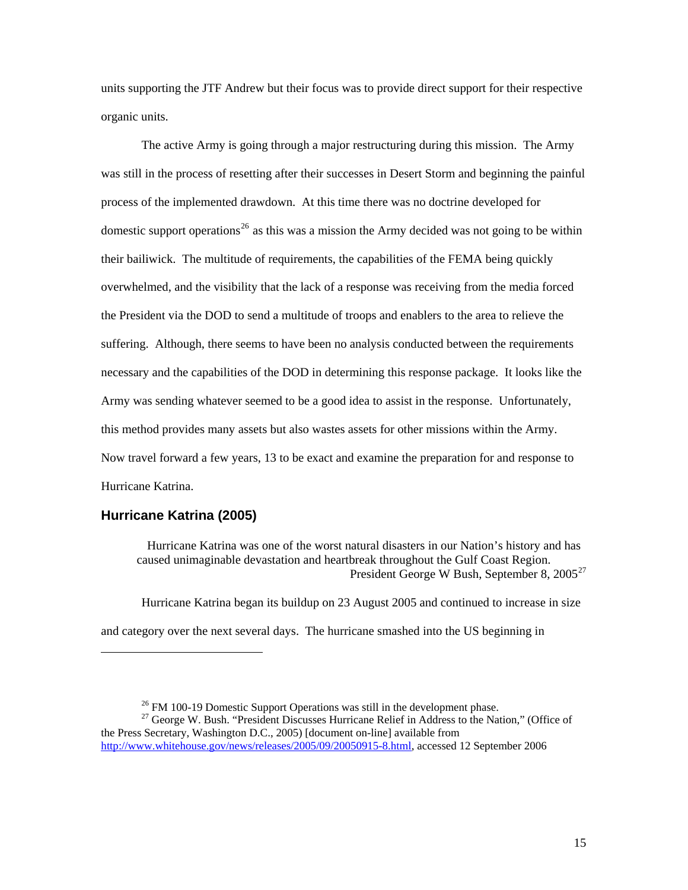units supporting the JTF Andrew but their focus was to provide direct support for their respective organic units.

The active Army is going through a major restructuring during this mission. The Army was still in the process of resetting after their successes in Desert Storm and beginning the painful process of the implemented drawdown. At this time there was no doctrine developed for domestic support operations[26] as this was a mission the Army decided was not going to be within their bailiwick. The multitude of requirements, the capabilities of the FEMA being quickly overwhelmed, and the visibility that the lack of a response was receiving from the media forced the President via the DOD to send a multitude of troops and enablers to the area to relieve the suffering. Although, there seems to have been no analysis conducted between the requirements necessary and the capabilities of the DOD in determining this response package. It looks like the Army was sending whatever seemed to be a good idea to assist in the response. Unfortunately, this method provides many assets but also wastes assets for other missions within the Army. Now travel forward a few years, 13 to be exact and examine the preparation for and response to Hurricane Katrina.

## Hurricane Katrina (2005)

> Hurricane Katrina was one of the worst natural disasters in our Nation's history and has caused unimaginable devastation and heartbreak throughout the Gulf Coast Region.
>
> President George W Bush, September 8, 2005[27]

Hurricane Katrina began its buildup on 23 August 2005 and continued to increase in size and category over the next several days. The hurricane smashed into the US beginning in

---

[26] FM 100-19 Domestic Support Operations was still in the development phase.

[27] George W. Bush. "President Discusses Hurricane Relief in Address to the Nation," (Office of the Press Secretary, Washington D.C., 2005) [document on-line] available from http://www.whitehouse.gov/news/releases/2005/09/20050915-8.html, accessed 12 September 2006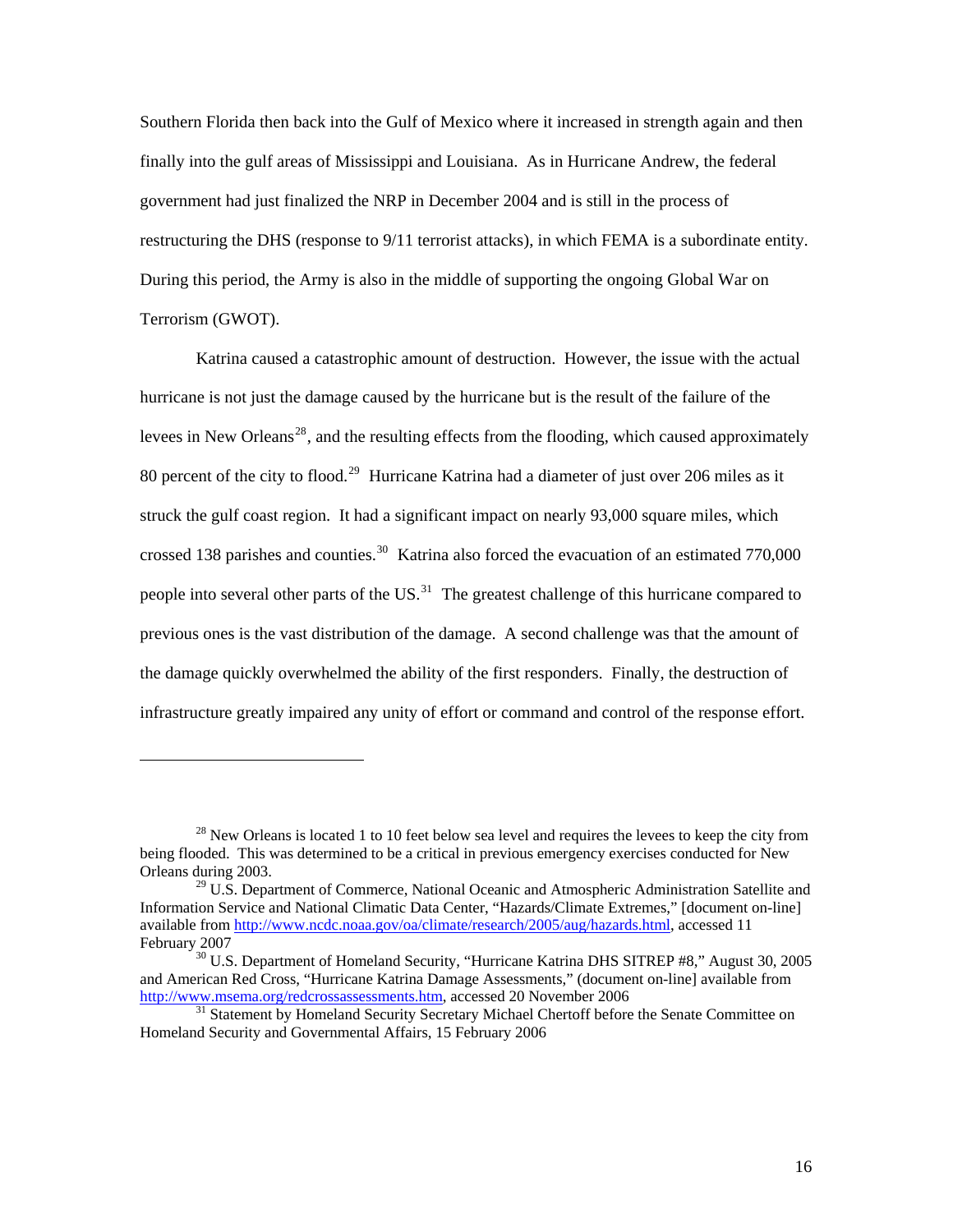Southern Florida then back into the Gulf of Mexico where it increased in strength again and then finally into the gulf areas of Mississippi and Louisiana. As in Hurricane Andrew, the federal government had just finalized the NRP in December 2004 and is still in the process of restructuring the DHS (response to 9/11 terrorist attacks), in which FEMA is a subordinate entity. During this period, the Army is also in the middle of supporting the ongoing Global War on Terrorism (GWOT).

Katrina caused a catastrophic amount of destruction. However, the issue with the actual hurricane is not just the damage caused by the hurricane but is the result of the failure of the levees in New Orleans[28], and the resulting effects from the flooding, which caused approximately 80 percent of the city to flood.[29] Hurricane Katrina had a diameter of just over 206 miles as it struck the gulf coast region. It had a significant impact on nearly 93,000 square miles, which crossed 138 parishes and counties.[30] Katrina also forced the evacuation of an estimated 770,000 people into several other parts of the US.[31] The greatest challenge of this hurricane compared to previous ones is the vast distribution of the damage. A second challenge was that the amount of the damage quickly overwhelmed the ability of the first responders. Finally, the destruction of infrastructure greatly impaired any unity of effort or command and control of the response effort.

---

[28] New Orleans is located 1 to 10 feet below sea level and requires the levees to keep the city from being flooded. This was determined to be a critical in previous emergency exercises conducted for New Orleans during 2003.

[29] U.S. Department of Commerce, National Oceanic and Atmospheric Administration Satellite and Information Service and National Climatic Data Center, "Hazards/Climate Extremes," [document on-line] available from http://www.ncdc.noaa.gov/oa/climate/research/2005/aug/hazards.html, accessed 11 February 2007

[30] U.S. Department of Homeland Security, "Hurricane Katrina DHS SITREP #8," August 30, 2005 and American Red Cross, "Hurricane Katrina Damage Assessments," (document on-line] available from http://www.msema.org/redcrossassessments.htm, accessed 20 November 2006

[31] Statement by Homeland Security Secretary Michael Chertoff before the Senate Committee on Homeland Security and Governmental Affairs, 15 February 2006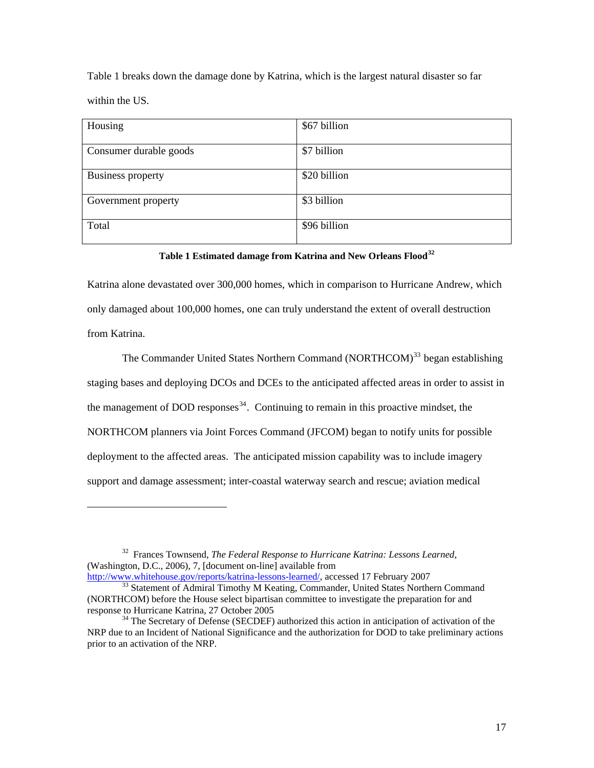Table 1 breaks down the damage done by Katrina, which is the largest natural disaster so far within the US.

| Housing | $67 billion |
|---|---|
| Consumer durable goods | $7 billion |
| Business property | $20 billion |
| Government property | $3 billion |
| Total | $96 billion |

**Table 1 Estimated damage from Katrina and New Orleans Flood[32]**

Katrina alone devastated over 300,000 homes, which in comparison to Hurricane Andrew, which only damaged about 100,000 homes, one can truly understand the extent of overall destruction from Katrina.

The Commander United States Northern Command (NORTHCOM)[33] began establishing staging bases and deploying DCOs and DCEs to the anticipated affected areas in order to assist in the management of DOD responses[34]. Continuing to remain in this proactive mindset, the NORTHCOM planners via Joint Forces Command (JFCOM) began to notify units for possible deployment to the affected areas. The anticipated mission capability was to include imagery support and damage assessment; inter-coastal waterway search and rescue; aviation medical

---

[32] Frances Townsend, *The Federal Response to Hurricane Katrina: Lessons Learned*, (Washington, D.C., 2006), 7, [document on-line] available from http://www.whitehouse.gov/reports/katrina-lessons-learned/, accessed 17 February 2007

[33] Statement of Admiral Timothy M Keating, Commander, United States Northern Command (NORTHCOM) before the House select bipartisan committee to investigate the preparation for and response to Hurricane Katrina, 27 October 2005

[34] The Secretary of Defense (SECDEF) authorized this action in anticipation of activation of the NRP due to an Incident of National Significance and the authorization for DOD to take preliminary actions prior to an activation of the NRP.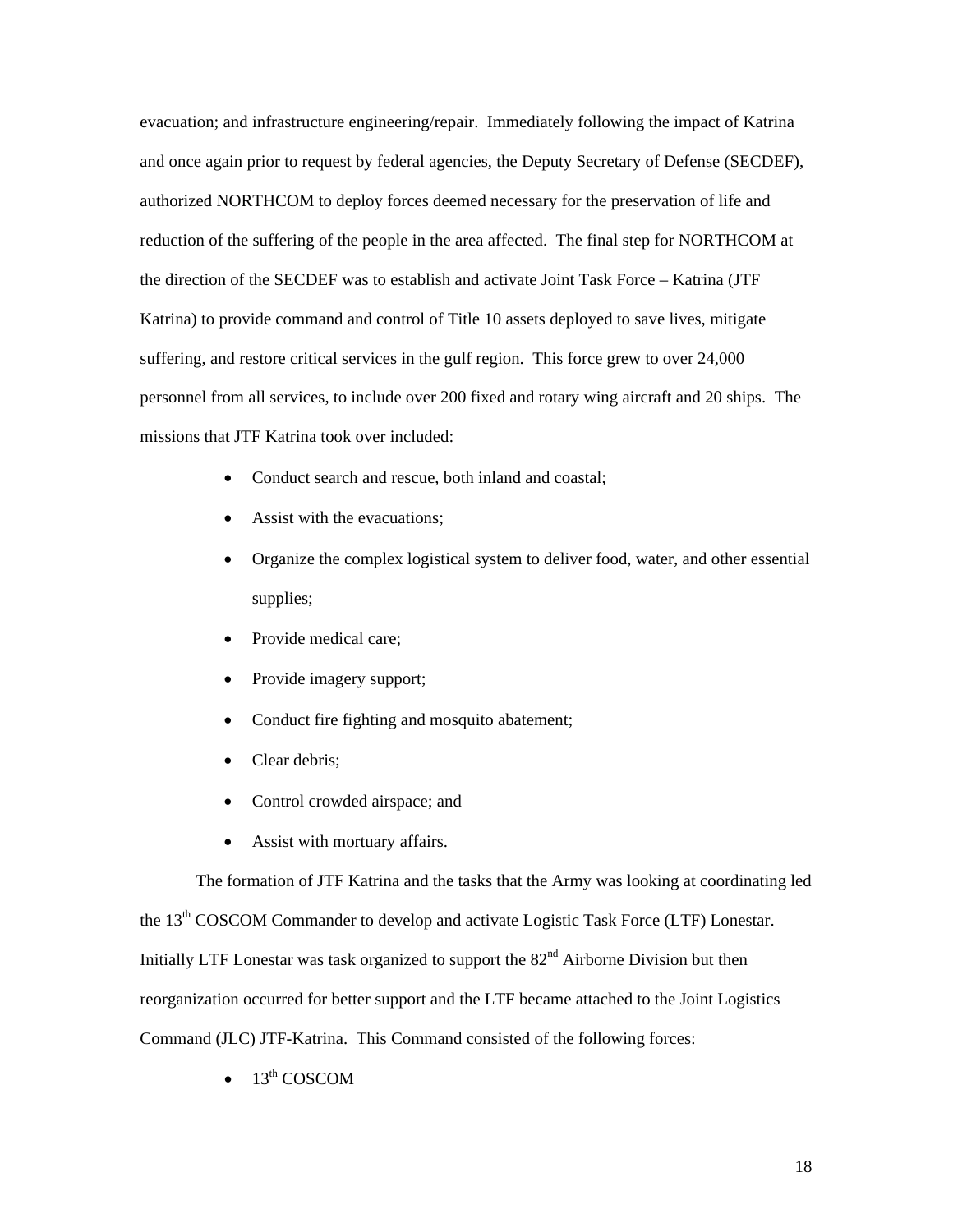evacuation; and infrastructure engineering/repair. Immediately following the impact of Katrina and once again prior to request by federal agencies, the Deputy Secretary of Defense (SECDEF), authorized NORTHCOM to deploy forces deemed necessary for the preservation of life and reduction of the suffering of the people in the area affected. The final step for NORTHCOM at the direction of the SECDEF was to establish and activate Joint Task Force – Katrina (JTF Katrina) to provide command and control of Title 10 assets deployed to save lives, mitigate suffering, and restore critical services in the gulf region. This force grew to over 24,000 personnel from all services, to include over 200 fixed and rotary wing aircraft and 20 ships. The missions that JTF Katrina took over included:

- Conduct search and rescue, both inland and coastal;
- Assist with the evacuations;
- Organize the complex logistical system to deliver food, water, and other essential supplies;
- Provide medical care;
- Provide imagery support;
- Conduct fire fighting and mosquito abatement;
- Clear debris;
- Control crowded airspace; and
- Assist with mortuary affairs.

The formation of JTF Katrina and the tasks that the Army was looking at coordinating led the 13th COSCOM Commander to develop and activate Logistic Task Force (LTF) Lonestar. Initially LTF Lonestar was task organized to support the 82nd Airborne Division but then reorganization occurred for better support and the LTF became attached to the Joint Logistics Command (JLC) JTF-Katrina. This Command consisted of the following forces:

- 13th COSCOM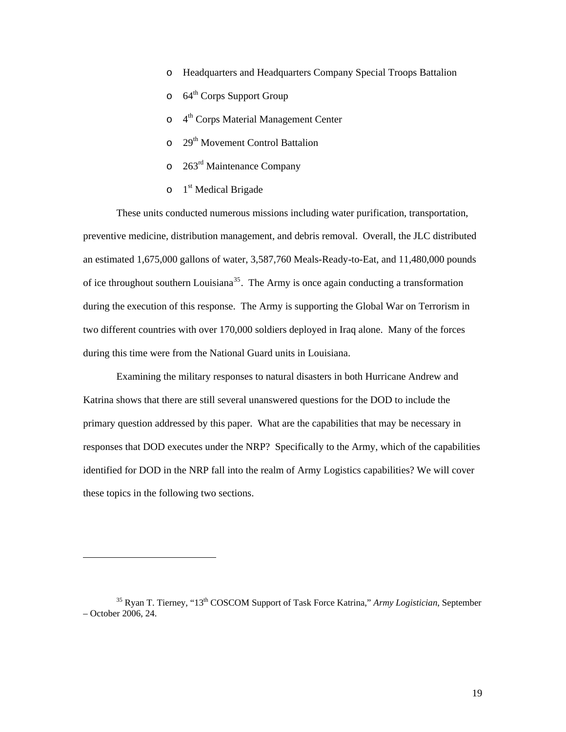- Headquarters and Headquarters Company Special Troops Battalion
- 64th Corps Support Group
- 4th Corps Material Management Center
- 29th Movement Control Battalion
- 263rd Maintenance Company
- 1st Medical Brigade

These units conducted numerous missions including water purification, transportation, preventive medicine, distribution management, and debris removal. Overall, the JLC distributed an estimated 1,675,000 gallons of water, 3,587,760 Meals-Ready-to-Eat, and 11,480,000 pounds of ice throughout southern Louisiana[35]. The Army is once again conducting a transformation during the execution of this response. The Army is supporting the Global War on Terrorism in two different countries with over 170,000 soldiers deployed in Iraq alone. Many of the forces during this time were from the National Guard units in Louisiana.

Examining the military responses to natural disasters in both Hurricane Andrew and Katrina shows that there are still several unanswered questions for the DOD to include the primary question addressed by this paper. What are the capabilities that may be necessary in responses that DOD executes under the NRP? Specifically to the Army, which of the capabilities identified for DOD in the NRP fall into the realm of Army Logistics capabilities? We will cover these topics in the following two sections.

---

[35] Ryan T. Tierney, "13th COSCOM Support of Task Force Katrina," *Army Logistician*, September – October 2006, 24.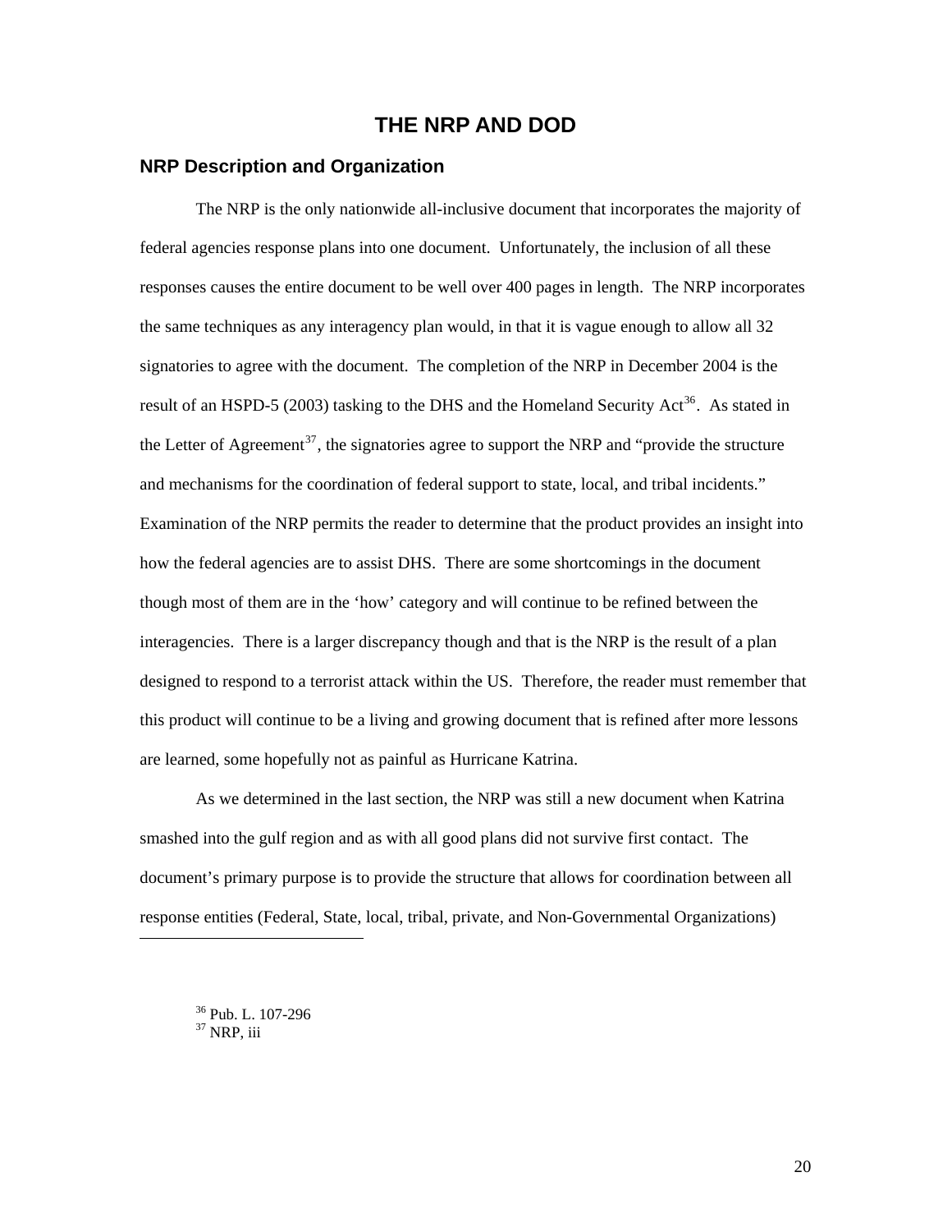# THE NRP AND DOD

## NRP Description and Organization

The NRP is the only nationwide all-inclusive document that incorporates the majority of federal agencies response plans into one document. Unfortunately, the inclusion of all these responses causes the entire document to be well over 400 pages in length. The NRP incorporates the same techniques as any interagency plan would, in that it is vague enough to allow all 32 signatories to agree with the document. The completion of the NRP in December 2004 is the result of an HSPD-5 (2003) tasking to the DHS and the Homeland Security Act[36]. As stated in the Letter of Agreement[37], the signatories agree to support the NRP and "provide the structure and mechanisms for the coordination of federal support to state, local, and tribal incidents." Examination of the NRP permits the reader to determine that the product provides an insight into how the federal agencies are to assist DHS. There are some shortcomings in the document though most of them are in the 'how' category and will continue to be refined between the interagencies. There is a larger discrepancy though and that is the NRP is the result of a plan designed to respond to a terrorist attack within the US. Therefore, the reader must remember that this product will continue to be a living and growing document that is refined after more lessons are learned, some hopefully not as painful as Hurricane Katrina.

As we determined in the last section, the NRP was still a new document when Katrina smashed into the gulf region and as with all good plans did not survive first contact. The document's primary purpose is to provide the structure that allows for coordination between all response entities (Federal, State, local, tribal, private, and Non-Governmental Organizations)

---

[36] Pub. L. 107-296
[37] NRP, iii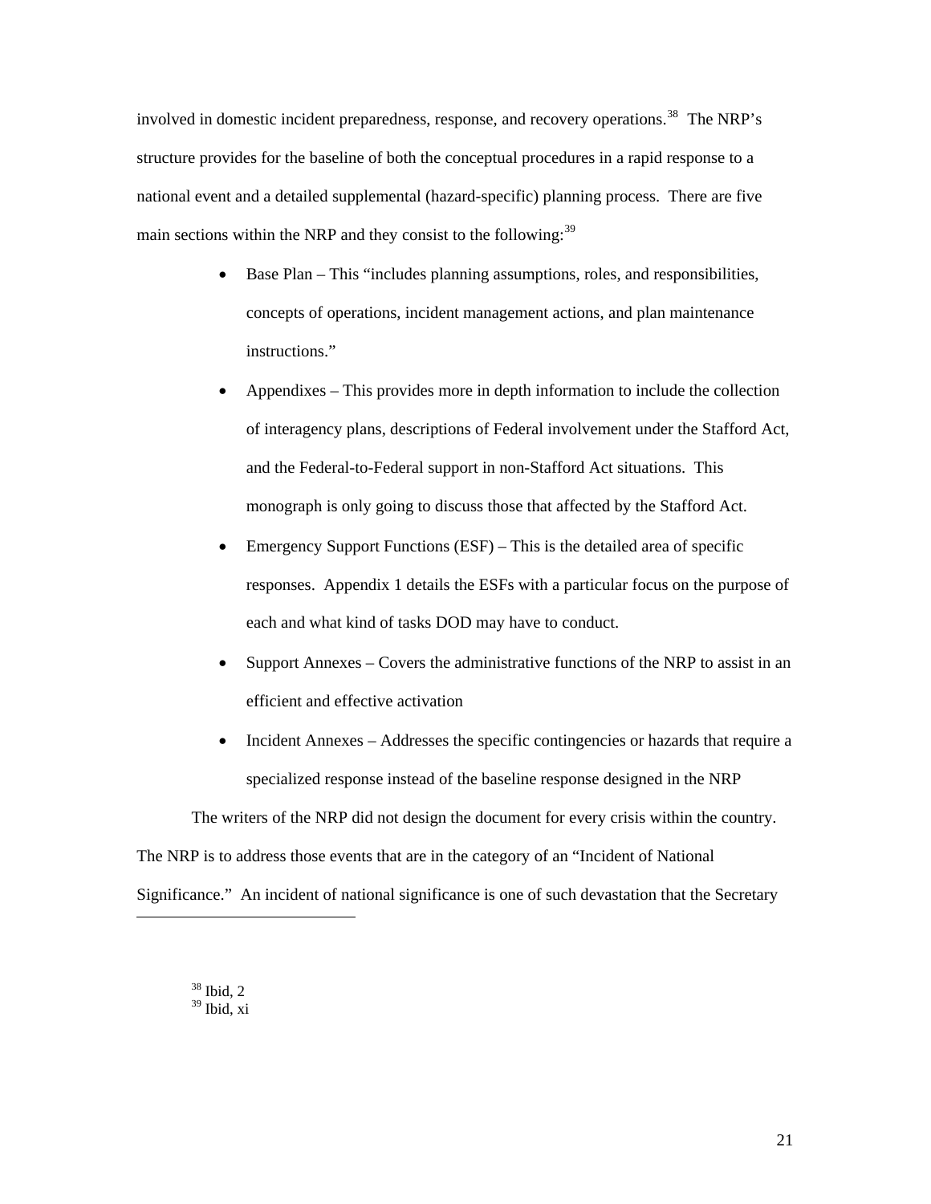involved in domestic incident preparedness, response, and recovery operations.[38] The NRP's structure provides for the baseline of both the conceptual procedures in a rapid response to a national event and a detailed supplemental (hazard-specific) planning process. There are five main sections within the NRP and they consist to the following:[39]

- Base Plan – This "includes planning assumptions, roles, and responsibilities, concepts of operations, incident management actions, and plan maintenance instructions."
- Appendixes – This provides more in depth information to include the collection of interagency plans, descriptions of Federal involvement under the Stafford Act, and the Federal-to-Federal support in non-Stafford Act situations. This monograph is only going to discuss those that affected by the Stafford Act.
- Emergency Support Functions (ESF) – This is the detailed area of specific responses. Appendix 1 details the ESFs with a particular focus on the purpose of each and what kind of tasks DOD may have to conduct.
- Support Annexes – Covers the administrative functions of the NRP to assist in an efficient and effective activation
- Incident Annexes – Addresses the specific contingencies or hazards that require a specialized response instead of the baseline response designed in the NRP

The writers of the NRP did not design the document for every crisis within the country. The NRP is to address those events that are in the category of an "Incident of National Significance." An incident of national significance is one of such devastation that the Secretary

---

[38] Ibid, 2
[39] Ibid, xi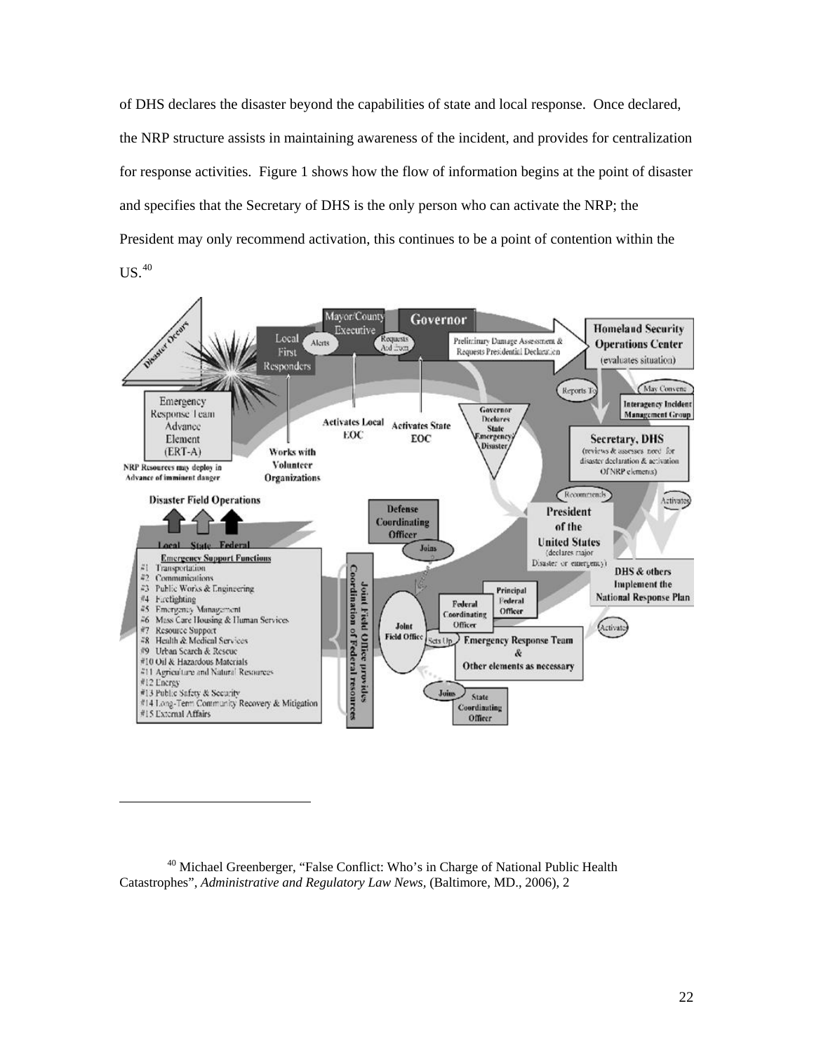of DHS declares the disaster beyond the capabilities of state and local response. Once declared, the NRP structure assists in maintaining awareness of the incident, and provides for centralization for response activities. Figure 1 shows how the flow of information begins at the point of disaster and specifies that the Secretary of DHS is the only person who can activate the NRP; the President may only recommend activation, this continues to be a point of contention within the US.[40]

---

[40] Michael Greenberger, "False Conflict: Who's in Charge of National Public Health Catastrophes", *Administrative and Regulatory Law News*, (Baltimore, MD., 2006), 2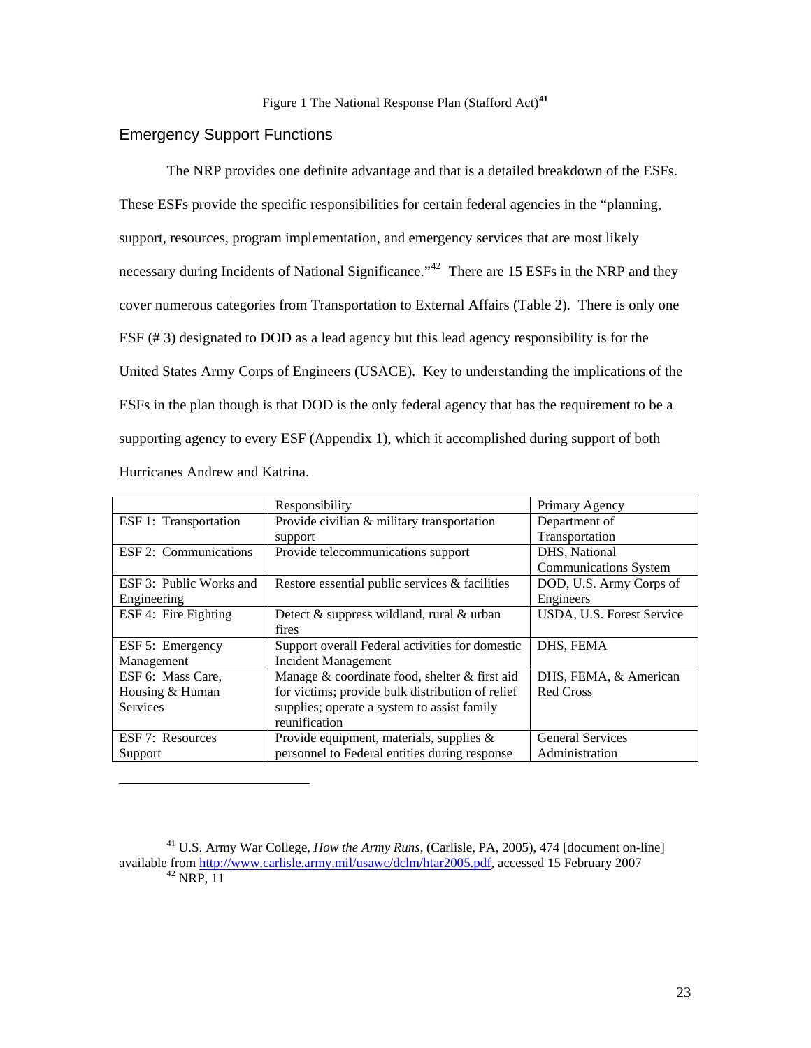Figure 1 The National Response Plan (Stafford Act)[41]

## Emergency Support Functions

The NRP provides one definite advantage and that is a detailed breakdown of the ESFs. These ESFs provide the specific responsibilities for certain federal agencies in the "planning, support, resources, program implementation, and emergency services that are most likely necessary during Incidents of National Significance."[42] There are 15 ESFs in the NRP and they cover numerous categories from Transportation to External Affairs (Table 2). There is only one ESF (# 3) designated to DOD as a lead agency but this lead agency responsibility is for the United States Army Corps of Engineers (USACE). Key to understanding the implications of the ESFs in the plan though is that DOD is the only federal agency that has the requirement to be a supporting agency to every ESF (Appendix 1), which it accomplished during support of both Hurricanes Andrew and Katrina.

| | Responsibility | Primary Agency |
|---|---|---|
| ESF 1: Transportation | Provide civilian & military transportation support | Department of Transportation |
| ESF 2: Communications | Provide telecommunications support | DHS, National Communications System |
| ESF 3: Public Works and Engineering | Restore essential public services & facilities | DOD, U.S. Army Corps of Engineers |
| ESF 4: Fire Fighting | Detect & suppress wildland, rural & urban fires | USDA, U.S. Forest Service |
| ESF 5: Emergency Management | Support overall Federal activities for domestic Incident Management | DHS, FEMA |
| ESF 6: Mass Care, Housing & Human Services | Manage & coordinate food, shelter & first aid for victims; provide bulk distribution of relief supplies; operate a system to assist family reunification | DHS, FEMA, & American Red Cross |
| ESF 7: Resources Support | Provide equipment, materials, supplies & personnel to Federal entities during response | General Services Administration |

[41] U.S. Army War College, *How the Army Runs*, (Carlisle, PA, 2005), 474 [document on-line] available from http://www.carlisle.army.mil/usawc/dclm/htar2005.pdf, accessed 15 February 2007

[42] NRP, 11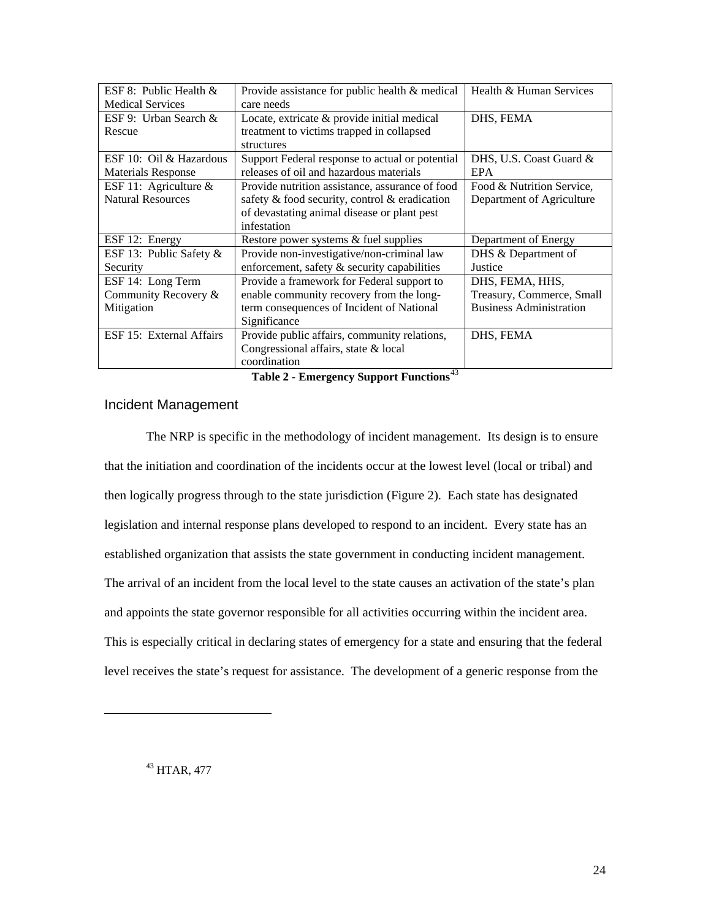| | | |
|---|---|---|
| ESF 8: Public Health & Medical Services | Provide assistance for public health & medical care needs | Health & Human Services |
| ESF 9: Urban Search & Rescue | Locate, extricate & provide initial medical treatment to victims trapped in collapsed structures | DHS, FEMA |
| ESF 10: Oil & Hazardous Materials Response | Support Federal response to actual or potential releases of oil and hazardous materials | DHS, U.S. Coast Guard & EPA |
| ESF 11: Agriculture & Natural Resources | Provide nutrition assistance, assurance of food safety & food security, control & eradication of devastating animal disease or plant pest infestation | Food & Nutrition Service, Department of Agriculture |
| ESF 12: Energy | Restore power systems & fuel supplies | Department of Energy |
| ESF 13: Public Safety & Security | Provide non-investigative/non-criminal law enforcement, safety & security capabilities | DHS & Department of Justice |
| ESF 14: Long Term Community Recovery & Mitigation | Provide a framework for Federal support to enable community recovery from the long-term consequences of Incident of National Significance | DHS, FEMA, HHS, Treasury, Commerce, Small Business Administration |
| ESF 15: External Affairs | Provide public affairs, community relations, Congressional affairs, state & local coordination | DHS, FEMA |

**Table 2 - Emergency Support Functions**[43]

## Incident Management

The NRP is specific in the methodology of incident management. Its design is to ensure that the initiation and coordination of the incidents occur at the lowest level (local or tribal) and then logically progress through to the state jurisdiction (Figure 2). Each state has designated legislation and internal response plans developed to respond to an incident. Every state has an established organization that assists the state government in conducting incident management. The arrival of an incident from the local level to the state causes an activation of the state's plan and appoints the state governor responsible for all activities occurring within the incident area. This is especially critical in declaring states of emergency for a state and ensuring that the federal level receives the state's request for assistance. The development of a generic response from the

[43] HTAR, 477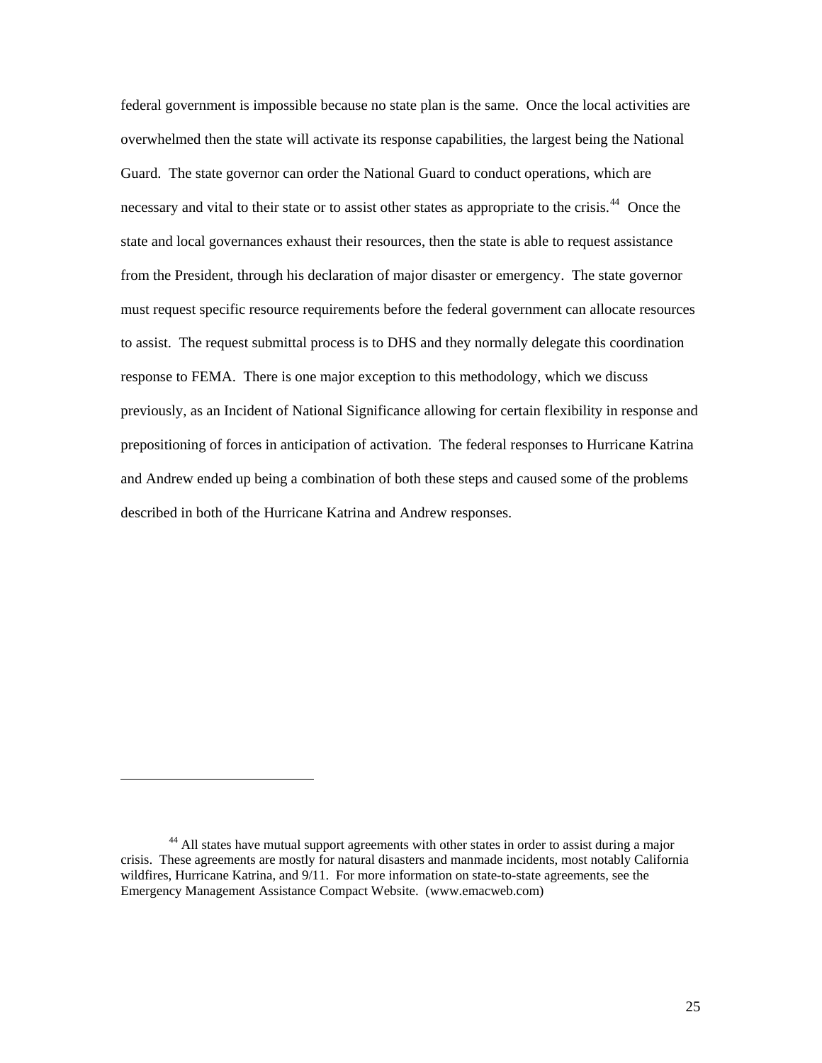federal government is impossible because no state plan is the same. Once the local activities are overwhelmed then the state will activate its response capabilities, the largest being the National Guard. The state governor can order the National Guard to conduct operations, which are necessary and vital to their state or to assist other states as appropriate to the crisis.[44] Once the state and local governances exhaust their resources, then the state is able to request assistance from the President, through his declaration of major disaster or emergency. The state governor must request specific resource requirements before the federal government can allocate resources to assist. The request submittal process is to DHS and they normally delegate this coordination response to FEMA. There is one major exception to this methodology, which we discuss previously, as an Incident of National Significance allowing for certain flexibility in response and prepositioning of forces in anticipation of activation. The federal responses to Hurricane Katrina and Andrew ended up being a combination of both these steps and caused some of the problems described in both of the Hurricane Katrina and Andrew responses.

---

[44] All states have mutual support agreements with other states in order to assist during a major crisis. These agreements are mostly for natural disasters and manmade incidents, most notably California wildfires, Hurricane Katrina, and 9/11. For more information on state-to-state agreements, see the Emergency Management Assistance Compact Website. (www.emacweb.com)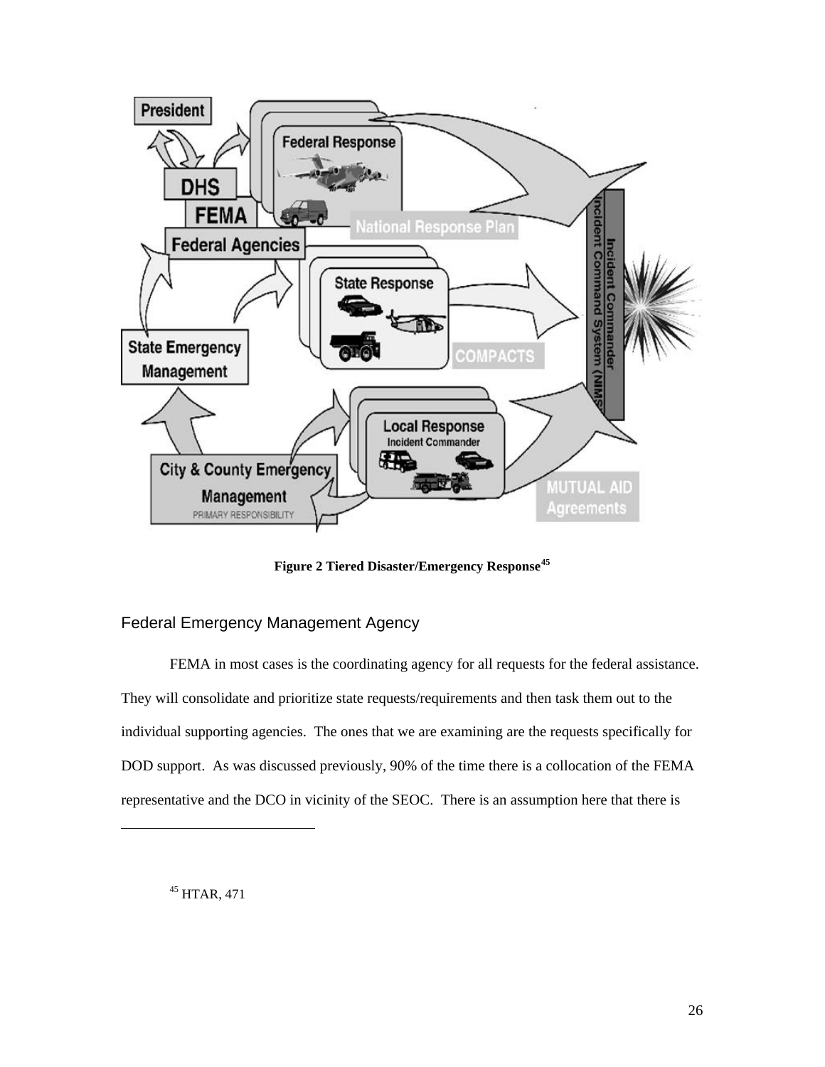**Figure 2 Tiered Disaster/Emergency Response[45]**

## Federal Emergency Management Agency

FEMA in most cases is the coordinating agency for all requests for the federal assistance. They will consolidate and prioritize state requests/requirements and then task them out to the individual supporting agencies. The ones that we are examining are the requests specifically for DOD support. As was discussed previously, 90% of the time there is a collocation of the FEMA representative and the DCO in vicinity of the SEOC. There is an assumption here that there is

---

[45] HTAR, 471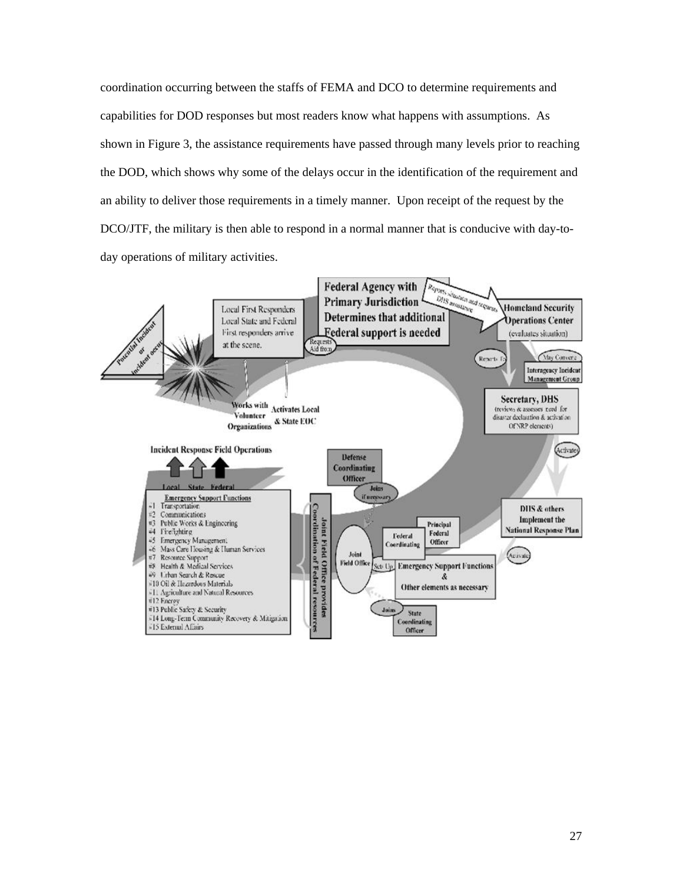coordination occurring between the staffs of FEMA and DCO to determine requirements and capabilities for DOD responses but most readers know what happens with assumptions. As shown in Figure 3, the assistance requirements have passed through many levels prior to reaching the DOD, which shows why some of the delays occur in the identification of the requirement and an ability to deliver those requirements in a timely manner. Upon receipt of the request by the DCO/JTF, the military is then able to respond in a normal manner that is conducive with day-to-day operations of military activities.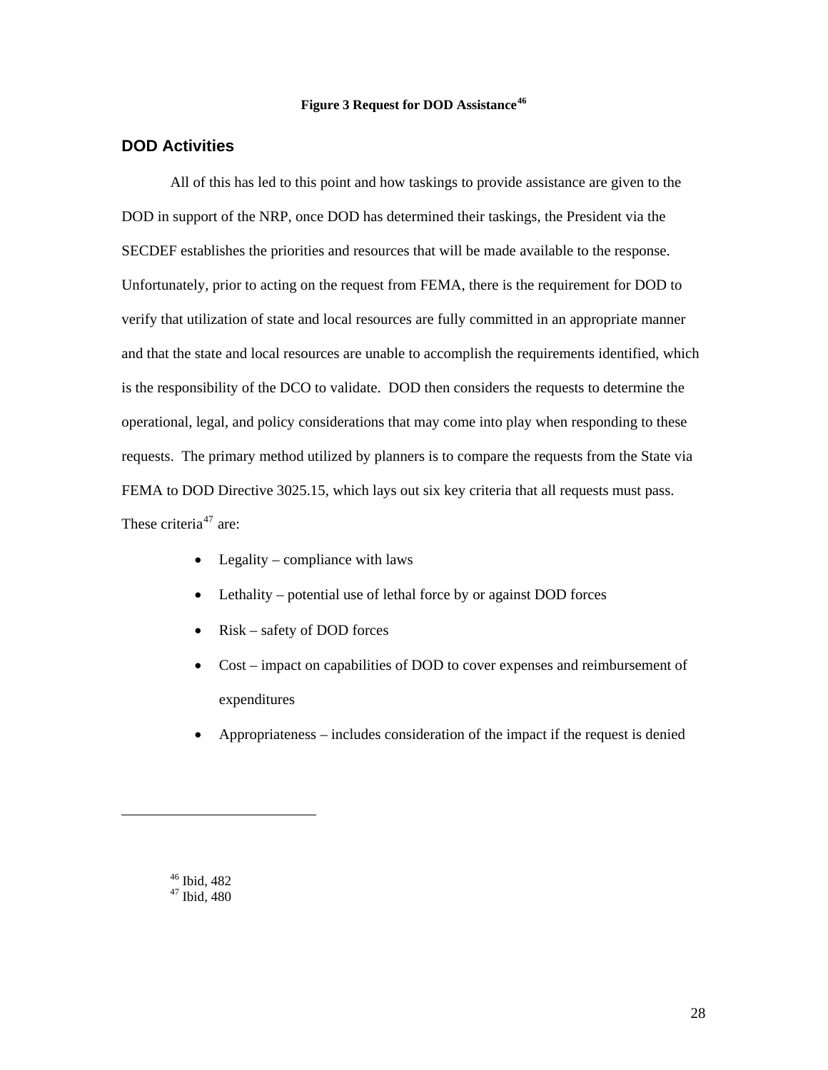**Figure 3 Request for DOD Assistance[46]**

## DOD Activities

All of this has led to this point and how taskings to provide assistance are given to the DOD in support of the NRP, once DOD has determined their taskings, the President via the SECDEF establishes the priorities and resources that will be made available to the response. Unfortunately, prior to acting on the request from FEMA, there is the requirement for DOD to verify that utilization of state and local resources are fully committed in an appropriate manner and that the state and local resources are unable to accomplish the requirements identified, which is the responsibility of the DCO to validate. DOD then considers the requests to determine the operational, legal, and policy considerations that may come into play when responding to these requests. The primary method utilized by planners is to compare the requests from the State via FEMA to DOD Directive 3025.15, which lays out six key criteria that all requests must pass. These criteria[47] are:

- Legality – compliance with laws
- Lethality – potential use of lethal force by or against DOD forces
- Risk – safety of DOD forces
- Cost – impact on capabilities of DOD to cover expenses and reimbursement of expenditures
- Appropriateness – includes consideration of the impact if the request is denied

[46] Ibid, 482
[47] Ibid, 480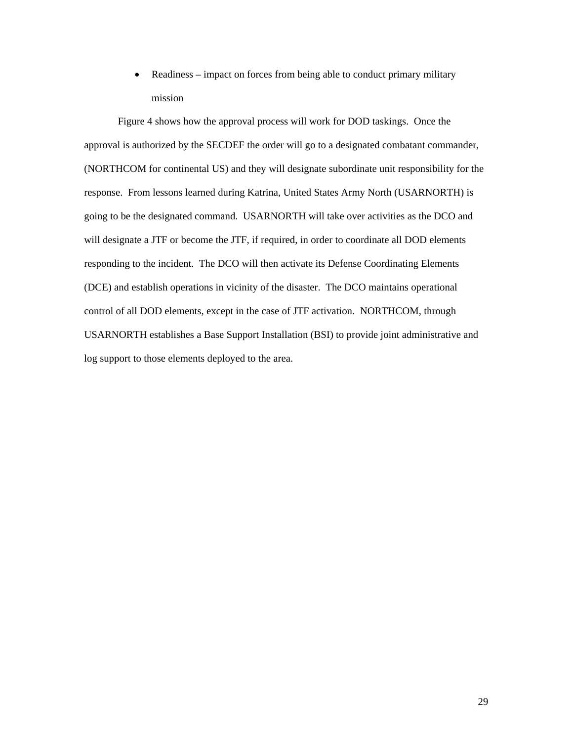- Readiness – impact on forces from being able to conduct primary military mission

Figure 4 shows how the approval process will work for DOD taskings. Once the approval is authorized by the SECDEF the order will go to a designated combatant commander, (NORTHCOM for continental US) and they will designate subordinate unit responsibility for the response. From lessons learned during Katrina, United States Army North (USARNORTH) is going to be the designated command. USARNORTH will take over activities as the DCO and will designate a JTF or become the JTF, if required, in order to coordinate all DOD elements responding to the incident. The DCO will then activate its Defense Coordinating Elements (DCE) and establish operations in vicinity of the disaster. The DCO maintains operational control of all DOD elements, except in the case of JTF activation. NORTHCOM, through USARNORTH establishes a Base Support Installation (BSI) to provide joint administrative and log support to those elements deployed to the area.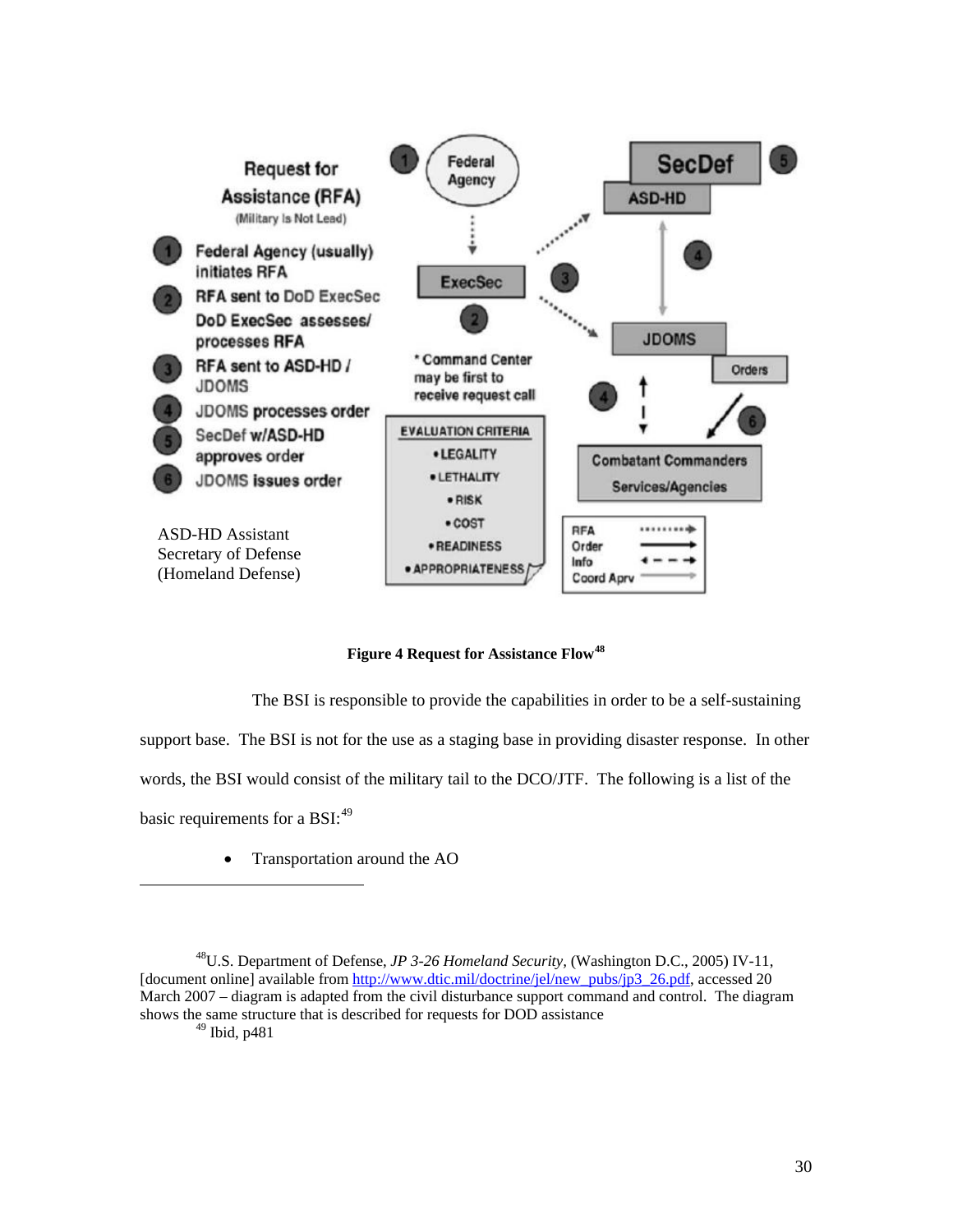Request for Assistance (RFA)
(Military Is Not Lead)

1. Federal Agency (usually) initiates RFA
2. RFA sent to DoD ExecSec
   DoD ExecSec assesses/ processes RFA
3. RFA sent to ASD-HD / JDOMS
4. JDOMS processes order
5. SecDef w/ASD-HD approves order
6. JDOMS issues order

ASD-HD Assistant Secretary of Defense (Homeland Defense)

Federal Agency — ExecSec — SecDef — ASD-HD — JDOMS — Orders — Combatant Commanders Services/Agencies

* Command Center may be first to receive request call

EVALUATION CRITERIA
- LEGALITY
- LETHALITY
- RISK
- COST
- READINESS
- APPROPRIATENESS

RFA / Order / Info / Coord Aprv

**Figure 4 Request for Assistance Flow**[48]

The BSI is responsible to provide the capabilities in order to be a self-sustaining support base. The BSI is not for the use as a staging base in providing disaster response. In other words, the BSI would consist of the military tail to the DCO/JTF. The following is a list of the basic requirements for a BSI:[49]

- Transportation around the AO

---

[48]U.S. Department of Defense, *JP 3-26 Homeland Security*, (Washington D.C., 2005) IV-11, [document online] available from http://www.dtic.mil/doctrine/jel/new_pubs/jp3_26.pdf, accessed 20 March 2007 – diagram is adapted from the civil disturbance support command and control. The diagram shows the same structure that is described for requests for DOD assistance

[49] Ibid, p481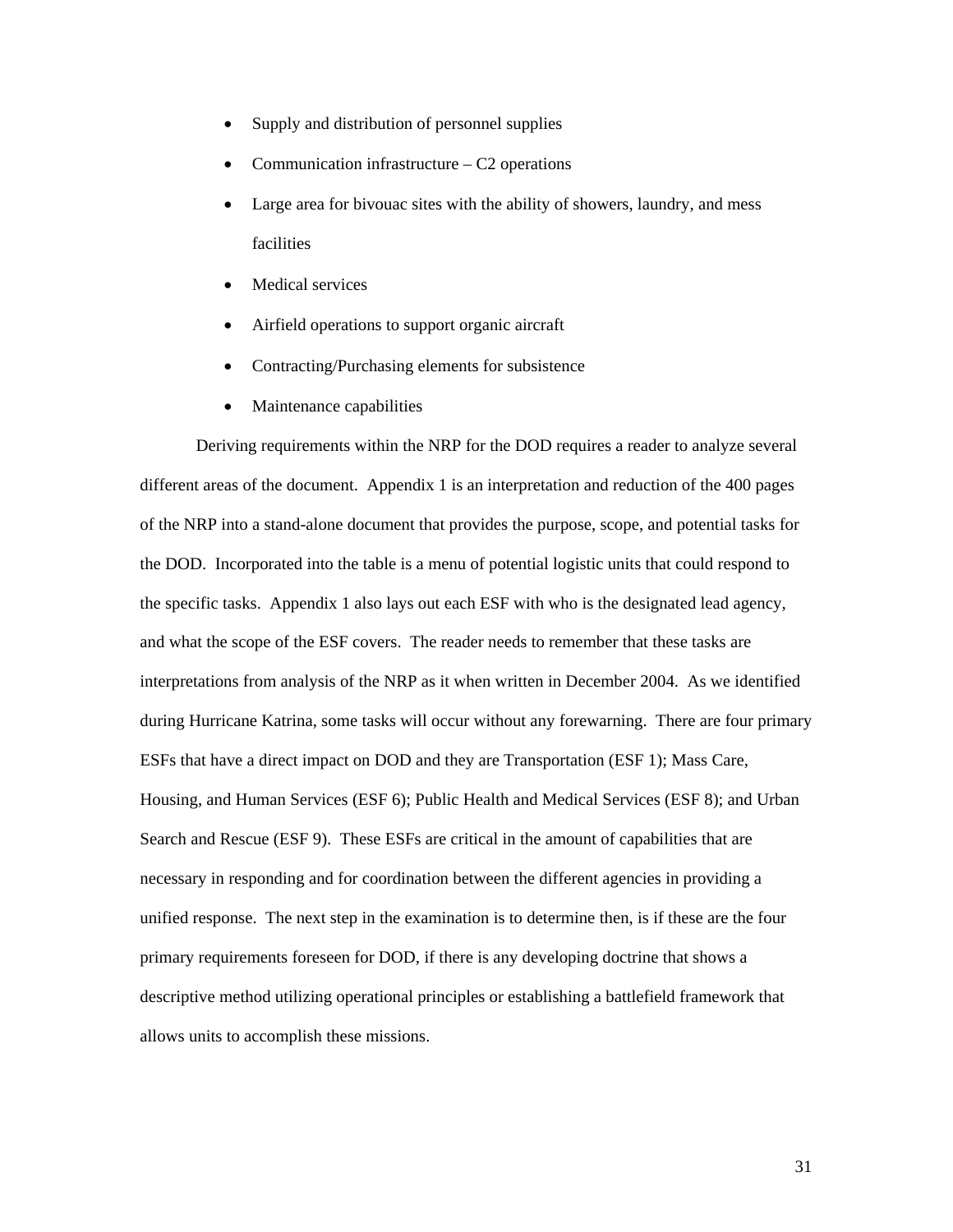- Supply and distribution of personnel supplies
- Communication infrastructure – C2 operations
- Large area for bivouac sites with the ability of showers, laundry, and mess facilities
- Medical services
- Airfield operations to support organic aircraft
- Contracting/Purchasing elements for subsistence
- Maintenance capabilities

Deriving requirements within the NRP for the DOD requires a reader to analyze several different areas of the document. Appendix 1 is an interpretation and reduction of the 400 pages of the NRP into a stand-alone document that provides the purpose, scope, and potential tasks for the DOD. Incorporated into the table is a menu of potential logistic units that could respond to the specific tasks. Appendix 1 also lays out each ESF with who is the designated lead agency, and what the scope of the ESF covers. The reader needs to remember that these tasks are interpretations from analysis of the NRP as it when written in December 2004. As we identified during Hurricane Katrina, some tasks will occur without any forewarning. There are four primary ESFs that have a direct impact on DOD and they are Transportation (ESF 1); Mass Care, Housing, and Human Services (ESF 6); Public Health and Medical Services (ESF 8); and Urban Search and Rescue (ESF 9). These ESFs are critical in the amount of capabilities that are necessary in responding and for coordination between the different agencies in providing a unified response. The next step in the examination is to determine then, is if these are the four primary requirements foreseen for DOD, if there is any developing doctrine that shows a descriptive method utilizing operational principles or establishing a battlefield framework that allows units to accomplish these missions.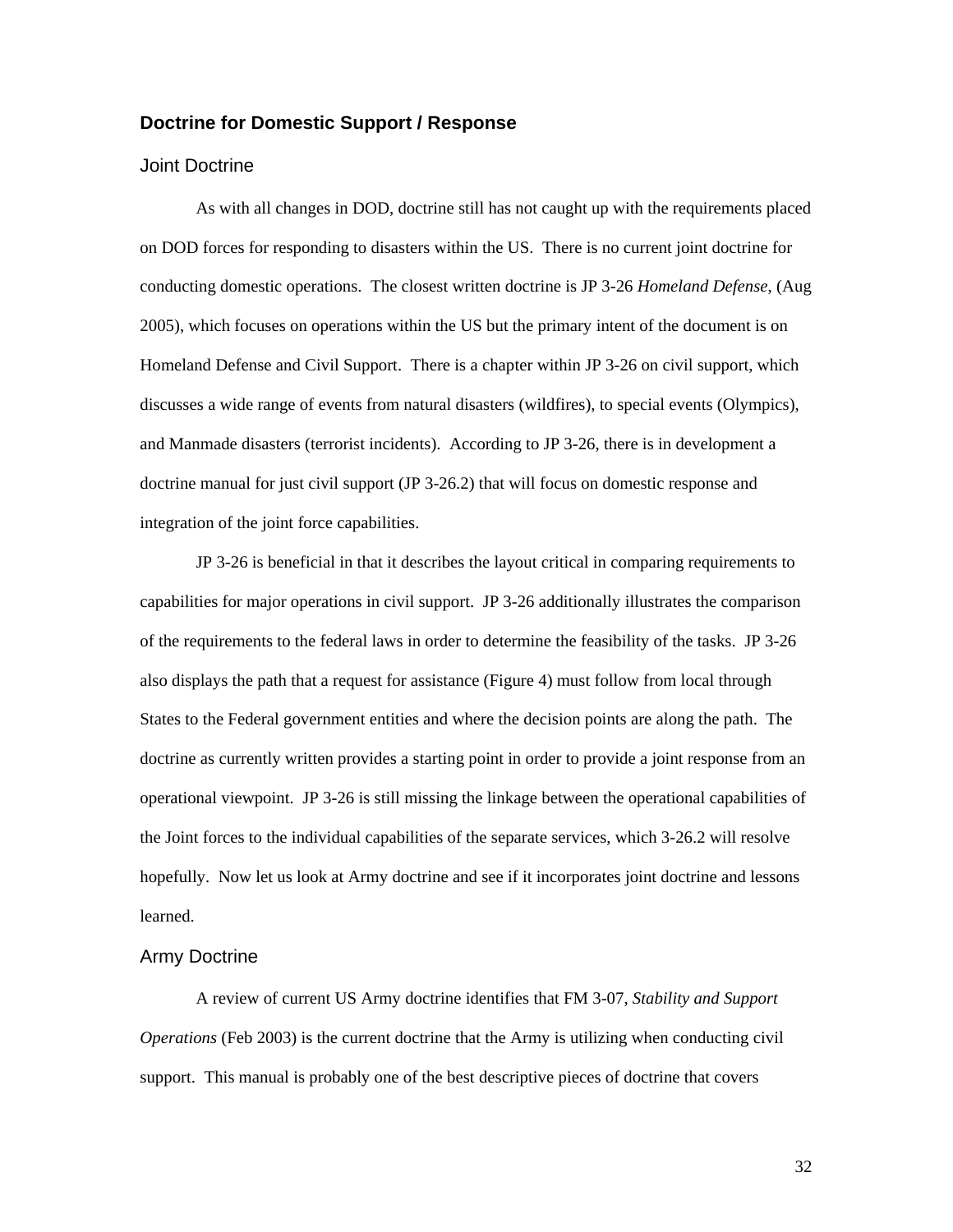## Doctrine for Domestic Support / Response

### Joint Doctrine

As with all changes in DOD, doctrine still has not caught up with the requirements placed on DOD forces for responding to disasters within the US. There is no current joint doctrine for conducting domestic operations. The closest written doctrine is JP 3-26 *Homeland Defense*, (Aug 2005), which focuses on operations within the US but the primary intent of the document is on Homeland Defense and Civil Support. There is a chapter within JP 3-26 on civil support, which discusses a wide range of events from natural disasters (wildfires), to special events (Olympics), and Manmade disasters (terrorist incidents). According to JP 3-26, there is in development a doctrine manual for just civil support (JP 3-26.2) that will focus on domestic response and integration of the joint force capabilities.

JP 3-26 is beneficial in that it describes the layout critical in comparing requirements to capabilities for major operations in civil support. JP 3-26 additionally illustrates the comparison of the requirements to the federal laws in order to determine the feasibility of the tasks. JP 3-26 also displays the path that a request for assistance (Figure 4) must follow from local through States to the Federal government entities and where the decision points are along the path. The doctrine as currently written provides a starting point in order to provide a joint response from an operational viewpoint. JP 3-26 is still missing the linkage between the operational capabilities of the Joint forces to the individual capabilities of the separate services, which 3-26.2 will resolve hopefully. Now let us look at Army doctrine and see if it incorporates joint doctrine and lessons learned.

### Army Doctrine

A review of current US Army doctrine identifies that FM 3-07, *Stability and Support Operations* (Feb 2003) is the current doctrine that the Army is utilizing when conducting civil support. This manual is probably one of the best descriptive pieces of doctrine that covers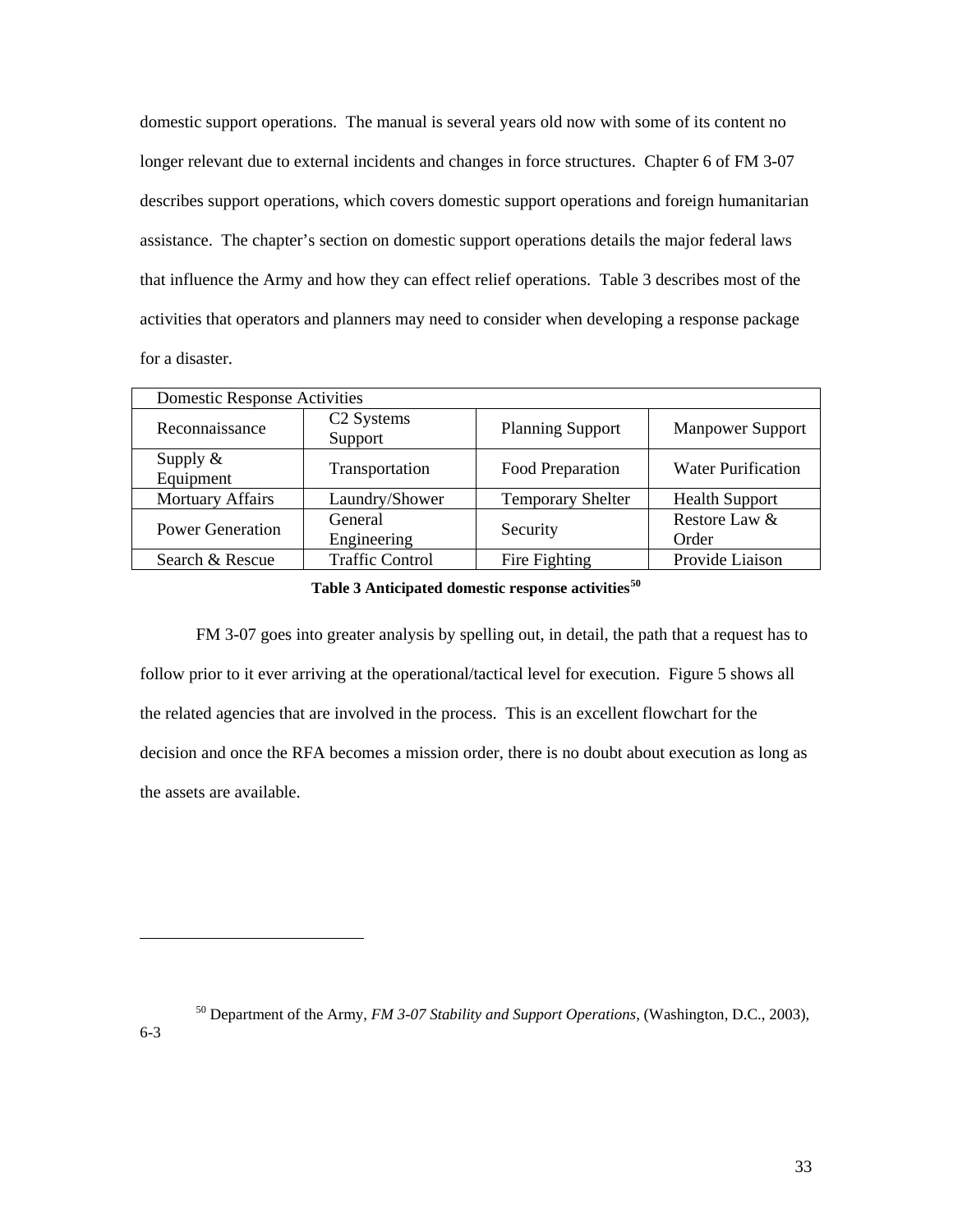domestic support operations. The manual is several years old now with some of its content no longer relevant due to external incidents and changes in force structures. Chapter 6 of FM 3-07 describes support operations, which covers domestic support operations and foreign humanitarian assistance. The chapter's section on domestic support operations details the major federal laws that influence the Army and how they can effect relief operations. Table 3 describes most of the activities that operators and planners may need to consider when developing a response package for a disaster.

| Domestic Response Activities | | | |
|---|---|---|---|
| Reconnaissance | C2 Systems Support | Planning Support | Manpower Support |
| Supply & Equipment | Transportation | Food Preparation | Water Purification |
| Mortuary Affairs | Laundry/Shower | Temporary Shelter | Health Support |
| Power Generation | General Engineering | Security | Restore Law & Order |
| Search & Rescue | Traffic Control | Fire Fighting | Provide Liaison |

**Table 3 Anticipated domestic response activities[50]**

FM 3-07 goes into greater analysis by spelling out, in detail, the path that a request has to follow prior to it ever arriving at the operational/tactical level for execution. Figure 5 shows all the related agencies that are involved in the process. This is an excellent flowchart for the decision and once the RFA becomes a mission order, there is no doubt about execution as long as the assets are available.

---

[50] Department of the Army, *FM 3-07 Stability and Support Operations*, (Washington, D.C., 2003), 6-3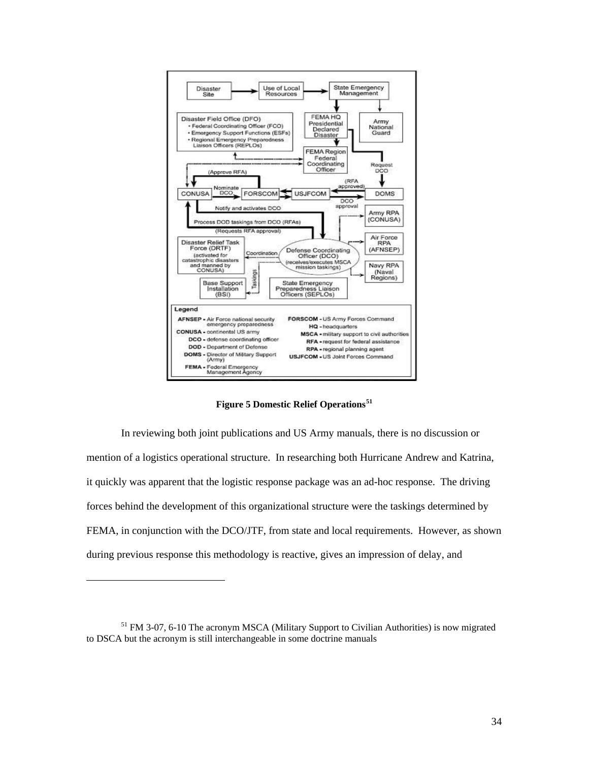**Figure 5 Domestic Relief Operations**[51]

In reviewing both joint publications and US Army manuals, there is no discussion or mention of a logistics operational structure. In researching both Hurricane Andrew and Katrina, it quickly was apparent that the logistic response package was an ad-hoc response. The driving forces behind the development of this organizational structure were the taskings determined by FEMA, in conjunction with the DCO/JTF, from state and local requirements. However, as shown during previous response this methodology is reactive, gives an impression of delay, and

[51] FM 3-07, 6-10 The acronym MSCA (Military Support to Civilian Authorities) is now migrated to DSCA but the acronym is still interchangeable in some doctrine manuals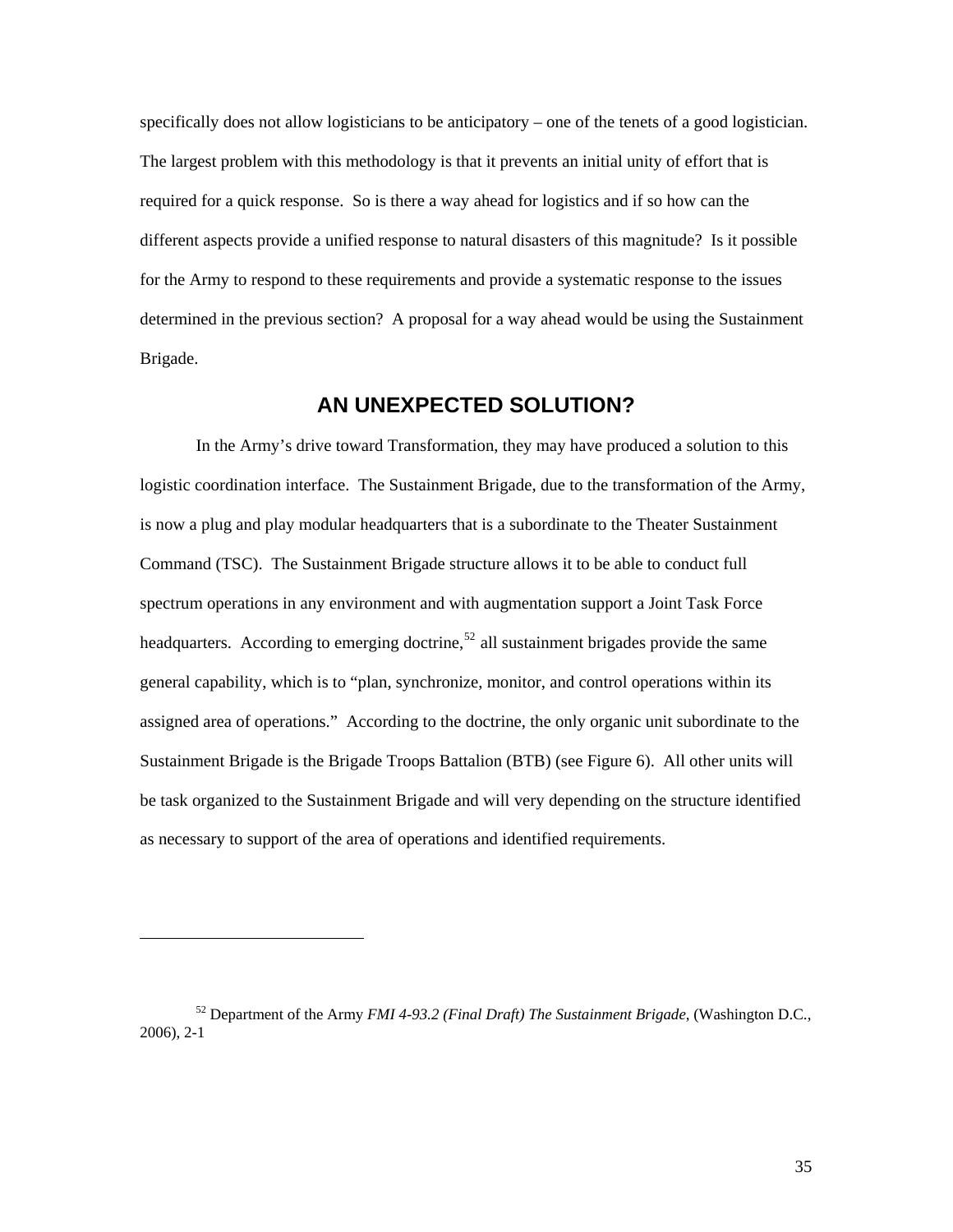specifically does not allow logisticians to be anticipatory – one of the tenets of a good logistician. The largest problem with this methodology is that it prevents an initial unity of effort that is required for a quick response. So is there a way ahead for logistics and if so how can the different aspects provide a unified response to natural disasters of this magnitude? Is it possible for the Army to respond to these requirements and provide a systematic response to the issues determined in the previous section? A proposal for a way ahead would be using the Sustainment Brigade.

## AN UNEXPECTED SOLUTION?

In the Army's drive toward Transformation, they may have produced a solution to this logistic coordination interface. The Sustainment Brigade, due to the transformation of the Army, is now a plug and play modular headquarters that is a subordinate to the Theater Sustainment Command (TSC). The Sustainment Brigade structure allows it to be able to conduct full spectrum operations in any environment and with augmentation support a Joint Task Force headquarters. According to emerging doctrine,[52] all sustainment brigades provide the same general capability, which is to "plan, synchronize, monitor, and control operations within its assigned area of operations." According to the doctrine, the only organic unit subordinate to the Sustainment Brigade is the Brigade Troops Battalion (BTB) (see Figure 6). All other units will be task organized to the Sustainment Brigade and will very depending on the structure identified as necessary to support of the area of operations and identified requirements.

---

[52] Department of the Army *FMI 4-93.2 (Final Draft) The Sustainment Brigade*, (Washington D.C., 2006), 2-1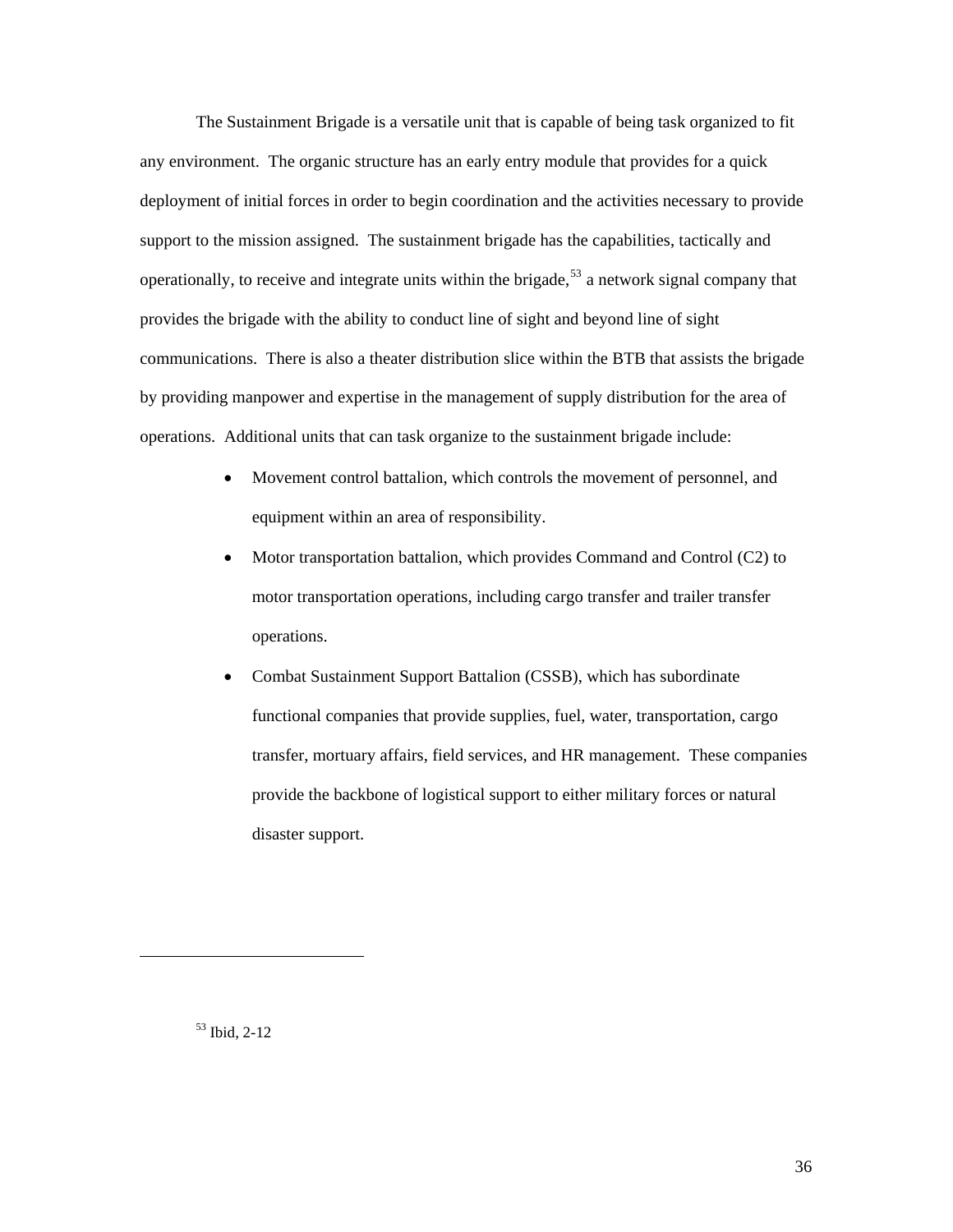The Sustainment Brigade is a versatile unit that is capable of being task organized to fit any environment. The organic structure has an early entry module that provides for a quick deployment of initial forces in order to begin coordination and the activities necessary to provide support to the mission assigned. The sustainment brigade has the capabilities, tactically and operationally, to receive and integrate units within the brigade,[53] a network signal company that provides the brigade with the ability to conduct line of sight and beyond line of sight communications. There is also a theater distribution slice within the BTB that assists the brigade by providing manpower and expertise in the management of supply distribution for the area of operations. Additional units that can task organize to the sustainment brigade include:

- Movement control battalion, which controls the movement of personnel, and equipment within an area of responsibility.
- Motor transportation battalion, which provides Command and Control (C2) to motor transportation operations, including cargo transfer and trailer transfer operations.
- Combat Sustainment Support Battalion (CSSB), which has subordinate functional companies that provide supplies, fuel, water, transportation, cargo transfer, mortuary affairs, field services, and HR management. These companies provide the backbone of logistical support to either military forces or natural disaster support.

---

[53] Ibid, 2-12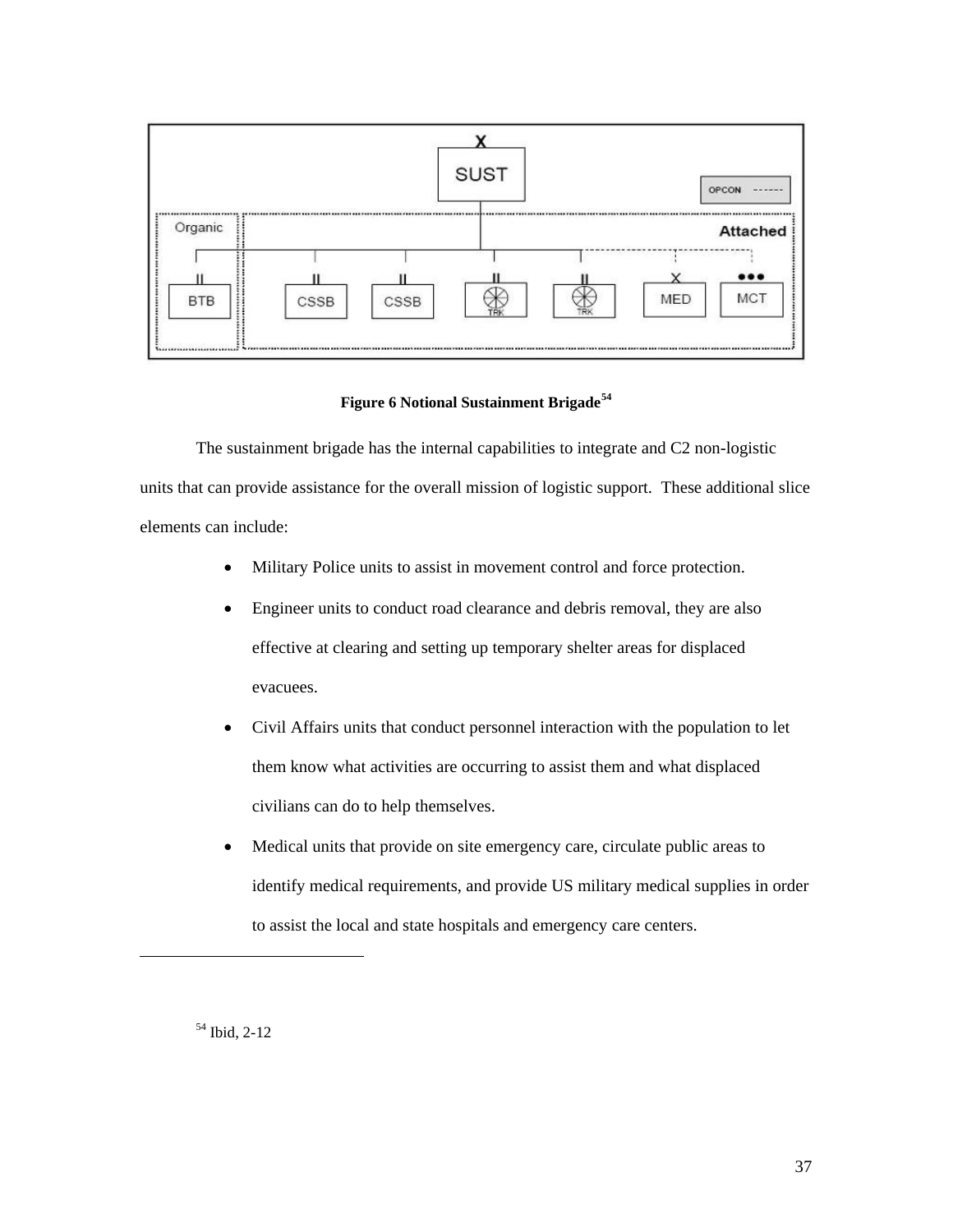**Figure 6 Notional Sustainment Brigade**[54]

The sustainment brigade has the internal capabilities to integrate and C2 non-logistic units that can provide assistance for the overall mission of logistic support. These additional slice elements can include:

- Military Police units to assist in movement control and force protection.
- Engineer units to conduct road clearance and debris removal, they are also effective at clearing and setting up temporary shelter areas for displaced evacuees.
- Civil Affairs units that conduct personnel interaction with the population to let them know what activities are occurring to assist them and what displaced civilians can do to help themselves.
- Medical units that provide on site emergency care, circulate public areas to identify medical requirements, and provide US military medical supplies in order to assist the local and state hospitals and emergency care centers.

---

[54] Ibid, 2-12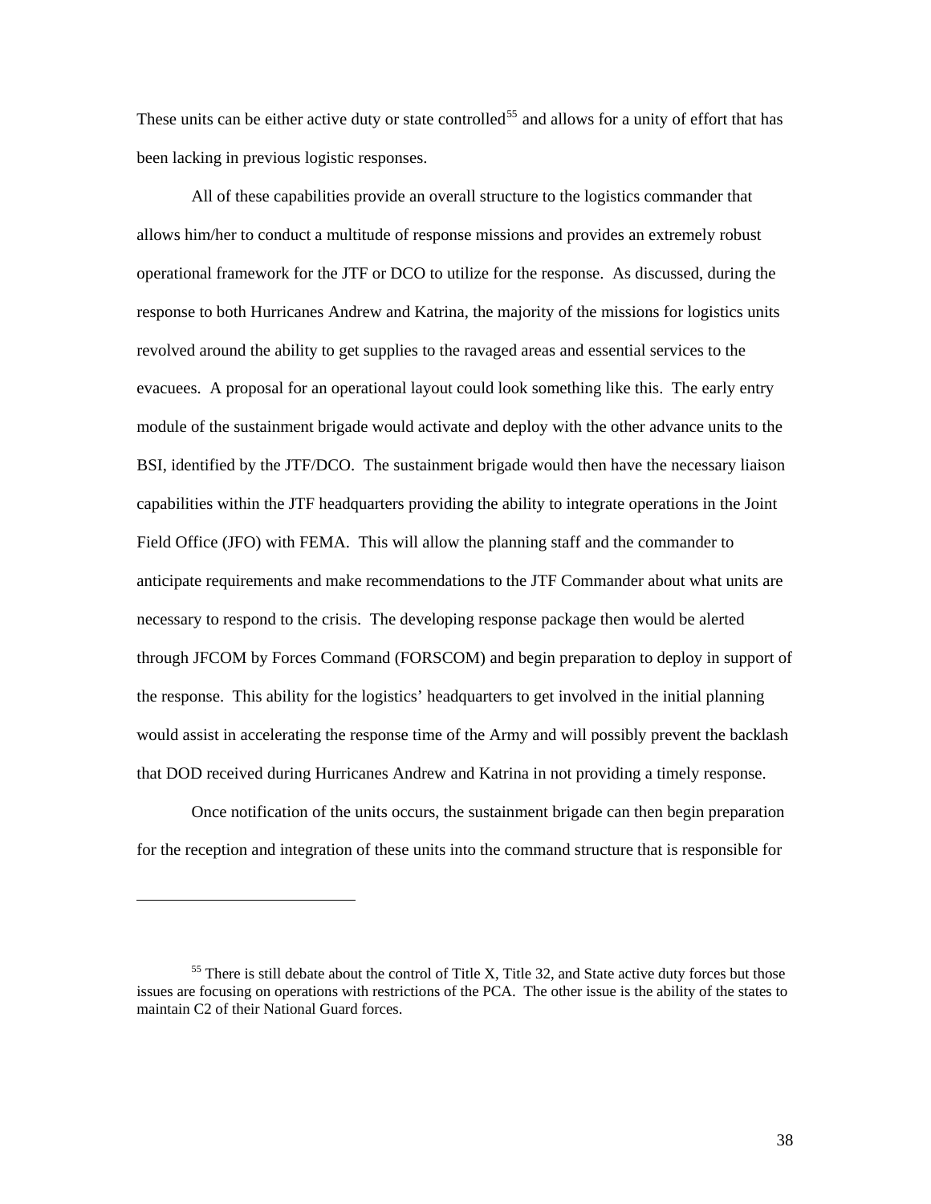These units can be either active duty or state controlled[55] and allows for a unity of effort that has been lacking in previous logistic responses.

All of these capabilities provide an overall structure to the logistics commander that allows him/her to conduct a multitude of response missions and provides an extremely robust operational framework for the JTF or DCO to utilize for the response. As discussed, during the response to both Hurricanes Andrew and Katrina, the majority of the missions for logistics units revolved around the ability to get supplies to the ravaged areas and essential services to the evacuees. A proposal for an operational layout could look something like this. The early entry module of the sustainment brigade would activate and deploy with the other advance units to the BSI, identified by the JTF/DCO. The sustainment brigade would then have the necessary liaison capabilities within the JTF headquarters providing the ability to integrate operations in the Joint Field Office (JFO) with FEMA. This will allow the planning staff and the commander to anticipate requirements and make recommendations to the JTF Commander about what units are necessary to respond to the crisis. The developing response package then would be alerted through JFCOM by Forces Command (FORSCOM) and begin preparation to deploy in support of the response. This ability for the logistics' headquarters to get involved in the initial planning would assist in accelerating the response time of the Army and will possibly prevent the backlash that DOD received during Hurricanes Andrew and Katrina in not providing a timely response.

Once notification of the units occurs, the sustainment brigade can then begin preparation for the reception and integration of these units into the command structure that is responsible for

---

[55] There is still debate about the control of Title X, Title 32, and State active duty forces but those issues are focusing on operations with restrictions of the PCA. The other issue is the ability of the states to maintain C2 of their National Guard forces.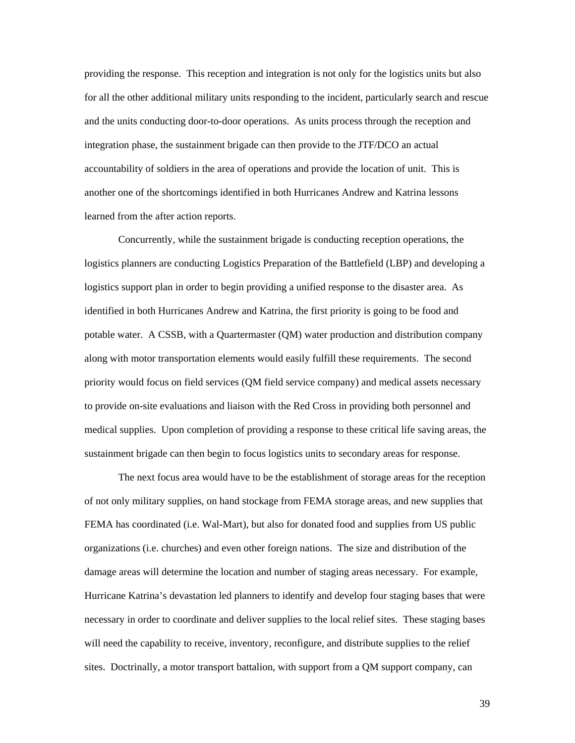providing the response. This reception and integration is not only for the logistics units but also for all the other additional military units responding to the incident, particularly search and rescue and the units conducting door-to-door operations. As units process through the reception and integration phase, the sustainment brigade can then provide to the JTF/DCO an actual accountability of soldiers in the area of operations and provide the location of unit. This is another one of the shortcomings identified in both Hurricanes Andrew and Katrina lessons learned from the after action reports.

Concurrently, while the sustainment brigade is conducting reception operations, the logistics planners are conducting Logistics Preparation of the Battlefield (LBP) and developing a logistics support plan in order to begin providing a unified response to the disaster area. As identified in both Hurricanes Andrew and Katrina, the first priority is going to be food and potable water. A CSSB, with a Quartermaster (QM) water production and distribution company along with motor transportation elements would easily fulfill these requirements. The second priority would focus on field services (QM field service company) and medical assets necessary to provide on-site evaluations and liaison with the Red Cross in providing both personnel and medical supplies. Upon completion of providing a response to these critical life saving areas, the sustainment brigade can then begin to focus logistics units to secondary areas for response.

The next focus area would have to be the establishment of storage areas for the reception of not only military supplies, on hand stockage from FEMA storage areas, and new supplies that FEMA has coordinated (i.e. Wal-Mart), but also for donated food and supplies from US public organizations (i.e. churches) and even other foreign nations. The size and distribution of the damage areas will determine the location and number of staging areas necessary. For example, Hurricane Katrina's devastation led planners to identify and develop four staging bases that were necessary in order to coordinate and deliver supplies to the local relief sites. These staging bases will need the capability to receive, inventory, reconfigure, and distribute supplies to the relief sites. Doctrinally, a motor transport battalion, with support from a QM support company, can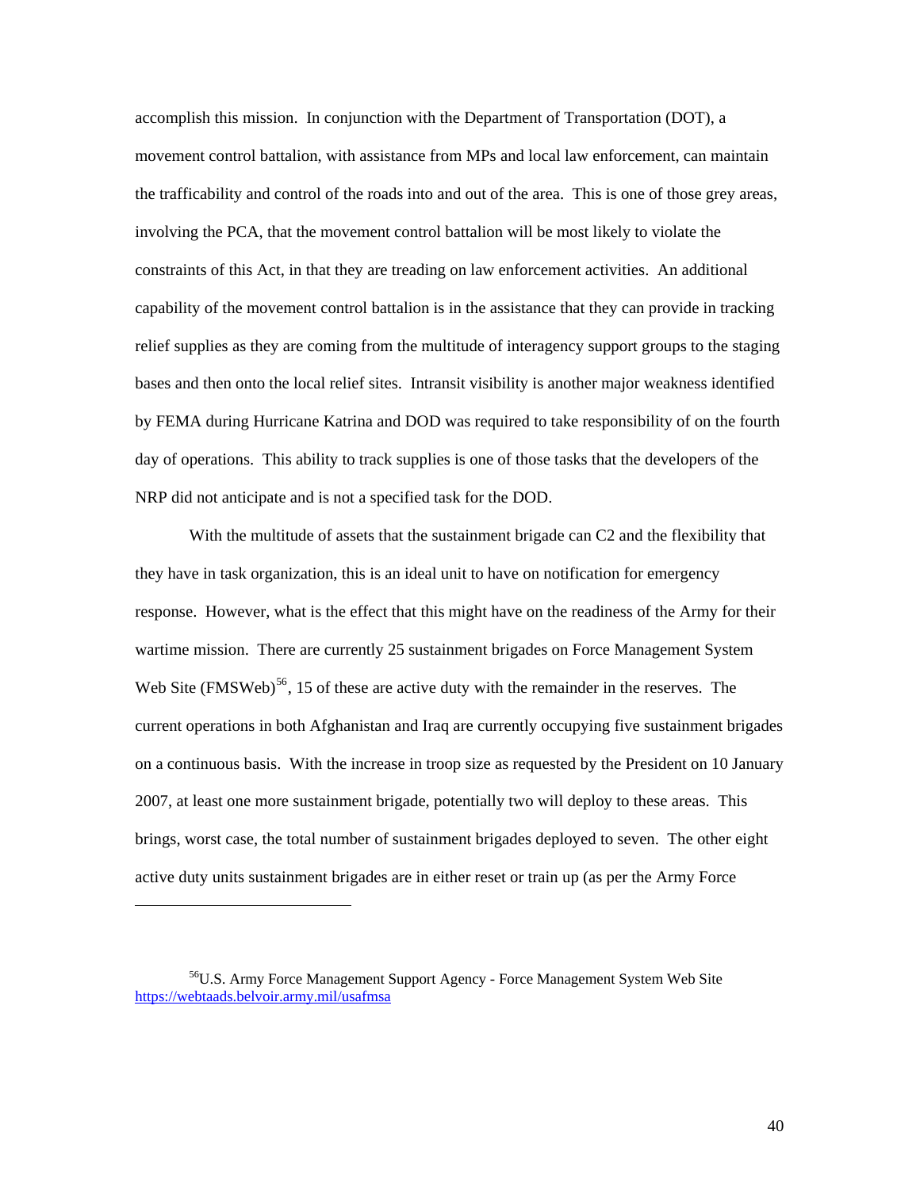accomplish this mission. In conjunction with the Department of Transportation (DOT), a movement control battalion, with assistance from MPs and local law enforcement, can maintain the trafficability and control of the roads into and out of the area. This is one of those grey areas, involving the PCA, that the movement control battalion will be most likely to violate the constraints of this Act, in that they are treading on law enforcement activities. An additional capability of the movement control battalion is in the assistance that they can provide in tracking relief supplies as they are coming from the multitude of interagency support groups to the staging bases and then onto the local relief sites. Intransit visibility is another major weakness identified by FEMA during Hurricane Katrina and DOD was required to take responsibility of on the fourth day of operations. This ability to track supplies is one of those tasks that the developers of the NRP did not anticipate and is not a specified task for the DOD.

With the multitude of assets that the sustainment brigade can C2 and the flexibility that they have in task organization, this is an ideal unit to have on notification for emergency response. However, what is the effect that this might have on the readiness of the Army for their wartime mission. There are currently 25 sustainment brigades on Force Management System Web Site (FMSWeb)[56], 15 of these are active duty with the remainder in the reserves. The current operations in both Afghanistan and Iraq are currently occupying five sustainment brigades on a continuous basis. With the increase in troop size as requested by the President on 10 January 2007, at least one more sustainment brigade, potentially two will deploy to these areas. This brings, worst case, the total number of sustainment brigades deployed to seven. The other eight active duty units sustainment brigades are in either reset or train up (as per the Army Force

---

[56]U.S. Army Force Management Support Agency - Force Management System Web Site https://webtaads.belvoir.army.mil/usafmsa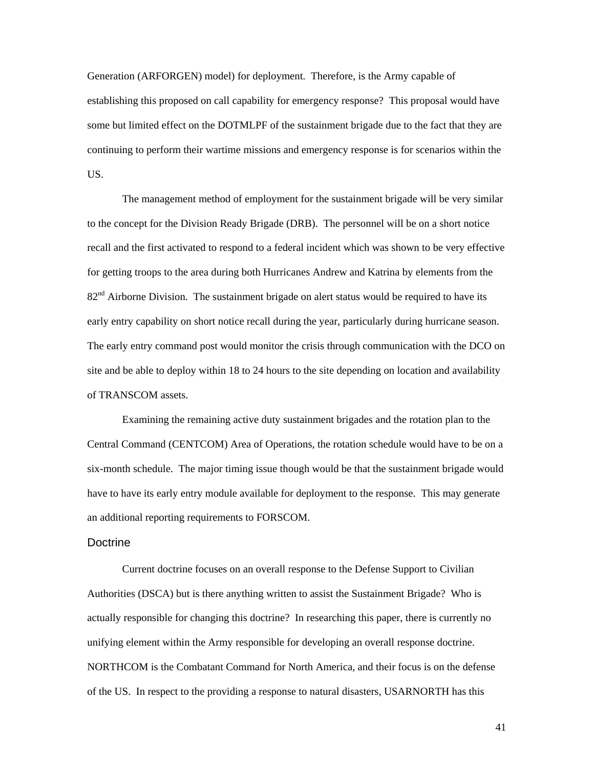Generation (ARFORGEN) model) for deployment. Therefore, is the Army capable of establishing this proposed on call capability for emergency response? This proposal would have some but limited effect on the DOTMLPF of the sustainment brigade due to the fact that they are continuing to perform their wartime missions and emergency response is for scenarios within the US.

The management method of employment for the sustainment brigade will be very similar to the concept for the Division Ready Brigade (DRB). The personnel will be on a short notice recall and the first activated to respond to a federal incident which was shown to be very effective for getting troops to the area during both Hurricanes Andrew and Katrina by elements from the 82nd Airborne Division. The sustainment brigade on alert status would be required to have its early entry capability on short notice recall during the year, particularly during hurricane season. The early entry command post would monitor the crisis through communication with the DCO on site and be able to deploy within 18 to 24 hours to the site depending on location and availability of TRANSCOM assets.

Examining the remaining active duty sustainment brigades and the rotation plan to the Central Command (CENTCOM) Area of Operations, the rotation schedule would have to be on a six-month schedule. The major timing issue though would be that the sustainment brigade would have to have its early entry module available for deployment to the response. This may generate an additional reporting requirements to FORSCOM.

## Doctrine

Current doctrine focuses on an overall response to the Defense Support to Civilian Authorities (DSCA) but is there anything written to assist the Sustainment Brigade? Who is actually responsible for changing this doctrine? In researching this paper, there is currently no unifying element within the Army responsible for developing an overall response doctrine. NORTHCOM is the Combatant Command for North America, and their focus is on the defense of the US. In respect to the providing a response to natural disasters, USARNORTH has this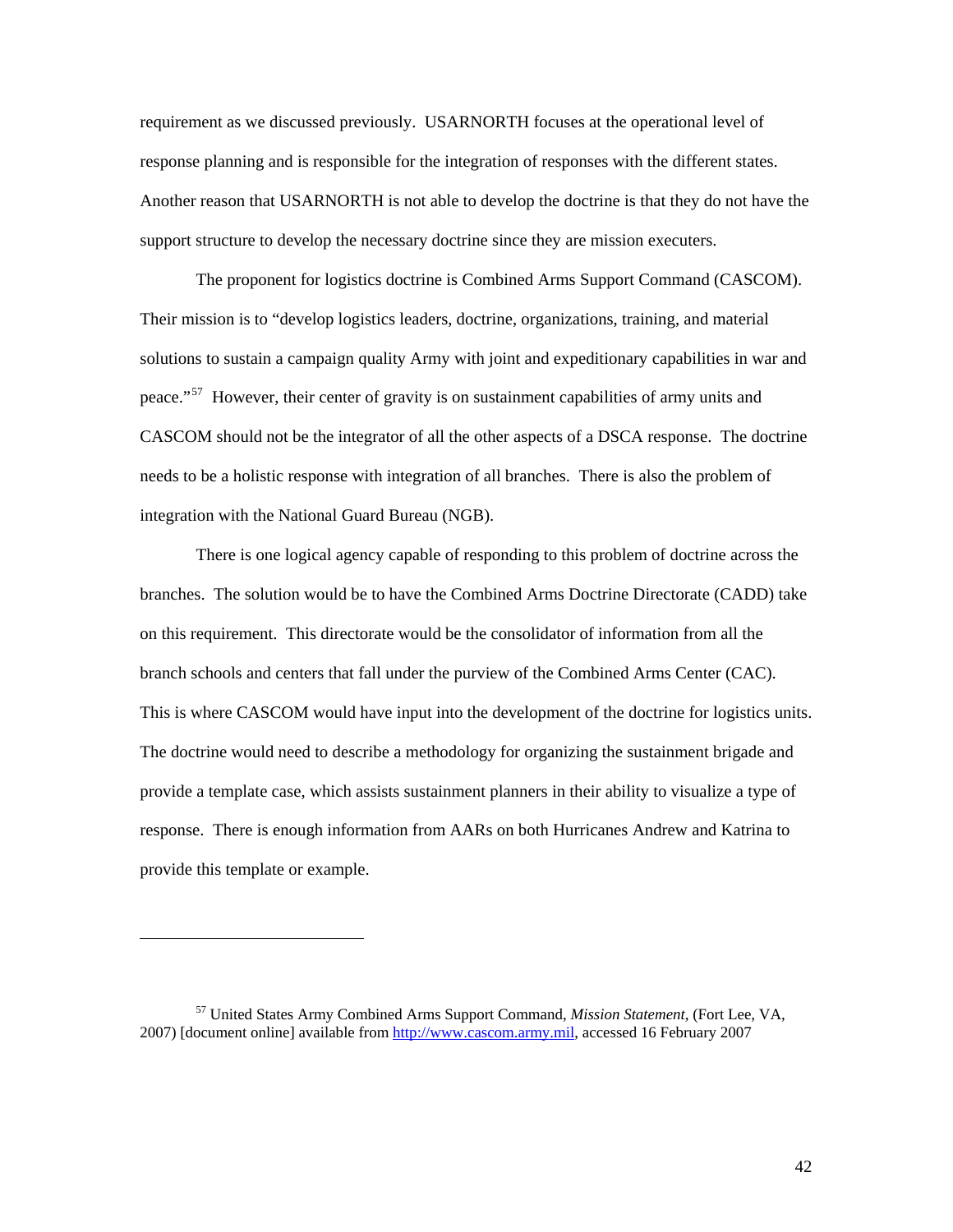requirement as we discussed previously. USARNORTH focuses at the operational level of response planning and is responsible for the integration of responses with the different states. Another reason that USARNORTH is not able to develop the doctrine is that they do not have the support structure to develop the necessary doctrine since they are mission executers.

The proponent for logistics doctrine is Combined Arms Support Command (CASCOM). Their mission is to "develop logistics leaders, doctrine, organizations, training, and material solutions to sustain a campaign quality Army with joint and expeditionary capabilities in war and peace."[57] However, their center of gravity is on sustainment capabilities of army units and CASCOM should not be the integrator of all the other aspects of a DSCA response. The doctrine needs to be a holistic response with integration of all branches. There is also the problem of integration with the National Guard Bureau (NGB).

There is one logical agency capable of responding to this problem of doctrine across the branches. The solution would be to have the Combined Arms Doctrine Directorate (CADD) take on this requirement. This directorate would be the consolidator of information from all the branch schools and centers that fall under the purview of the Combined Arms Center (CAC). This is where CASCOM would have input into the development of the doctrine for logistics units. The doctrine would need to describe a methodology for organizing the sustainment brigade and provide a template case, which assists sustainment planners in their ability to visualize a type of response. There is enough information from AARs on both Hurricanes Andrew and Katrina to provide this template or example.

---

[57] United States Army Combined Arms Support Command, *Mission Statement*, (Fort Lee, VA, 2007) [document online] available from http://www.cascom.army.mil, accessed 16 February 2007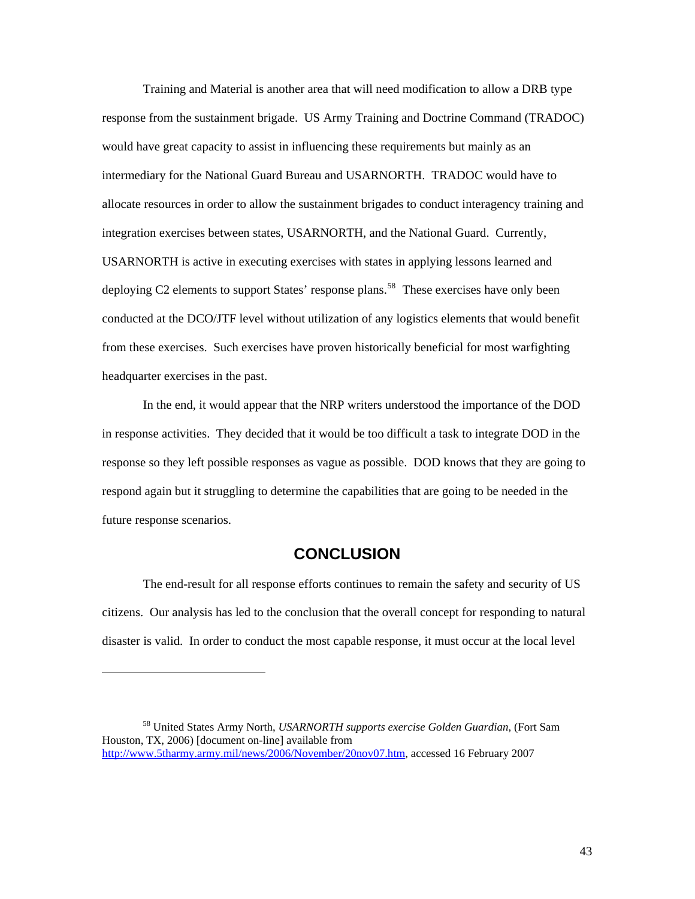Training and Material is another area that will need modification to allow a DRB type response from the sustainment brigade. US Army Training and Doctrine Command (TRADOC) would have great capacity to assist in influencing these requirements but mainly as an intermediary for the National Guard Bureau and USARNORTH. TRADOC would have to allocate resources in order to allow the sustainment brigades to conduct interagency training and integration exercises between states, USARNORTH, and the National Guard. Currently, USARNORTH is active in executing exercises with states in applying lessons learned and deploying C2 elements to support States' response plans.[58] These exercises have only been conducted at the DCO/JTF level without utilization of any logistics elements that would benefit from these exercises. Such exercises have proven historically beneficial for most warfighting headquarter exercises in the past.

In the end, it would appear that the NRP writers understood the importance of the DOD in response activities. They decided that it would be too difficult a task to integrate DOD in the response so they left possible responses as vague as possible. DOD knows that they are going to respond again but it struggling to determine the capabilities that are going to be needed in the future response scenarios.

## CONCLUSION

The end-result for all response efforts continues to remain the safety and security of US citizens. Our analysis has led to the conclusion that the overall concept for responding to natural disaster is valid. In order to conduct the most capable response, it must occur at the local level

---

[58] United States Army North, *USARNORTH supports exercise Golden Guardian*, (Fort Sam Houston, TX, 2006) [document on-line] available from http://www.5tharmy.army.mil/news/2006/November/20nov07.htm, accessed 16 February 2007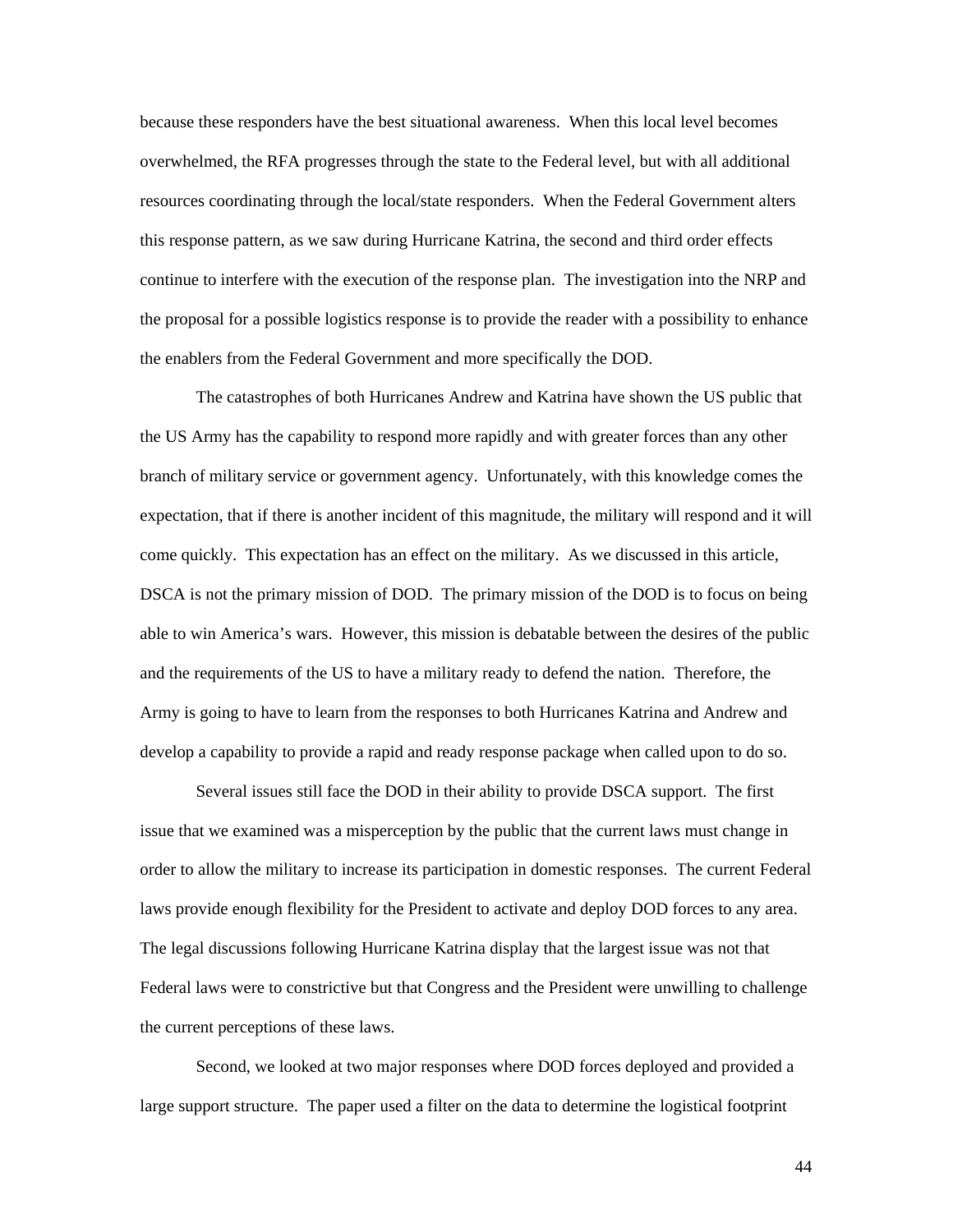because these responders have the best situational awareness. When this local level becomes overwhelmed, the RFA progresses through the state to the Federal level, but with all additional resources coordinating through the local/state responders. When the Federal Government alters this response pattern, as we saw during Hurricane Katrina, the second and third order effects continue to interfere with the execution of the response plan. The investigation into the NRP and the proposal for a possible logistics response is to provide the reader with a possibility to enhance the enablers from the Federal Government and more specifically the DOD.

The catastrophes of both Hurricanes Andrew and Katrina have shown the US public that the US Army has the capability to respond more rapidly and with greater forces than any other branch of military service or government agency. Unfortunately, with this knowledge comes the expectation, that if there is another incident of this magnitude, the military will respond and it will come quickly. This expectation has an effect on the military. As we discussed in this article, DSCA is not the primary mission of DOD. The primary mission of the DOD is to focus on being able to win America's wars. However, this mission is debatable between the desires of the public and the requirements of the US to have a military ready to defend the nation. Therefore, the Army is going to have to learn from the responses to both Hurricanes Katrina and Andrew and develop a capability to provide a rapid and ready response package when called upon to do so.

Several issues still face the DOD in their ability to provide DSCA support. The first issue that we examined was a misperception by the public that the current laws must change in order to allow the military to increase its participation in domestic responses. The current Federal laws provide enough flexibility for the President to activate and deploy DOD forces to any area. The legal discussions following Hurricane Katrina display that the largest issue was not that Federal laws were to constrictive but that Congress and the President were unwilling to challenge the current perceptions of these laws.

Second, we looked at two major responses where DOD forces deployed and provided a large support structure. The paper used a filter on the data to determine the logistical footprint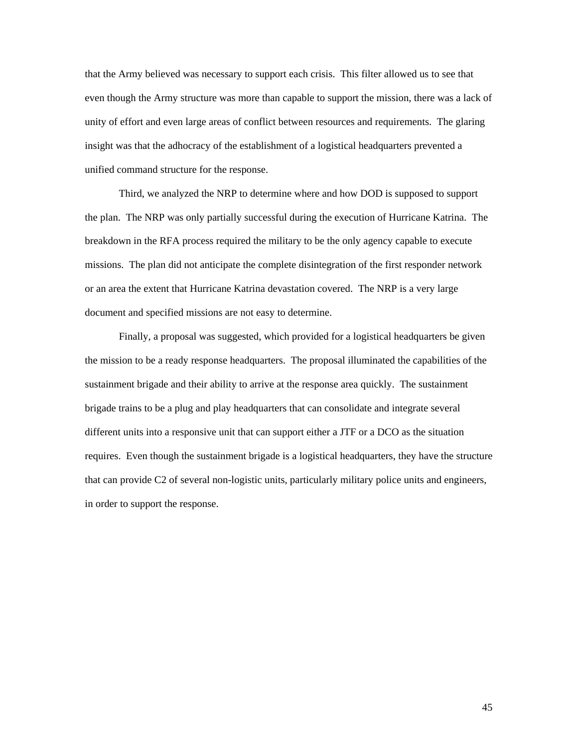that the Army believed was necessary to support each crisis. This filter allowed us to see that even though the Army structure was more than capable to support the mission, there was a lack of unity of effort and even large areas of conflict between resources and requirements. The glaring insight was that the adhocracy of the establishment of a logistical headquarters prevented a unified command structure for the response.

Third, we analyzed the NRP to determine where and how DOD is supposed to support the plan. The NRP was only partially successful during the execution of Hurricane Katrina. The breakdown in the RFA process required the military to be the only agency capable to execute missions. The plan did not anticipate the complete disintegration of the first responder network or an area the extent that Hurricane Katrina devastation covered. The NRP is a very large document and specified missions are not easy to determine.

Finally, a proposal was suggested, which provided for a logistical headquarters be given the mission to be a ready response headquarters. The proposal illuminated the capabilities of the sustainment brigade and their ability to arrive at the response area quickly. The sustainment brigade trains to be a plug and play headquarters that can consolidate and integrate several different units into a responsive unit that can support either a JTF or a DCO as the situation requires. Even though the sustainment brigade is a logistical headquarters, they have the structure that can provide C2 of several non-logistic units, particularly military police units and engineers, in order to support the response.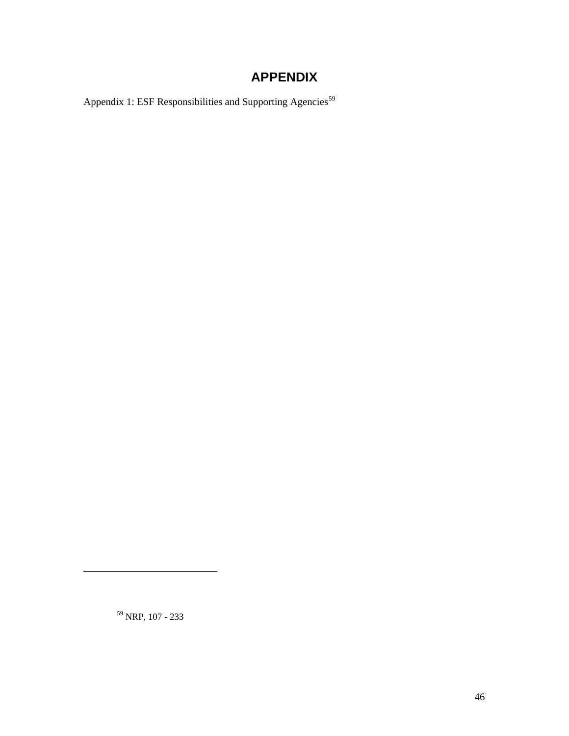# APPENDIX

Appendix 1: ESF Responsibilities and Supporting Agencies[59]

[59] NRP, 107 - 233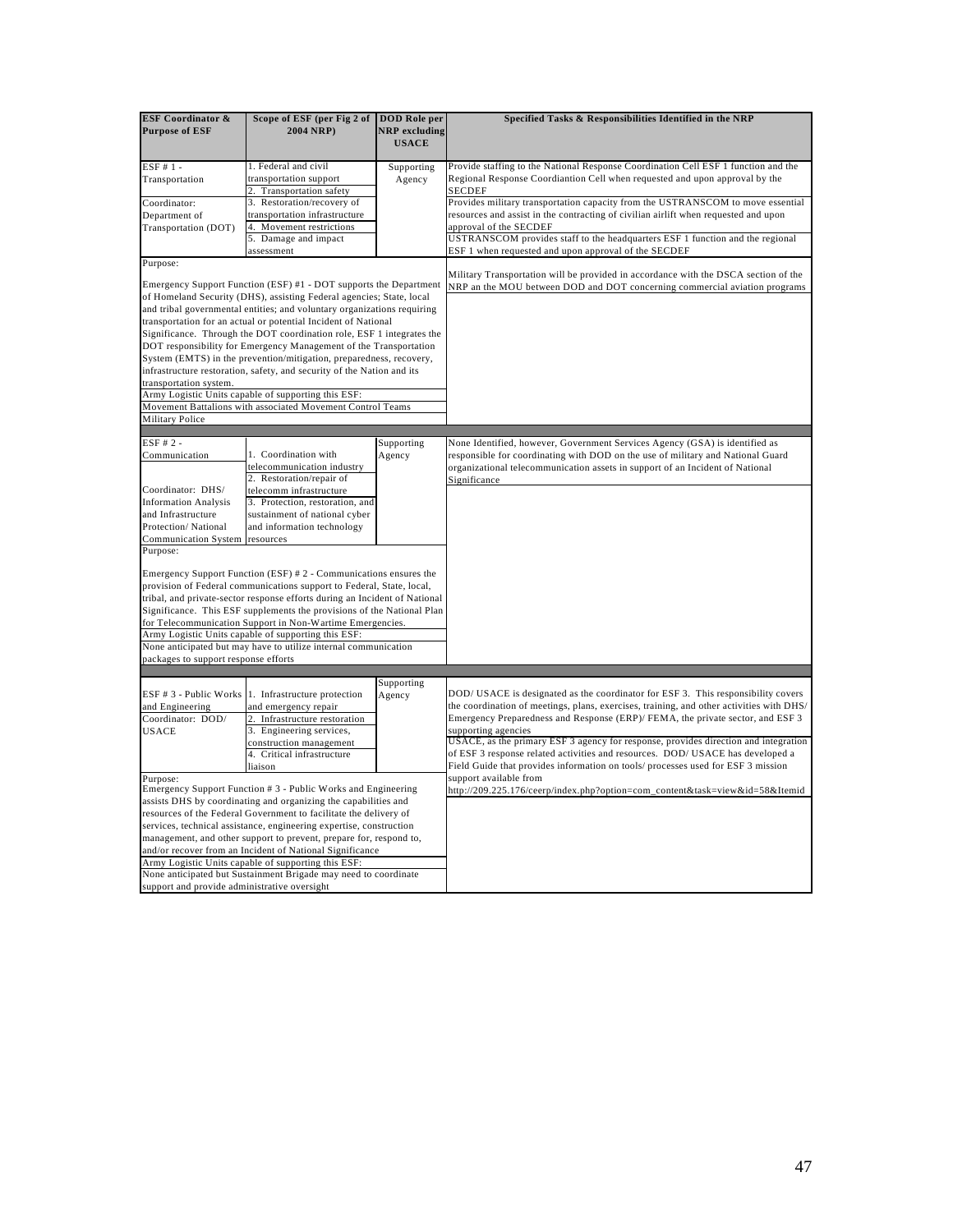| ESF Coordinator & Purpose of ESF | Scope of ESF (per Fig 2 of 2004 NRP) | DOD Role per NRP excluding USACE | Specified Tasks & Responsibilities Identified in the NRP |
|---|---|---|---|
| ESF # 1 - Transportation<br><br>Coordinator: Department of Transportation (DOT) | 1. Federal and civil transportation support<br>2. Transportation safety<br>3. Restoration/recovery of transportation infrastructure<br>4. Movement restrictions<br>5. Damage and impact assessment | Supporting Agency | Provide staffing to the National Response Coordination Cell ESF 1 function and the Regional Response Coordiantion Cell when requested and upon approval by the SECDEF<br>Provides military transportation capacity from the USTRANSCOM to move essential resources and assist in the contracting of civilian airlift when requested and upon approval of the SECDEF<br>USTRANSCOM provides staff to the headquarters ESF 1 function and the regional ESF 1 when requested and upon approval of the SECDEF |
| Purpose:<br><br>Emergency Support Function (ESF) #1 - DOT supports the Department of Homeland Security (DHS), assisting Federal agencies; State, local and tribal governmental entities; and voluntary organizations requiring transportation for an actual or potential Incident of National Significance. Through the DOT coordination role, ESF 1 integrates the DOT responsibility for Emergency Management of the Transportation System (EMTS) in the prevention/mitigation, preparedness, recovery, infrastructure restoration, safety, and security of the Nation and its transportation system.<br>Army Logistic Units capable of supporting this ESF:<br>Movement Battalions with associated Movement Control Teams<br>Military Police | | | Military Transportation will be provided in accordance with the DSCA section of the NRP an the MOU between DOD and DOT concerning commercial aviation programs |
| ESF # 2 - Communication<br><br>Coordinator: DHS/ Information Analysis and Infrastructure Protection/ National Communication System | 1. Coordination with telecommunication industry<br>2. Restoration/repair of telecomm infrastructure<br>3. Protection, restoration, and sustainment of national cyber and information technology resources | Supporting Agency | None Identified, however, Government Services Agency (GSA) is identified as responsible for coordinating with DOD on the use of military and National Guard organizational telecommunication assets in support of an Incident of National Significance |
| Purpose:<br><br>Emergency Support Function (ESF) # 2 - Communications ensures the provision of Federal communications support to Federal, State, local, tribal, and private-sector response efforts during an Incident of National Significance. This ESF supplements the provisions of the National Plan for Telecommunication Support in Non-Wartime Emergencies.<br>Army Logistic Units capable of supporting this ESF:<br>None anticipated but may have to utilize internal communication packages to support response efforts | | | |
| ESF # 3 - Public Works and Engineering<br>Coordinator: DOD/ USACE | 1. Infrastructure protection and emergency repair<br>2. Infrastructure restoration<br>3. Engineering services, construction management<br>4. Critical infrastructure liaison | Supporting Agency | DOD/ USACE is designated as the coordinator for ESF 3. This responsibility covers the coordination of meetings, plans, exercises, training, and other activities with DHS/ Emergency Preparedness and Response (ERP)/ FEMA, the private sector, and ESF 3 supporting agencies<br>USACE, as the primary ESF 3 agency for response, provides direction and integration of ESF 3 response related activities and resources. DOD/ USACE has developed a Field Guide that provides information on tools/ processes used for ESF 3 mission support available from http://209.225.176/ceerp/index.php?option=com_content&task=view&id=58&Itemid |
| Purpose:<br>Emergency Support Function # 3 - Public Works and Engineering assists DHS by coordinating and organizing the capabilities and resources of the Federal Government to facilitate the delivery of services, technical assistance, engineering expertise, construction management, and other support to prevent, prepare for, respond to, and/or recover from an Incident of National Significance<br>Army Logistic Units capable of supporting this ESF:<br>None anticipated but Sustainment Brigade may need to coordinate support and provide administrative oversight | | | |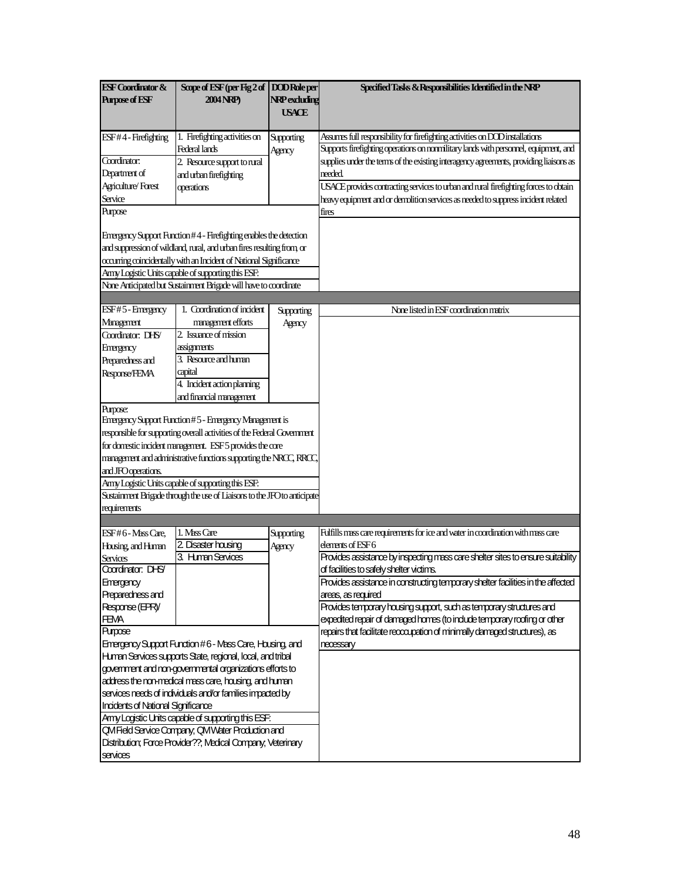| ESF Coordinator & Purpose of ESF | Scope of ESF (per Fig 2 of 2004 NRP) | DOD Role per NRP excluding USACE | Specified Tasks & Responsibilities Identified in the NRP |
|---|---|---|---|
| ESF # 4 - Firefighting<br><br>Coordinator: Department of Agriculture/ Forest Service | 1. Firefighting activities on Federal lands<br>2. Resource support to rural and urban firefighting operations | Supporting Agency | Assumes full responsibility for firefighting activities on DOD installations<br>Supports firefighting operations on nonmilitary lands with personnel, equipment, and supplies under the terms of the existing interagency agreements, providing liaisons as needed.<br>USACE provides contracting services to urban and rural firefighting forces to obtain heavy equipment and or demolition services as needed to suppress incident related fires |
| Purpose<br><br>Emergency Support Function # 4 - Firefighting enables the detection and suppression of wildland, rural, and urban fires resulting from, or occurring coincidentally with an Incident of National Significance<br>Army Logistic Units capable of supporting this ESF:<br>None Anticipated but Sustainment Brigade will have to coordinate | | | |
| ESF # 5 - Emergency Management<br>Coordinator: DHS/ Emergency Preparedness and Response/FEMA | 1. Coordination of incident management efforts<br>2. Issuance of mission assignments<br>3. Resource and human capital<br>4. Incident action planning and financial management | Supporting Agency | None listed in ESF coordination matrix |
| Purpose:<br>Emergency Support Function # 5 - Emergency Management is responsible for supporting overall activities of the Federal Government for domestic incident management. ESF 5 provides the core management and administrative functions supporting the NRCC, RRCC, and JFO operations.<br>Army Logistic Units capable of supporting this ESF:<br>Sustainment Brigade through the use of Liaisons to the JFO to anticipate requirements | | | |
| ESF # 6 - Mass Care, Housing, and Human Services<br>Coordinator: DHS/ Emergency Preparedness and Response (EPR)/ FEMA | 1. Mass Care<br>2. Disaster housing<br>3. Human Services | Supporting Agency | Fulfills mass care requirements for ice and water in coordination with mass care elements of ESF 6<br>Provides assistance by inspecting mass care shelter sites to ensure suitability of facilities to safely shelter victims.<br>Provides assistance in constructing temporary shelter facilities in the affected areas, as required<br>Provides temporary housing support, such as temporary structures and expedited repair of damaged homes (to include temporary roofing or other repairs that facilitate reoccupation of minimally damaged structures), as necessary |
| Purpose<br>Emergency Support Function # 6 - Mass Care, Housing, and Human Services supports State, regional, local, and tribal government and non-governmental organizations efforts to address the non-medical mass care, housing, and human services needs of individuals and/or families impacted by Incidents of National Significance<br>Army Logistic Units capable of supporting this ESF:<br>QM Field Service Company; QM Water Production and Distribution; Force Provider??; Medical Company; Veterinary services | | | |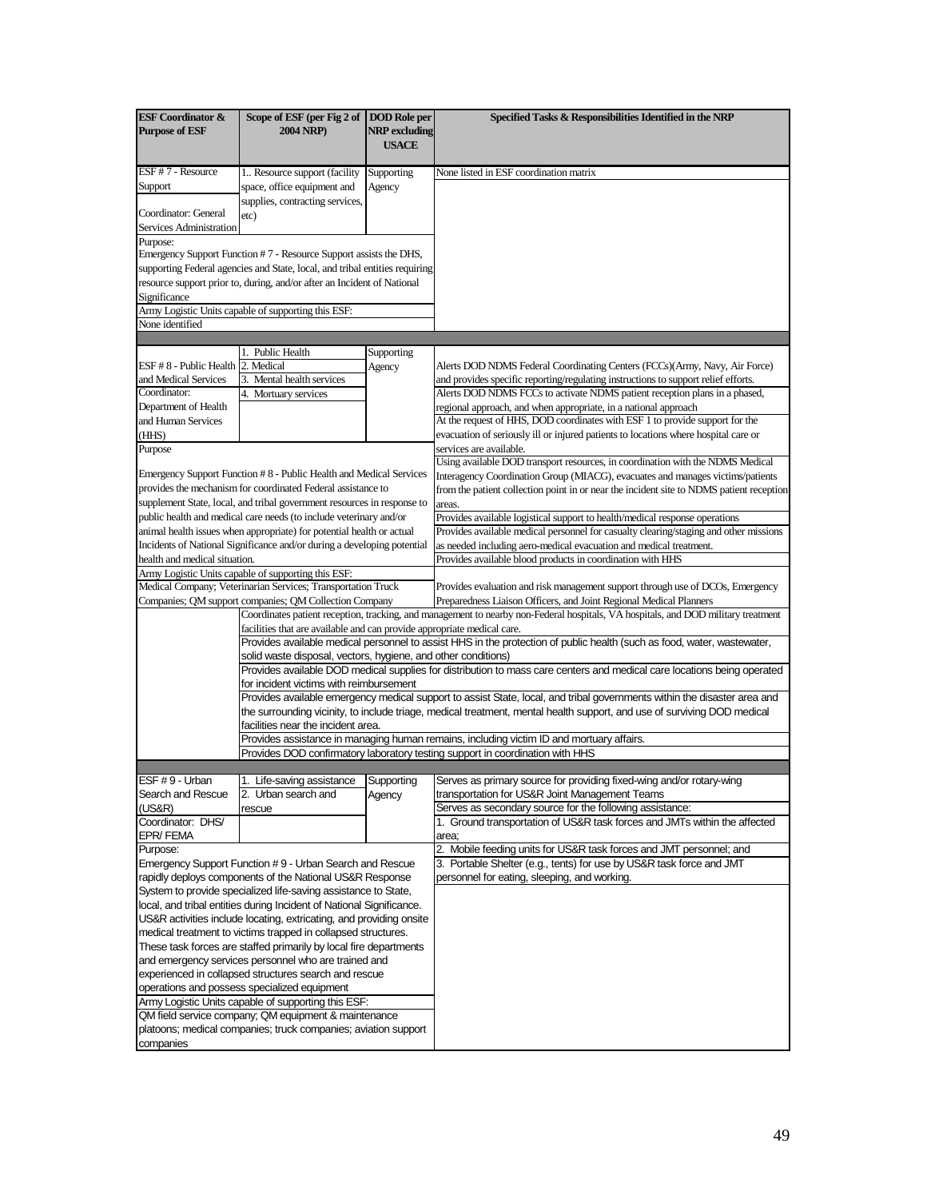| ESF Coordinator & Purpose of ESF | Scope of ESF (per Fig 2 of 2004 NRP) | DOD Role per NRP excluding USACE | Specified Tasks & Responsibilities Identified in the NRP |
|---|---|---|---|
| ESF # 7 - Resource Support<br><br>Coordinator: General Services Administration | 1.. Resource support (facility space, office equipment and supplies, contracting services, etc) | Supporting Agency | None listed in ESF coordination matrix |
| Purpose:<br>Emergency Support Function # 7 - Resource Support assists the DHS, supporting Federal agencies and State, local, and tribal entities requiring resource support prior to, during, and/or after an Incident of National Significance<br>Army Logistic Units capable of supporting this ESF:<br>None identified | | | |
| | | | |
| ESF # 8 - Public Health and Medical Services<br>Coordinator: Department of Health and Human Services (HHS) | 1. Public Health<br>2. Medical<br>3. Mental health services<br>4. Mortuary services | Supporting Agency | Alerts DOD NDMS Federal Coordinating Centers (FCCs)(Army, Navy, Air Force) and provides specific reporting/regulating instructions to support relief efforts.<br>Alerts DOD NDMS FCCs to activate NDMS patient reception plans in a phased, regional approach, and when appropriate, in a national approach<br>At the request of HHS, DOD coordinates with ESF 1 to provide support for the evacuation of seriously ill or injured patients to locations where hospital care or services are available. |
| Purpose<br><br>Emergency Support Function # 8 - Public Health and Medical Services provides the mechanism for coordinated Federal assistance to supplement State, local, and tribal government resources in response to public health and medical care needs (to include veterinary and/or animal health issues when appropriate) for potential health or actual Incidents of National Significance and/or during a developing potential health and medical situation.<br>Army Logistic Units capable of supporting this ESF:<br>Medical Company; Veterinarian Services; Transportation Truck Companies; QM support companies; QM Collection Company | | | Using available DOD transport resources, in coordination with the NDMS Medical Interagency Coordination Group (MIACG), evacuates and manages victims/patients from the patient collection point in or near the incident site to NDMS patient reception areas.<br>Provides available logistical support to health/medical response operations<br>Provides available medical personnel for casualty clearing/staging and other missions as needed including aero-medical evacuation and medical treatment.<br>Provides available blood products in coordination with HHS<br>Provides evaluation and risk management support through use of DCOs, Emergency Preparedness Liaison Officers, and Joint Regional Medical Planners |
| | Coordinates patient reception, tracking, and management to nearby non-Federal hospitals, VA hospitals, and DOD military treatment facilities that are available and can provide appropriate medical care.<br>Provides available medical personnel to assist HHS in the protection of public health (such as food, water, wastewater, solid waste disposal, vectors, hygiene, and other conditions)<br>Provides available DOD medical supplies for distribution to mass care centers and medical care locations being operated for incident victims with reimbursement<br>Provides available emergency medical support to assist State, local, and tribal governments within the disaster area and the surrounding vicinity, to include triage, medical treatment, mental health support, and use of surviving DOD medical facilities near the incident area.<br>Provides assistance in managing human remains, including victim ID and mortuary affairs.<br>Provides DOD confirmatory laboratory testing support in coordination with HHS | | |
| | | | |
| ESF # 9 - Urban Search and Rescue (US&R)<br>Coordinator: DHS/ EPR/ FEMA | 1. Life-saving assistance<br>2. Urban search and rescue | Supporting Agency | Serves as primary source for providing fixed-wing and/or rotary-wing transportation for US&R Joint Management Teams<br>Serves as secondary source for the following assistance:<br>1. Ground transportation of US&R task forces and JMTs within the affected area; |
| Purpose:<br>Emergency Support Function # 9 - Urban Search and Rescue rapidly deploys components of the National US&R Response System to provide specialized life-saving assistance to State, local, and tribal entities during Incident of National Significance. US&R activities include locating, extricating, and providing onsite medical treatment to victims trapped in collapsed structures. These task forces are staffed primarily by local fire departments and emergency services personnel who are trained and experienced in collapsed structures search and rescue operations and possess specialized equipment<br>Army Logistic Units capable of supporting this ESF:<br>QM field service company; QM equipment & maintenance platoons; medical companies; truck companies; aviation support companies | | | 2. Mobile feeding units for US&R task forces and JMT personnel; and<br>3. Portable Shelter (e.g., tents) for use by US&R task force and JMT personnel for eating, sleeping, and working. |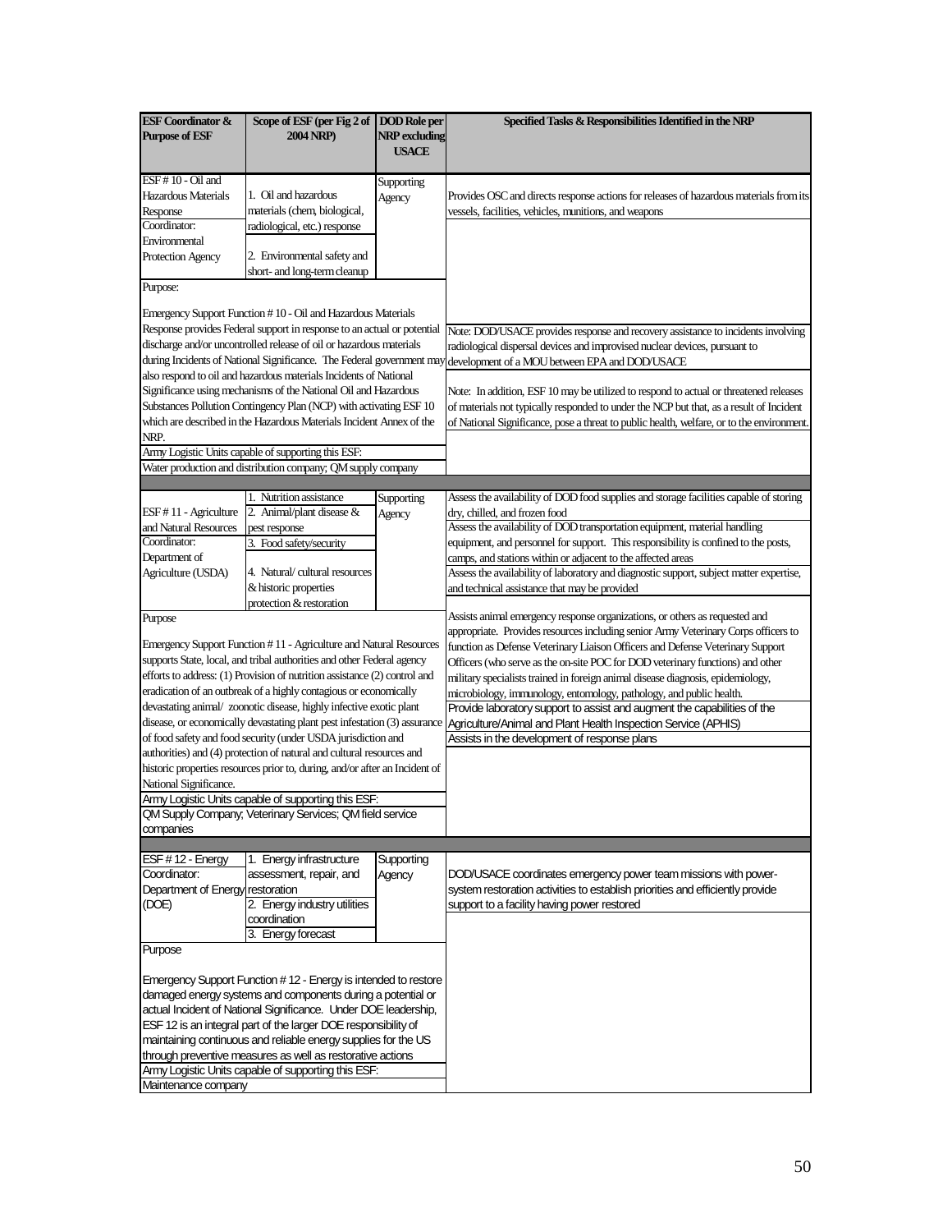| ESF Coordinator & Purpose of ESF | Scope of ESF (per Fig 2 of 2004 NRP) | DOD Role per NRP excluding USACE | Specified Tasks & Responsibilities Identified in the NRP |
|---|---|---|---|
| ESF # 10 - Oil and Hazardous Materials Response<br>Coordinator: Environmental Protection Agency | 1. Oil and hazardous materials (chem, biological, radiological, etc.) response<br><br>2. Environmental safety and short- and long-term cleanup | Supporting Agency | Provides OSC and directs response actions for releases of hazardous materials from its vessels, facilities, vehicles, munitions, and weapons |
| Purpose:<br><br>Emergency Support Function # 10 - Oil and Hazardous Materials Response provides Federal support in response to an actual or potential discharge and/or uncontrolled release of oil or hazardous materials during Incidents of National Significance. The Federal government may also respond to oil and hazardous materials Incidents of National Significance using mechanisms of the National Oil and Hazardous Substances Pollution Contingency Plan (NCP) with activating ESF 10 which are described in the Hazardous Materials Incident Annex of the NRP.<br>Army Logistic Units capable of supporting this ESF:<br>Water production and distribution company; QM supply company | | | Note: DOD/USACE provides response and recovery assistance to incidents involving radiological dispersal devices and improvised nuclear devices, pursuant to development of a MOU between EPA and DOD/USACE<br><br>Note: In addition, ESF 10 may be utilized to respond to actual or threatened releases of materials not typically responded to under the NCP but that, as a result of Incident of National Significance, pose a threat to public health, welfare, or to the environment. |
| | | | |
| ESF # 11 - Agriculture and Natural Resources<br>Coordinator: Department of Agriculture (USDA) | 1. Nutrition assistance<br>2. Animal/plant disease & pest response<br>3. Food safety/security<br><br>4. Natural/ cultural resources & historic properties protection & restoration | Supporting Agency | Assess the availability of DOD food supplies and storage facilities capable of storing dry, chilled, and frozen food<br>Assess the availability of DOD transportation equipment, material handling equipment, and personnel for support. This responsibility is confined to the posts, camps, and stations within or adjacent to the affected areas<br>Assess the availability of laboratory and diagnostic support, subject matter expertise, and technical assistance that may be provided |
| Purpose<br><br>Emergency Support Function # 11 - Agriculture and Natural Resources supports State, local, and tribal authorities and other Federal agency efforts to address: (1) Provision of nutrition assistance (2) control and eradication of an outbreak of a highly contagious or economically devastating animal/ zoonotic disease, highly infective exotic plant disease, or economically devastating plant pest infestation (3) assurance of food safety and food security (under USDA jurisdiction and authorities) and (4) protection of natural and cultural resources and historic properties resources prior to, during, and/or after an Incident of National Significance.<br>Army Logistic Units capable of supporting this ESF:<br>QM Supply Company; Veterinary Services; QM field service companies | | | Assists animal emergency response organizations, or others as requested and appropriate. Provides resources including senior Army Veterinary Corps officers to function as Defense Veterinary Liaison Officers and Defense Veterinary Support Officers (who serve as the on-site POC for DOD veterinary functions) and other military specialists trained in foreign animal disease diagnosis, epidemiology, microbiology, immunology, entomology, pathology, and public health.<br>Provide laboratory support to assist and augment the capabilities of the Agriculture/Animal and Plant Health Inspection Service (APHIS)<br>Assists in the development of response plans |
| | | | |
| ESF # 12 - Energy<br>Coordinator: Department of Energy (DOE) | 1. Energy infrastructure assessment, repair, and restoration<br>2. Energy industry utilities coordination<br>3. Energy forecast | Supporting Agency | DOD/USACE coordinates emergency power team missions with power-system restoration activities to establish priorities and efficiently provide support to a facility having power restored |
| Purpose<br><br>Emergency Support Function # 12 - Energy is intended to restore damaged energy systems and components during a potential or actual Incident of National Significance. Under DOE leadership, ESF 12 is an integral part of the larger DOE responsibility of maintaining continuous and reliable energy supplies for the US through preventive measures as well as restorative actions<br>Army Logistic Units capable of supporting this ESF:<br>Maintenance company | | | |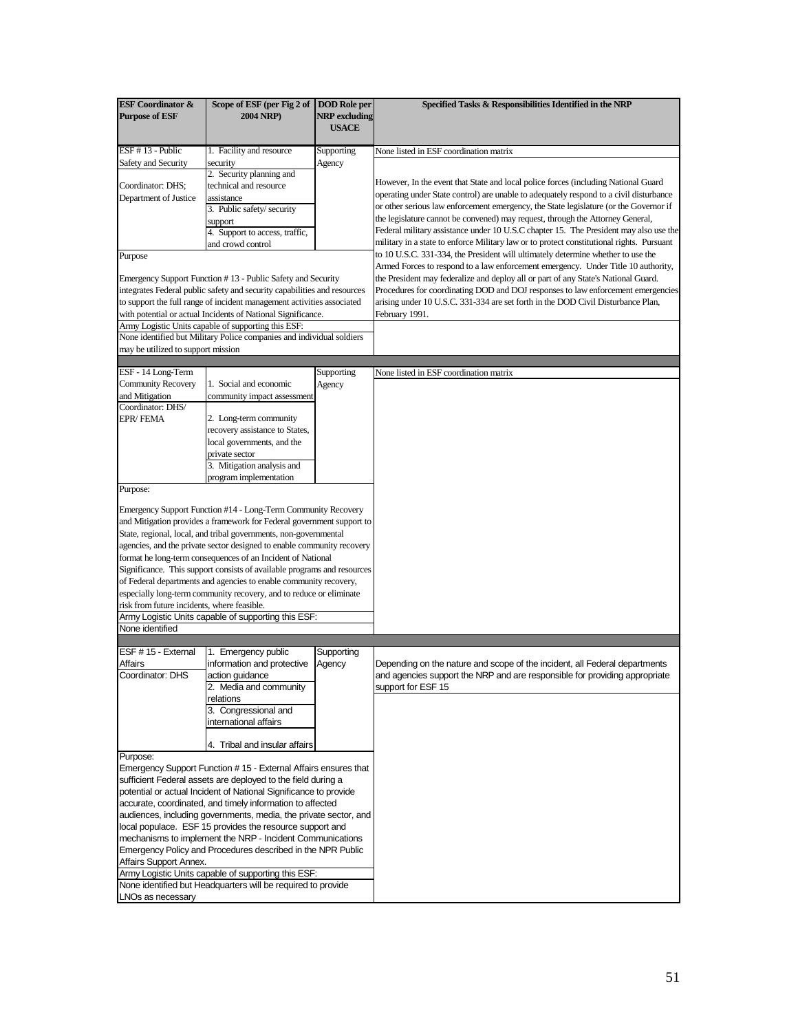| ESF Coordinator & Purpose of ESF | Scope of ESF (per Fig 2 of 2004 NRP) | DOD Role per NRP excluding USACE | Specified Tasks & Responsibilities Identified in the NRP |
|---|---|---|---|
| ESF # 13 - Public Safety and Security<br><br>Coordinator: DHS; Department of Justice | 1. Facility and resource security<br>2. Security planning and technical and resource assistance<br>3. Public safety/ security support<br>4. Support to access, traffic, and crowd control | Supporting Agency | None listed in ESF coordination matrix<br><br>However, In the event that State and local police forces (including National Guard operating under State control) are unable to adequately respond to a civil disturbance or other serious law enforcement emergency, the State legislature (or the Governor if the legislature cannot be convened) may request, through the Attorney General, Federal military assistance under 10 U.S.C chapter 15. The President may also use the military in a state to enforce Military law or to protect constitutional rights. Pursuant to 10 U.S.C. 331-334, the President will ultimately determine whether to use the Armed Forces to respond to a law enforcement emergency. Under Title 10 authority, the President may federalize and deploy all or part of any State's National Guard. Procedures for coordinating DOD and DOJ responses to law enforcement emergencies arising under 10 U.S.C. 331-334 are set forth in the DOD Civil Disturbance Plan, February 1991. |
| Purpose<br><br>Emergency Support Function # 13 - Public Safety and Security integrates Federal public safety and security capabilities and resources to support the full range of incident management activities associated with potential or actual Incidents of National Significance. | | | |
| Army Logistic Units capable of supporting this ESF:<br>None identified but Military Police companies and individual soldiers may be utilized to support mission | | | |
| ESF - 14 Long-Term Community Recovery and Mitigation<br>Coordinator: DHS/ EPR/ FEMA | 1. Social and economic community impact assessment<br>2. Long-term community recovery assistance to States, local governments, and the private sector<br>3. Mitigation analysis and program implementation | Supporting Agency | None listed in ESF coordination matrix |
| Purpose:<br><br>Emergency Support Function #14 - Long-Term Community Recovery and Mitigation provides a framework for Federal government support to State, regional, local, and tribal governments, non-governmental agencies, and the private sector designed to enable community recovery format he long-term consequences of an Incident of National Significance. This support consists of available programs and resources of Federal departments and agencies to enable community recovery, especially long-term community recovery, and to reduce or eliminate risk from future incidents, where feasible. | | | |
| Army Logistic Units capable of supporting this ESF:<br>None identified | | | |
| ESF # 15 - External Affairs<br>Coordinator: DHS | 1. Emergency public information and protective action guidance<br>2. Media and community relations<br>3. Congressional and international affairs<br>4. Tribal and insular affairs | Supporting Agency | Depending on the nature and scope of the incident, all Federal departments and agencies support the NRP and are responsible for providing appropriate support for ESF 15 |
| Purpose:<br>Emergency Support Function # 15 - External Affairs ensures that sufficient Federal assets are deployed to the field during a potential or actual Incident of National Significance to provide accurate, coordinated, and timely information to affected audiences, including governments, media, the private sector, and local populace. ESF 15 provides the resource support and mechanisms to implement the NRP - Incident Communications Emergency Policy and Procedures described in the NPR Public Affairs Support Annex. | | | |
| Army Logistic Units capable of supporting this ESF:<br>None identified but Headquarters will be required to provide LNOs as necessary | | | |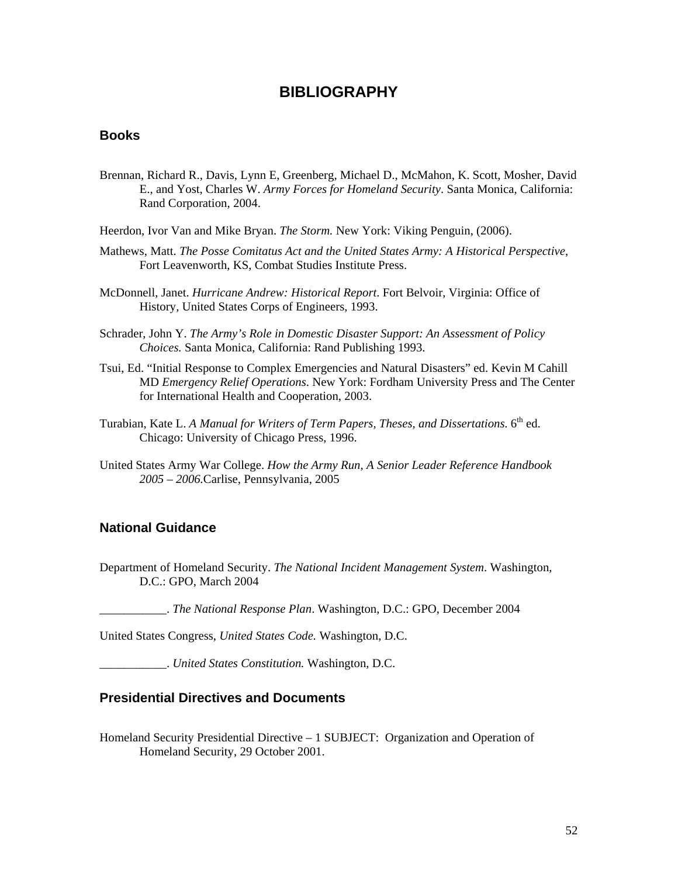# BIBLIOGRAPHY

## Books

Brennan, Richard R., Davis, Lynn E, Greenberg, Michael D., McMahon, K. Scott, Mosher, David E., and Yost, Charles W. *Army Forces for Homeland Security*. Santa Monica, California: Rand Corporation, 2004.

Heerdon, Ivor Van and Mike Bryan. *The Storm.* New York: Viking Penguin, (2006).

Mathews, Matt. *The Posse Comitatus Act and the United States Army: A Historical Perspective*, Fort Leavenworth, KS, Combat Studies Institute Press.

McDonnell, Janet. *Hurricane Andrew: Historical Report*. Fort Belvoir, Virginia: Office of History, United States Corps of Engineers, 1993.

Schrader, John Y. *The Army's Role in Domestic Disaster Support: An Assessment of Policy Choices.* Santa Monica, California: Rand Publishing 1993.

Tsui, Ed. "Initial Response to Complex Emergencies and Natural Disasters" ed. Kevin M Cahill MD *Emergency Relief Operations*. New York: Fordham University Press and The Center for International Health and Cooperation, 2003.

Turabian, Kate L. *A Manual for Writers of Term Papers, Theses, and Dissertations.* 6th ed. Chicago: University of Chicago Press, 1996.

United States Army War College. *How the Army Run, A Senior Leader Reference Handbook 2005 – 2006.*Carlise, Pennsylvania, 2005

## National Guidance

Department of Homeland Security. *The National Incident Management System*. Washington, D.C.: GPO, March 2004

___________. *The National Response Plan*. Washington, D.C.: GPO, December 2004

United States Congress, *United States Code.* Washington, D.C.

___________. *United States Constitution.* Washington, D.C.

## Presidential Directives and Documents

Homeland Security Presidential Directive – 1 SUBJECT: Organization and Operation of Homeland Security, 29 October 2001.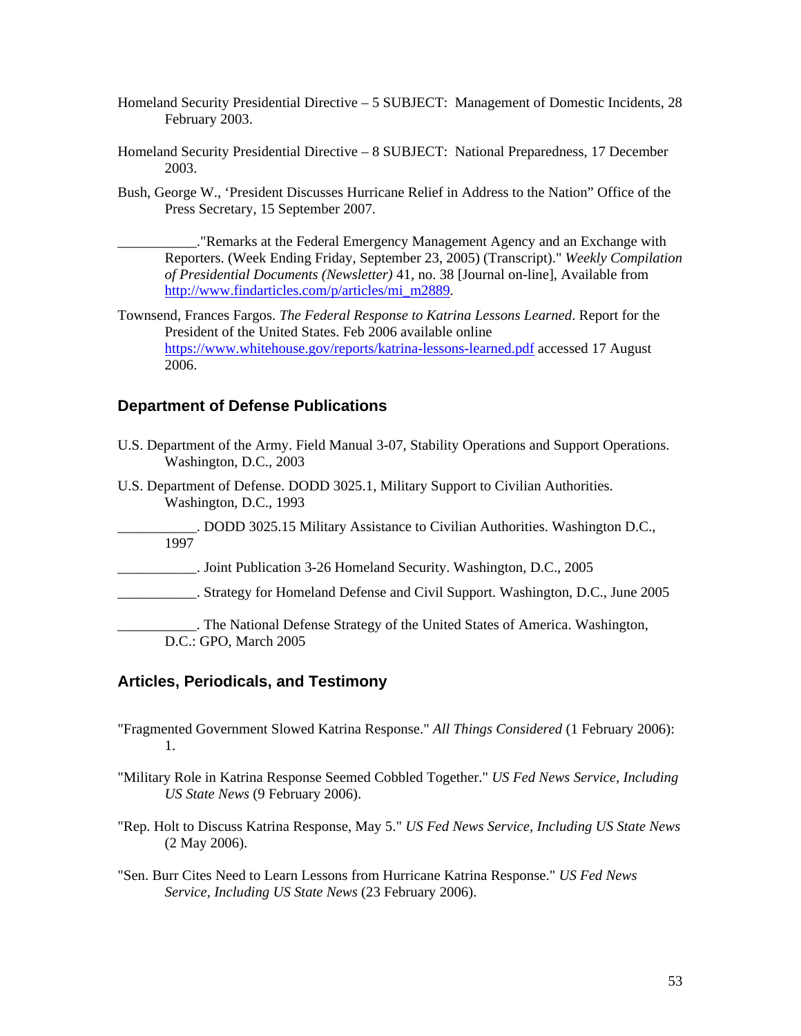Homeland Security Presidential Directive – 5 SUBJECT: Management of Domestic Incidents, 28 February 2003.

Homeland Security Presidential Directive – 8 SUBJECT: National Preparedness, 17 December 2003.

Bush, George W., 'President Discusses Hurricane Relief in Address to the Nation" Office of the Press Secretary, 15 September 2007.

___________."Remarks at the Federal Emergency Management Agency and an Exchange with Reporters. (Week Ending Friday, September 23, 2005) (Transcript)." *Weekly Compilation of Presidential Documents (Newsletter)* 41, no. 38 [Journal on-line], Available from http://www.findarticles.com/p/articles/mi_m2889.

Townsend, Frances Fargos. *The Federal Response to Katrina Lessons Learned*. Report for the President of the United States. Feb 2006 available online https://www.whitehouse.gov/reports/katrina-lessons-learned.pdf accessed 17 August 2006.

## Department of Defense Publications

U.S. Department of the Army. Field Manual 3-07, Stability Operations and Support Operations. Washington, D.C., 2003

U.S. Department of Defense. DODD 3025.1, Military Support to Civilian Authorities. Washington, D.C., 1993

___________. DODD 3025.15 Military Assistance to Civilian Authorities. Washington D.C., 1997

___________. Joint Publication 3-26 Homeland Security. Washington, D.C., 2005

___________. Strategy for Homeland Defense and Civil Support. Washington, D.C., June 2005

___________. The National Defense Strategy of the United States of America. Washington, D.C.: GPO, March 2005

## Articles, Periodicals, and Testimony

"Fragmented Government Slowed Katrina Response." *All Things Considered* (1 February 2006): 1.

"Military Role in Katrina Response Seemed Cobbled Together." *US Fed News Service, Including US State News* (9 February 2006).

"Rep. Holt to Discuss Katrina Response, May 5." *US Fed News Service, Including US State News* (2 May 2006).

"Sen. Burr Cites Need to Learn Lessons from Hurricane Katrina Response." *US Fed News Service, Including US State News* (23 February 2006).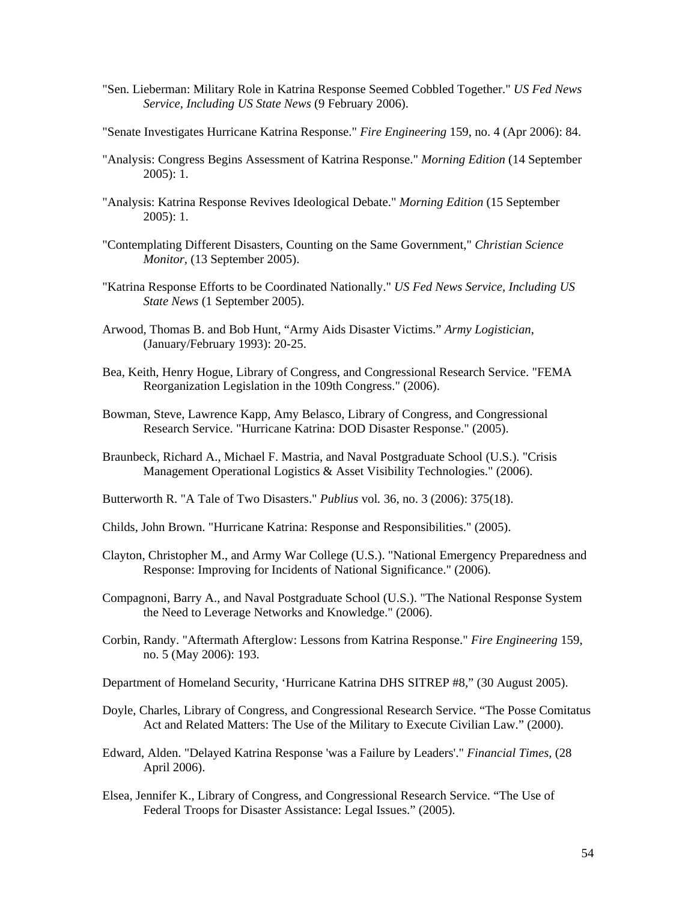"Sen. Lieberman: Military Role in Katrina Response Seemed Cobbled Together." *US Fed News Service, Including US State News* (9 February 2006).

"Senate Investigates Hurricane Katrina Response." *Fire Engineering* 159, no. 4 (Apr 2006): 84.

"Analysis: Congress Begins Assessment of Katrina Response." *Morning Edition* (14 September 2005): 1.

"Analysis: Katrina Response Revives Ideological Debate." *Morning Edition* (15 September 2005): 1.

"Contemplating Different Disasters, Counting on the Same Government," *Christian Science Monitor*, (13 September 2005).

"Katrina Response Efforts to be Coordinated Nationally." *US Fed News Service, Including US State News* (1 September 2005).

Arwood, Thomas B. and Bob Hunt, "Army Aids Disaster Victims." *Army Logistician*, (January/February 1993): 20-25.

Bea, Keith, Henry Hogue, Library of Congress, and Congressional Research Service. "FEMA Reorganization Legislation in the 109th Congress." (2006).

Bowman, Steve, Lawrence Kapp, Amy Belasco, Library of Congress, and Congressional Research Service. "Hurricane Katrina: DOD Disaster Response." (2005).

Braunbeck, Richard A., Michael F. Mastria, and Naval Postgraduate School (U.S.). "Crisis Management Operational Logistics & Asset Visibility Technologies." (2006).

Butterworth R. "A Tale of Two Disasters." *Publius* vol*.* 36, no. 3 (2006): 375(18).

Childs, John Brown. "Hurricane Katrina: Response and Responsibilities." (2005).

Clayton, Christopher M., and Army War College (U.S.). "National Emergency Preparedness and Response: Improving for Incidents of National Significance." (2006).

Compagnoni, Barry A., and Naval Postgraduate School (U.S.). "The National Response System the Need to Leverage Networks and Knowledge." (2006).

Corbin, Randy. "Aftermath Afterglow: Lessons from Katrina Response." *Fire Engineering* 159, no. 5 (May 2006): 193.

Department of Homeland Security, 'Hurricane Katrina DHS SITREP #8," (30 August 2005).

Doyle, Charles, Library of Congress, and Congressional Research Service. "The Posse Comitatus Act and Related Matters: The Use of the Military to Execute Civilian Law." (2000).

Edward, Alden. "Delayed Katrina Response 'was a Failure by Leaders'." *Financial Times,* (28 April 2006).

Elsea, Jennifer K., Library of Congress, and Congressional Research Service. "The Use of Federal Troops for Disaster Assistance: Legal Issues." (2005).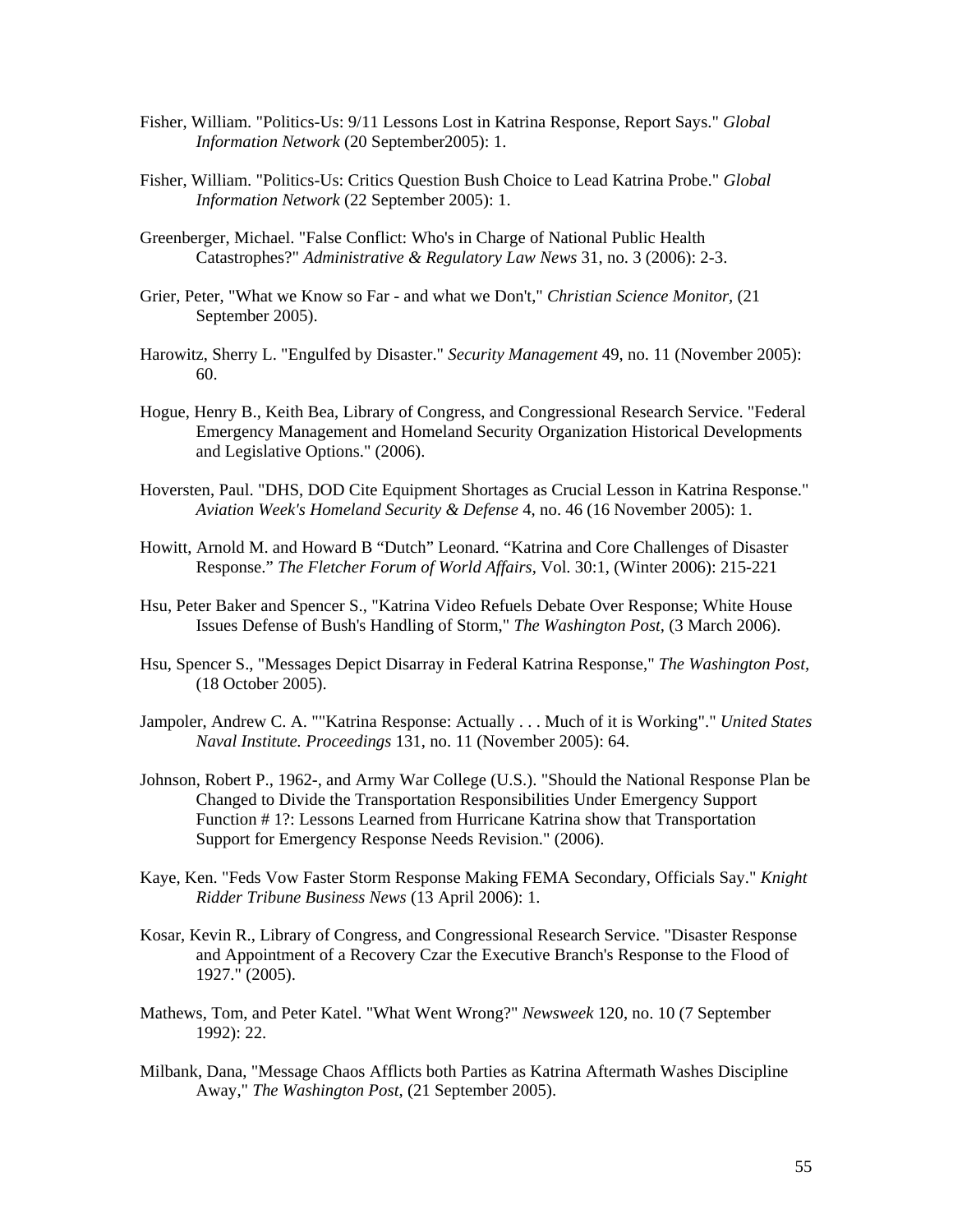Fisher, William. "Politics-Us: 9/11 Lessons Lost in Katrina Response, Report Says." *Global Information Network* (20 September2005): 1.

Fisher, William. "Politics-Us: Critics Question Bush Choice to Lead Katrina Probe." *Global Information Network* (22 September 2005): 1.

Greenberger, Michael. "False Conflict: Who's in Charge of National Public Health Catastrophes?" *Administrative & Regulatory Law News* 31, no. 3 (2006): 2-3.

Grier, Peter, "What we Know so Far - and what we Don't," *Christian Science Monitor,* (21 September 2005).

Harowitz, Sherry L. "Engulfed by Disaster." *Security Management* 49, no. 11 (November 2005): 60.

Hogue, Henry B., Keith Bea, Library of Congress, and Congressional Research Service. "Federal Emergency Management and Homeland Security Organization Historical Developments and Legislative Options." (2006).

Hoversten, Paul. "DHS, DOD Cite Equipment Shortages as Crucial Lesson in Katrina Response." *Aviation Week's Homeland Security & Defense* 4, no. 46 (16 November 2005): 1.

Howitt, Arnold M. and Howard B "Dutch" Leonard. "Katrina and Core Challenges of Disaster Response." *The Fletcher Forum of World Affairs*, Vol. 30:1, (Winter 2006): 215-221

Hsu, Peter Baker and Spencer S., "Katrina Video Refuels Debate Over Response; White House Issues Defense of Bush's Handling of Storm," *The Washington Post,* (3 March 2006).

Hsu, Spencer S., "Messages Depict Disarray in Federal Katrina Response," *The Washington Post,* (18 October 2005).

Jampoler, Andrew C. A. ""Katrina Response: Actually . . . Much of it is Working"." *United States Naval Institute. Proceedings* 131, no. 11 (November 2005): 64.

Johnson, Robert P., 1962-, and Army War College (U.S.). "Should the National Response Plan be Changed to Divide the Transportation Responsibilities Under Emergency Support Function # 1?: Lessons Learned from Hurricane Katrina show that Transportation Support for Emergency Response Needs Revision." (2006).

Kaye, Ken. "Feds Vow Faster Storm Response Making FEMA Secondary, Officials Say." *Knight Ridder Tribune Business News* (13 April 2006): 1.

Kosar, Kevin R., Library of Congress, and Congressional Research Service. "Disaster Response and Appointment of a Recovery Czar the Executive Branch's Response to the Flood of 1927." (2005).

Mathews, Tom, and Peter Katel. "What Went Wrong?" *Newsweek* 120, no. 10 (7 September 1992): 22.

Milbank, Dana, "Message Chaos Afflicts both Parties as Katrina Aftermath Washes Discipline Away," *The Washington Post,* (21 September 2005).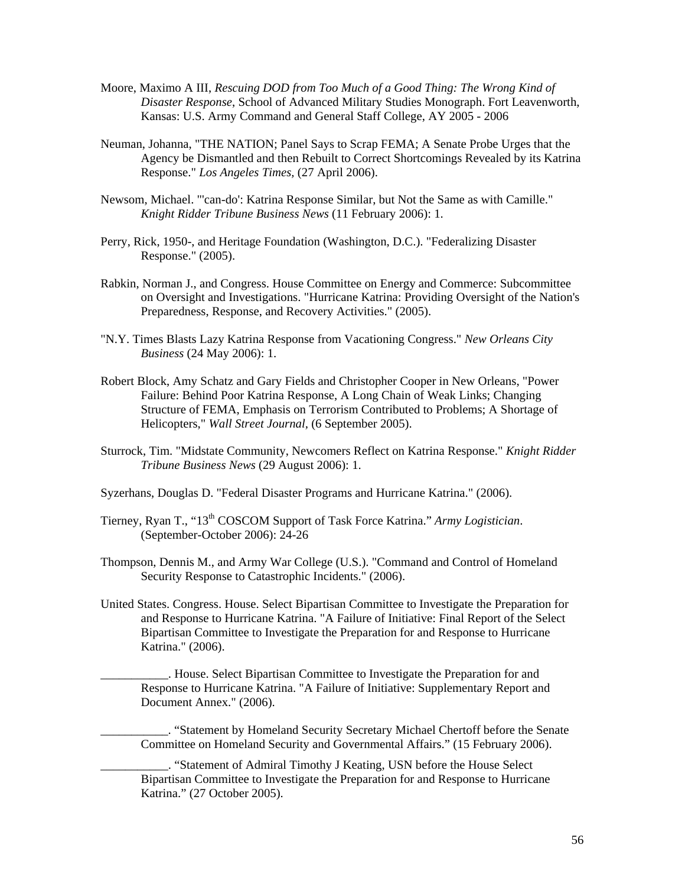Moore, Maximo A III, *Rescuing DOD from Too Much of a Good Thing: The Wrong Kind of Disaster Response*, School of Advanced Military Studies Monograph. Fort Leavenworth, Kansas: U.S. Army Command and General Staff College, AY 2005 - 2006

Neuman, Johanna, "THE NATION; Panel Says to Scrap FEMA; A Senate Probe Urges that the Agency be Dismantled and then Rebuilt to Correct Shortcomings Revealed by its Katrina Response." *Los Angeles Times,* (27 April 2006).

Newsom, Michael. "'can-do': Katrina Response Similar, but Not the Same as with Camille." *Knight Ridder Tribune Business News* (11 February 2006): 1.

Perry, Rick, 1950-, and Heritage Foundation (Washington, D.C.). "Federalizing Disaster Response." (2005).

Rabkin, Norman J., and Congress. House Committee on Energy and Commerce: Subcommittee on Oversight and Investigations. "Hurricane Katrina: Providing Oversight of the Nation's Preparedness, Response, and Recovery Activities." (2005).

"N.Y. Times Blasts Lazy Katrina Response from Vacationing Congress." *New Orleans City Business* (24 May 2006): 1.

Robert Block, Amy Schatz and Gary Fields and Christopher Cooper in New Orleans, "Power Failure: Behind Poor Katrina Response, A Long Chain of Weak Links; Changing Structure of FEMA, Emphasis on Terrorism Contributed to Problems; A Shortage of Helicopters," *Wall Street Journal,* (6 September 2005).

Sturrock, Tim. "Midstate Community, Newcomers Reflect on Katrina Response." *Knight Ridder Tribune Business News* (29 August 2006): 1.

Syzerhans, Douglas D. "Federal Disaster Programs and Hurricane Katrina." (2006).

Tierney, Ryan T., "13th COSCOM Support of Task Force Katrina." *Army Logistician*. (September-October 2006): 24-26

Thompson, Dennis M., and Army War College (U.S.). "Command and Control of Homeland Security Response to Catastrophic Incidents." (2006).

United States. Congress. House. Select Bipartisan Committee to Investigate the Preparation for and Response to Hurricane Katrina. "A Failure of Initiative: Final Report of the Select Bipartisan Committee to Investigate the Preparation for and Response to Hurricane Katrina." (2006).

___________. House. Select Bipartisan Committee to Investigate the Preparation for and Response to Hurricane Katrina. "A Failure of Initiative: Supplementary Report and Document Annex." (2006).

___________. "Statement by Homeland Security Secretary Michael Chertoff before the Senate Committee on Homeland Security and Governmental Affairs." (15 February 2006).

___________. "Statement of Admiral Timothy J Keating, USN before the House Select Bipartisan Committee to Investigate the Preparation for and Response to Hurricane Katrina." (27 October 2005).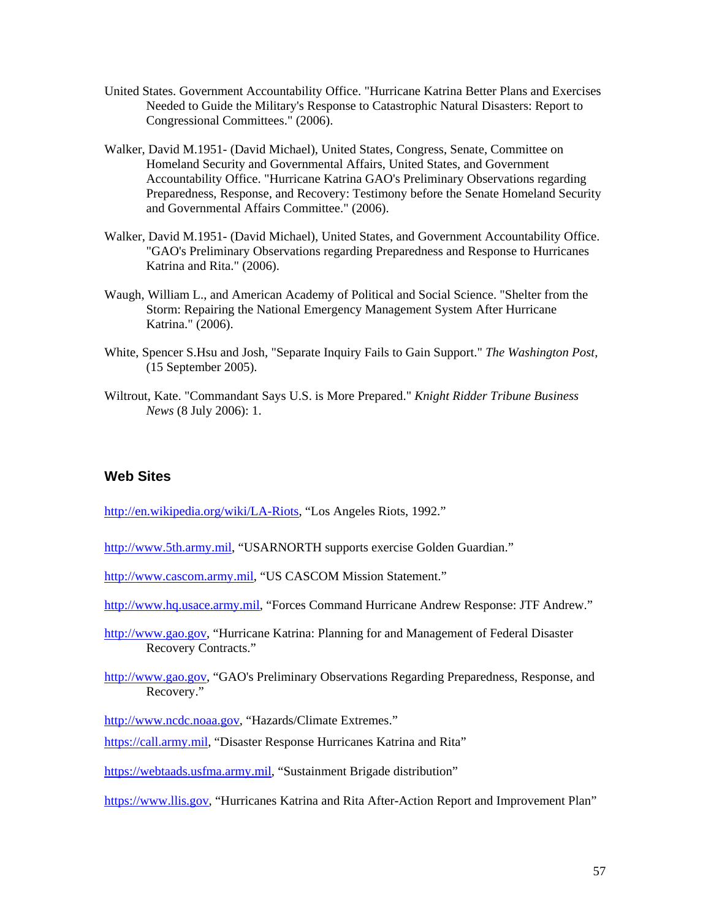United States. Government Accountability Office. "Hurricane Katrina Better Plans and Exercises Needed to Guide the Military's Response to Catastrophic Natural Disasters: Report to Congressional Committees." (2006).

Walker, David M.1951- (David Michael), United States, Congress, Senate, Committee on Homeland Security and Governmental Affairs, United States, and Government Accountability Office. "Hurricane Katrina GAO's Preliminary Observations regarding Preparedness, Response, and Recovery: Testimony before the Senate Homeland Security and Governmental Affairs Committee." (2006).

Walker, David M.1951- (David Michael), United States, and Government Accountability Office. "GAO's Preliminary Observations regarding Preparedness and Response to Hurricanes Katrina and Rita." (2006).

Waugh, William L., and American Academy of Political and Social Science. "Shelter from the Storm: Repairing the National Emergency Management System After Hurricane Katrina." (2006).

White, Spencer S.Hsu and Josh, "Separate Inquiry Fails to Gain Support." *The Washington Post,* (15 September 2005).

Wiltrout, Kate. "Commandant Says U.S. is More Prepared." *Knight Ridder Tribune Business News* (8 July 2006): 1.

## Web Sites

http://en.wikipedia.org/wiki/LA-Riots, "Los Angeles Riots, 1992."

http://www.5th.army.mil, "USARNORTH supports exercise Golden Guardian."

http://www.cascom.army.mil, "US CASCOM Mission Statement."

http://www.hq.usace.army.mil, "Forces Command Hurricane Andrew Response: JTF Andrew."

http://www.gao.gov, "Hurricane Katrina: Planning for and Management of Federal Disaster Recovery Contracts."

http://www.gao.gov, "GAO's Preliminary Observations Regarding Preparedness, Response, and Recovery."

http://www.ncdc.noaa.gov, "Hazards/Climate Extremes."

https://call.army.mil, "Disaster Response Hurricanes Katrina and Rita"

https://webtaads.usfma.army.mil, "Sustainment Brigade distribution"

https://www.llis.gov, "Hurricanes Katrina and Rita After-Action Report and Improvement Plan"